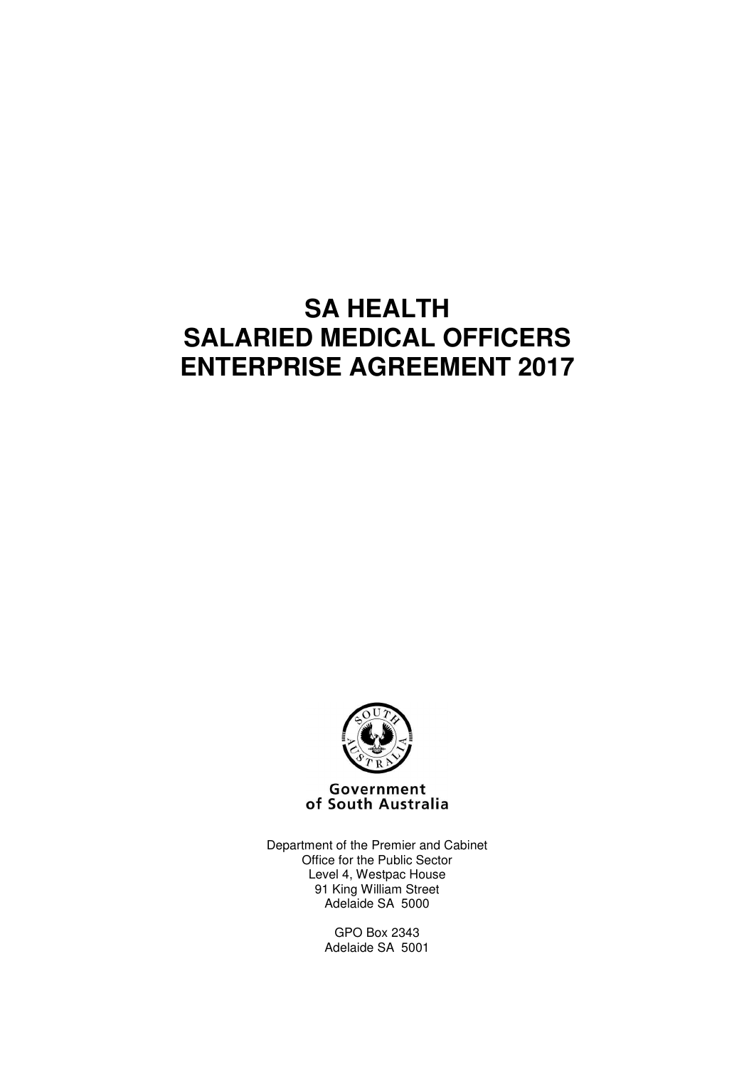# SA HEALTH
# SALARIED MEDICAL OFFICERS
# ENTERPRISE AGREEMENT 2017

Government of South Australia

Department of the Premier and Cabinet
Office for the Public Sector
Level 4, Westpac House
91 King William Street
Adelaide SA 5000

GPO Box 2343
Adelaide SA 5001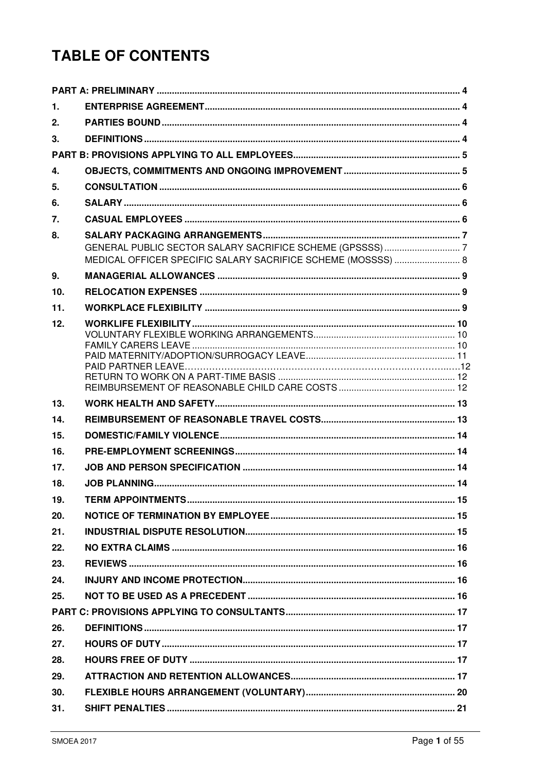# TABLE OF CONTENTS

| | | |
|---|---|---|
| **PART A: PRELIMINARY** | | **4** |
| **1.** | **ENTERPRISE AGREEMENT** | **4** |
| **2.** | **PARTIES BOUND** | **4** |
| **3.** | **DEFINITIONS** | **4** |
| **PART B: PROVISIONS APPLYING TO ALL EMPLOYEES** | | **5** |
| **4.** | **OBJECTS, COMMITMENTS AND ONGOING IMPROVEMENT** | **5** |
| **5.** | **CONSULTATION** | **6** |
| **6.** | **SALARY** | **6** |
| **7.** | **CASUAL EMPLOYEES** | **6** |
| **8.** | **SALARY PACKAGING ARRANGEMENTS** | **7** |
| | GENERAL PUBLIC SECTOR SALARY SACRIFICE SCHEME (GPSSSS) | 7 |
| | MEDICAL OFFICER SPECIFIC SALARY SACRIFICE SCHEME (MOSSSS) | 8 |
| **9.** | **MANAGERIAL ALLOWANCES** | **9** |
| **10.** | **RELOCATION EXPENSES** | **9** |
| **11.** | **WORKPLACE FLEXIBILITY** | **9** |
| **12.** | **WORKLIFE FLEXIBILITY** | **10** |
| | VOLUNTARY FLEXIBLE WORKING ARRANGEMENTS | 10 |
| | FAMILY CARERS LEAVE | 10 |
| | PAID MATERNITY/ADOPTION/SURROGACY LEAVE | 11 |
| | PAID PARTNER LEAVE | 12 |
| | RETURN TO WORK ON A PART-TIME BASIS | 12 |
| | REIMBURSEMENT OF REASONABLE CHILD CARE COSTS | 12 |
| **13.** | **WORK HEALTH AND SAFETY** | **13** |
| **14.** | **REIMBURSEMENT OF REASONABLE TRAVEL COSTS** | **13** |
| **15.** | **DOMESTIC/FAMILY VIOLENCE** | **14** |
| **16.** | **PRE-EMPLOYMENT SCREENINGS** | **14** |
| **17.** | **JOB AND PERSON SPECIFICATION** | **14** |
| **18.** | **JOB PLANNING** | **14** |
| **19.** | **TERM APPOINTMENTS** | **15** |
| **20.** | **NOTICE OF TERMINATION BY EMPLOYEE** | **15** |
| **21.** | **INDUSTRIAL DISPUTE RESOLUTION** | **15** |
| **22.** | **NO EXTRA CLAIMS** | **16** |
| **23.** | **REVIEWS** | **16** |
| **24.** | **INJURY AND INCOME PROTECTION** | **16** |
| **25.** | **NOT TO BE USED AS A PRECEDENT** | **16** |
| **PART C: PROVISIONS APPLYING TO CONSULTANTS** | | **17** |
| **26.** | **DEFINITIONS** | **17** |
| **27.** | **HOURS OF DUTY** | **17** |
| **28.** | **HOURS FREE OF DUTY** | **17** |
| **29.** | **ATTRACTION AND RETENTION ALLOWANCES** | **17** |
| **30.** | **FLEXIBLE HOURS ARRANGEMENT (VOLUNTARY)** | **20** |
| **31.** | **SHIFT PENALTIES** | **21** |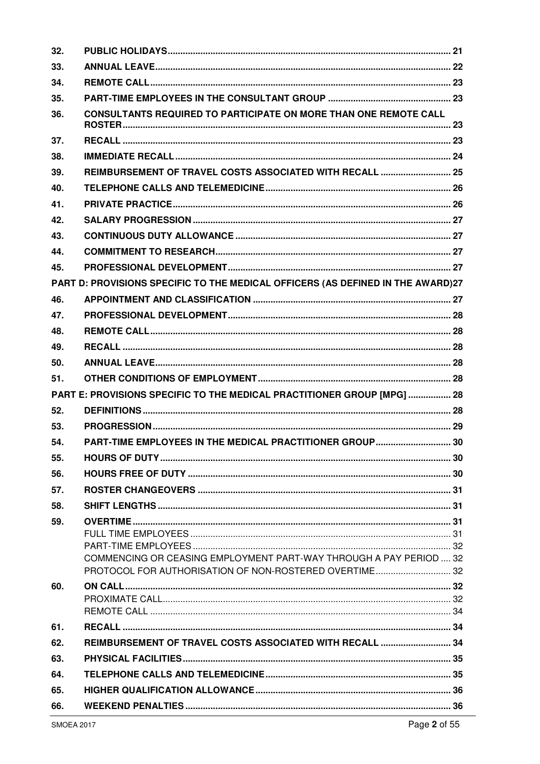| | | |
|---|---|---|
| 32. | **PUBLIC HOLIDAYS** | 21 |
| 33. | **ANNUAL LEAVE** | 22 |
| 34. | **REMOTE CALL** | 23 |
| 35. | **PART-TIME EMPLOYEES IN THE CONSULTANT GROUP** | 23 |
| 36. | **CONSULTANTS REQUIRED TO PARTICIPATE ON MORE THAN ONE REMOTE CALL ROSTER** | 23 |
| 37. | **RECALL** | 23 |
| 38. | **IMMEDIATE RECALL** | 24 |
| 39. | **REIMBURSEMENT OF TRAVEL COSTS ASSOCIATED WITH RECALL** | 25 |
| 40. | **TELEPHONE CALLS AND TELEMEDICINE** | 26 |
| 41. | **PRIVATE PRACTICE** | 26 |
| 42. | **SALARY PROGRESSION** | 27 |
| 43. | **CONTINUOUS DUTY ALLOWANCE** | 27 |
| 44. | **COMMITMENT TO RESEARCH** | 27 |
| 45. | **PROFESSIONAL DEVELOPMENT** | 27 |
| **PART D: PROVISIONS SPECIFIC TO THE MEDICAL OFFICERS (AS DEFINED IN THE AWARD)** | | **27** |
| 46. | **APPOINTMENT AND CLASSIFICATION** | 27 |
| 47. | **PROFESSIONAL DEVELOPMENT** | 28 |
| 48. | **REMOTE CALL** | 28 |
| 49. | **RECALL** | 28 |
| 50. | **ANNUAL LEAVE** | 28 |
| 51. | **OTHER CONDITIONS OF EMPLOYMENT** | 28 |
| **PART E: PROVISIONS SPECIFIC TO THE MEDICAL PRACTITIONER GROUP [MPG]** | | **28** |
| 52. | **DEFINITIONS** | 28 |
| 53. | **PROGRESSION** | 29 |
| 54. | **PART-TIME EMPLOYEES IN THE MEDICAL PRACTITIONER GROUP** | 30 |
| 55. | **HOURS OF DUTY** | 30 |
| 56. | **HOURS FREE OF DUTY** | 30 |
| 57. | **ROSTER CHANGEOVERS** | 31 |
| 58. | **SHIFT LENGTHS** | 31 |
| 59. | **OVERTIME** | 31 |
| | FULL TIME EMPLOYEES | 31 |
| | PART-TIME EMPLOYEES | 32 |
| | COMMENCING OR CEASING EMPLOYMENT PART-WAY THROUGH A PAY PERIOD | 32 |
| | PROTOCOL FOR AUTHORISATION OF NON-ROSTERED OVERTIME | 32 |
| 60. | **ON CALL** | 32 |
| | PROXIMATE CALL | 32 |
| | REMOTE CALL | 34 |
| 61. | **RECALL** | 34 |
| 62. | **REIMBURSEMENT OF TRAVEL COSTS ASSOCIATED WITH RECALL** | 34 |
| 63. | **PHYSICAL FACILITIES** | 35 |
| 64. | **TELEPHONE CALLS AND TELEMEDICINE** | 35 |
| 65. | **HIGHER QUALIFICATION ALLOWANCE** | 36 |
| 66. | **WEEKEND PENALTIES** | 36 |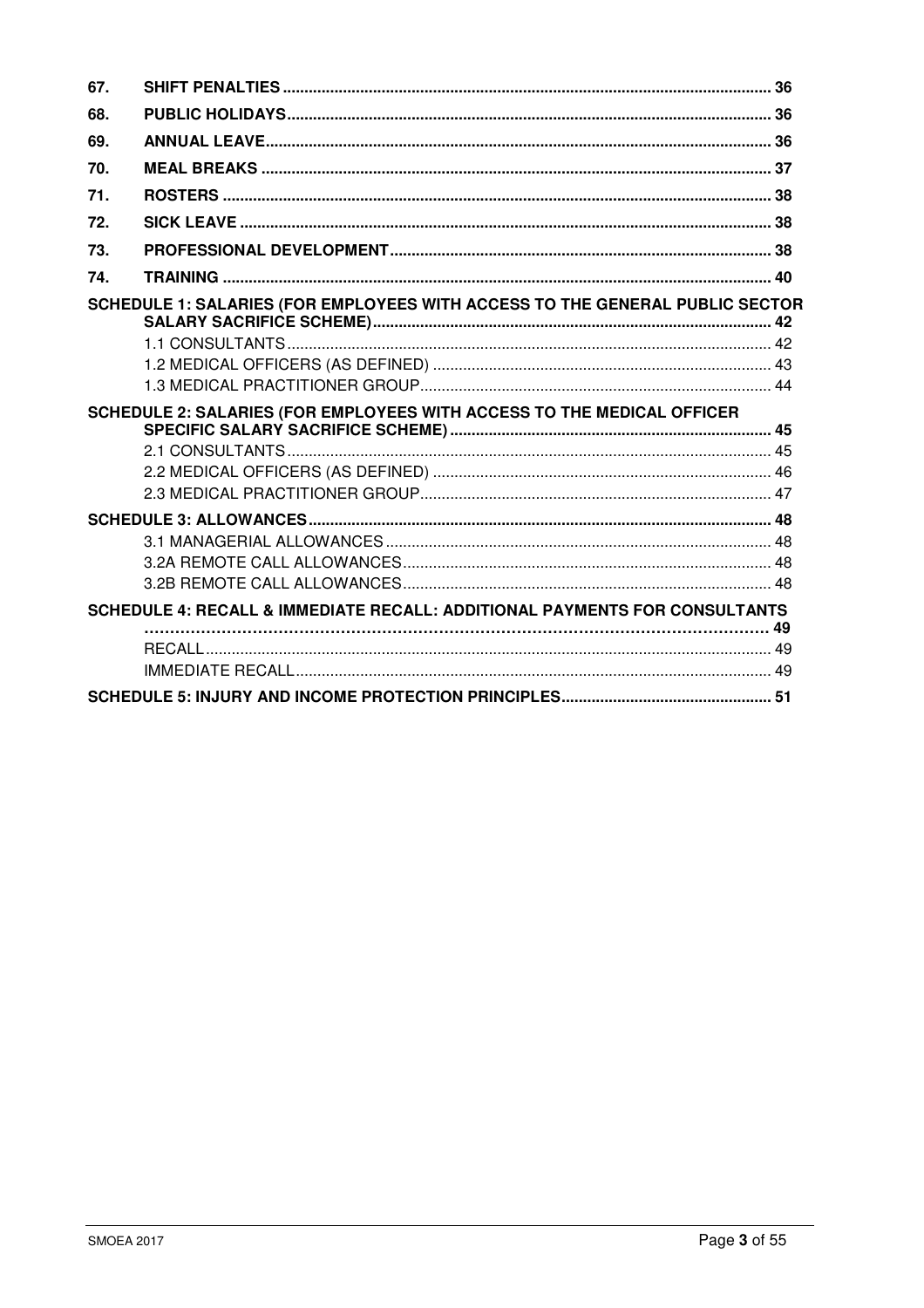| | | |
|---|---|---|
| **67.** | **SHIFT PENALTIES** | **36** |
| **68.** | **PUBLIC HOLIDAYS** | **36** |
| **69.** | **ANNUAL LEAVE** | **36** |
| **70.** | **MEAL BREAKS** | **37** |
| **71.** | **ROSTERS** | **38** |
| **72.** | **SICK LEAVE** | **38** |
| **73.** | **PROFESSIONAL DEVELOPMENT** | **38** |
| **74.** | **TRAINING** | **40** |

**SCHEDULE 1: SALARIES (FOR EMPLOYEES WITH ACCESS TO THE GENERAL PUBLIC SECTOR SALARY SACRIFICE SCHEME)** ..... **42**

- 1.1 CONSULTANTS ..... 42
- 1.2 MEDICAL OFFICERS (AS DEFINED) ..... 43
- 1.3 MEDICAL PRACTITIONER GROUP ..... 44

**SCHEDULE 2: SALARIES (FOR EMPLOYEES WITH ACCESS TO THE MEDICAL OFFICER SPECIFIC SALARY SACRIFICE SCHEME)** ..... **45**

- 2.1 CONSULTANTS ..... 45
- 2.2 MEDICAL OFFICERS (AS DEFINED) ..... 46
- 2.3 MEDICAL PRACTITIONER GROUP ..... 47

**SCHEDULE 3: ALLOWANCES** ..... **48**

- 3.1 MANAGERIAL ALLOWANCES ..... 48
- 3.2A REMOTE CALL ALLOWANCES ..... 48
- 3.2B REMOTE CALL ALLOWANCES ..... 48

**SCHEDULE 4: RECALL & IMMEDIATE RECALL: ADDITIONAL PAYMENTS FOR CONSULTANTS** ..... **49**

- RECALL ..... 49
- IMMEDIATE RECALL ..... 49

**SCHEDULE 5: INJURY AND INCOME PROTECTION PRINCIPLES** ..... **51**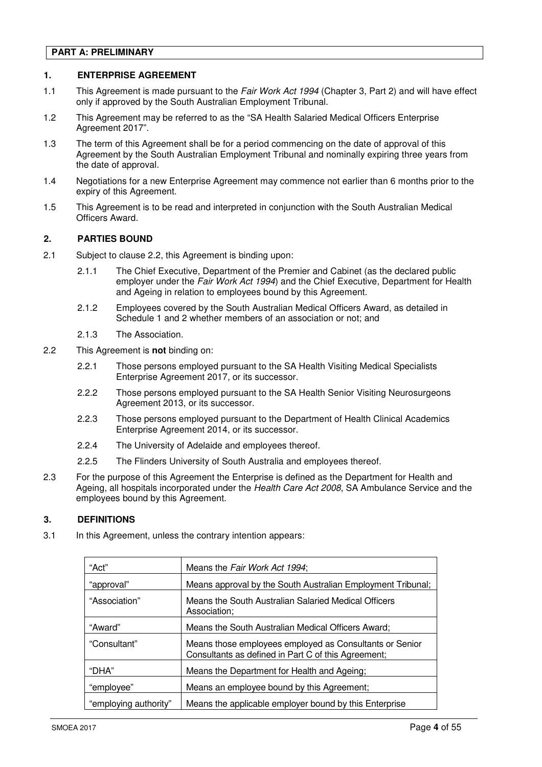**PART A: PRELIMINARY**

## 1. ENTERPRISE AGREEMENT

1.1 This Agreement is made pursuant to the *Fair Work Act 1994* (Chapter 3, Part 2) and will have effect only if approved by the South Australian Employment Tribunal.

1.2 This Agreement may be referred to as the "SA Health Salaried Medical Officers Enterprise Agreement 2017".

1.3 The term of this Agreement shall be for a period commencing on the date of approval of this Agreement by the South Australian Employment Tribunal and nominally expiring three years from the date of approval.

1.4 Negotiations for a new Enterprise Agreement may commence not earlier than 6 months prior to the expiry of this Agreement.

1.5 This Agreement is to be read and interpreted in conjunction with the South Australian Medical Officers Award.

## 2. PARTIES BOUND

2.1 Subject to clause 2.2, this Agreement is binding upon:

2.1.1 The Chief Executive, Department of the Premier and Cabinet (as the declared public employer under the *Fair Work Act 1994*) and the Chief Executive, Department for Health and Ageing in relation to employees bound by this Agreement.

2.1.2 Employees covered by the South Australian Medical Officers Award, as detailed in Schedule 1 and 2 whether members of an association or not; and

2.1.3 The Association.

2.2 This Agreement is **not** binding on:

2.2.1 Those persons employed pursuant to the SA Health Visiting Medical Specialists Enterprise Agreement 2017, or its successor.

2.2.2 Those persons employed pursuant to the SA Health Senior Visiting Neurosurgeons Agreement 2013, or its successor.

2.2.3 Those persons employed pursuant to the Department of Health Clinical Academics Enterprise Agreement 2014, or its successor.

2.2.4 The University of Adelaide and employees thereof.

2.2.5 The Flinders University of South Australia and employees thereof.

2.3 For the purpose of this Agreement the Enterprise is defined as the Department for Health and Ageing, all hospitals incorporated under the *Health Care Act 2008*, SA Ambulance Service and the employees bound by this Agreement.

## 3. DEFINITIONS

3.1 In this Agreement, unless the contrary intention appears:

| | |
|---|---|
| "Act" | Means the *Fair Work Act 1994*; |
| "approval" | Means approval by the South Australian Employment Tribunal; |
| "Association" | Means the South Australian Salaried Medical Officers Association; |
| "Award" | Means the South Australian Medical Officers Award; |
| "Consultant" | Means those employees employed as Consultants or Senior Consultants as defined in Part C of this Agreement; |
| "DHA" | Means the Department for Health and Ageing; |
| "employee" | Means an employee bound by this Agreement; |
| "employing authority" | Means the applicable employer bound by this Enterprise |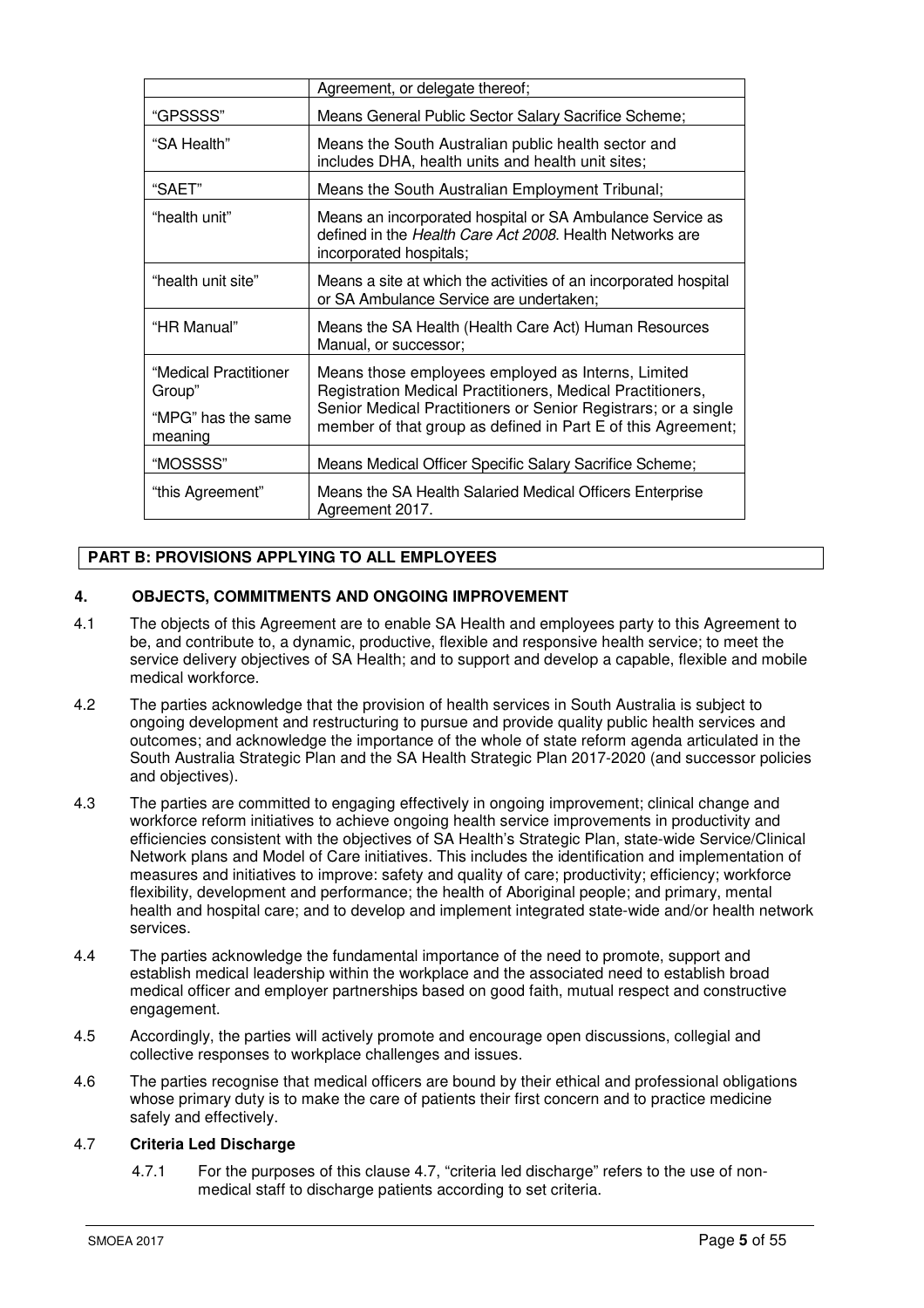| | |
|---|---|
| | Agreement, or delegate thereof; |
| "GPSSSS" | Means General Public Sector Salary Sacrifice Scheme; |
| "SA Health" | Means the South Australian public health sector and includes DHA, health units and health unit sites; |
| "SAET" | Means the South Australian Employment Tribunal; |
| "health unit" | Means an incorporated hospital or SA Ambulance Service as defined in the *Health Care Act 2008*. Health Networks are incorporated hospitals; |
| "health unit site" | Means a site at which the activities of an incorporated hospital or SA Ambulance Service are undertaken; |
| "HR Manual" | Means the SA Health (Health Care Act) Human Resources Manual, or successor; |
| "Medical Practitioner Group" "MPG" has the same meaning | Means those employees employed as Interns, Limited Registration Medical Practitioners, Medical Practitioners, Senior Medical Practitioners or Senior Registrars; or a single member of that group as defined in Part E of this Agreement; |
| "MOSSSS" | Means Medical Officer Specific Salary Sacrifice Scheme; |
| "this Agreement" | Means the SA Health Salaried Medical Officers Enterprise Agreement 2017. |

## PART B: PROVISIONS APPLYING TO ALL EMPLOYEES

### 4. OBJECTS, COMMITMENTS AND ONGOING IMPROVEMENT

4.1 The objects of this Agreement are to enable SA Health and employees party to this Agreement to be, and contribute to, a dynamic, productive, flexible and responsive health service; to meet the service delivery objectives of SA Health; and to support and develop a capable, flexible and mobile medical workforce.

4.2 The parties acknowledge that the provision of health services in South Australia is subject to ongoing development and restructuring to pursue and provide quality public health services and outcomes; and acknowledge the importance of the whole of state reform agenda articulated in the South Australia Strategic Plan and the SA Health Strategic Plan 2017-2020 (and successor policies and objectives).

4.3 The parties are committed to engaging effectively in ongoing improvement; clinical change and workforce reform initiatives to achieve ongoing health service improvements in productivity and efficiencies consistent with the objectives of SA Health's Strategic Plan, state-wide Service/Clinical Network plans and Model of Care initiatives. This includes the identification and implementation of measures and initiatives to improve: safety and quality of care; productivity; efficiency; workforce flexibility, development and performance; the health of Aboriginal people; and primary, mental health and hospital care; and to develop and implement integrated state-wide and/or health network services.

4.4 The parties acknowledge the fundamental importance of the need to promote, support and establish medical leadership within the workplace and the associated need to establish broad medical officer and employer partnerships based on good faith, mutual respect and constructive engagement.

4.5 Accordingly, the parties will actively promote and encourage open discussions, collegial and collective responses to workplace challenges and issues.

4.6 The parties recognise that medical officers are bound by their ethical and professional obligations whose primary duty is to make the care of patients their first concern and to practice medicine safely and effectively.

4.7 **Criteria Led Discharge**

4.7.1 For the purposes of this clause 4.7, "criteria led discharge" refers to the use of non-medical staff to discharge patients according to set criteria.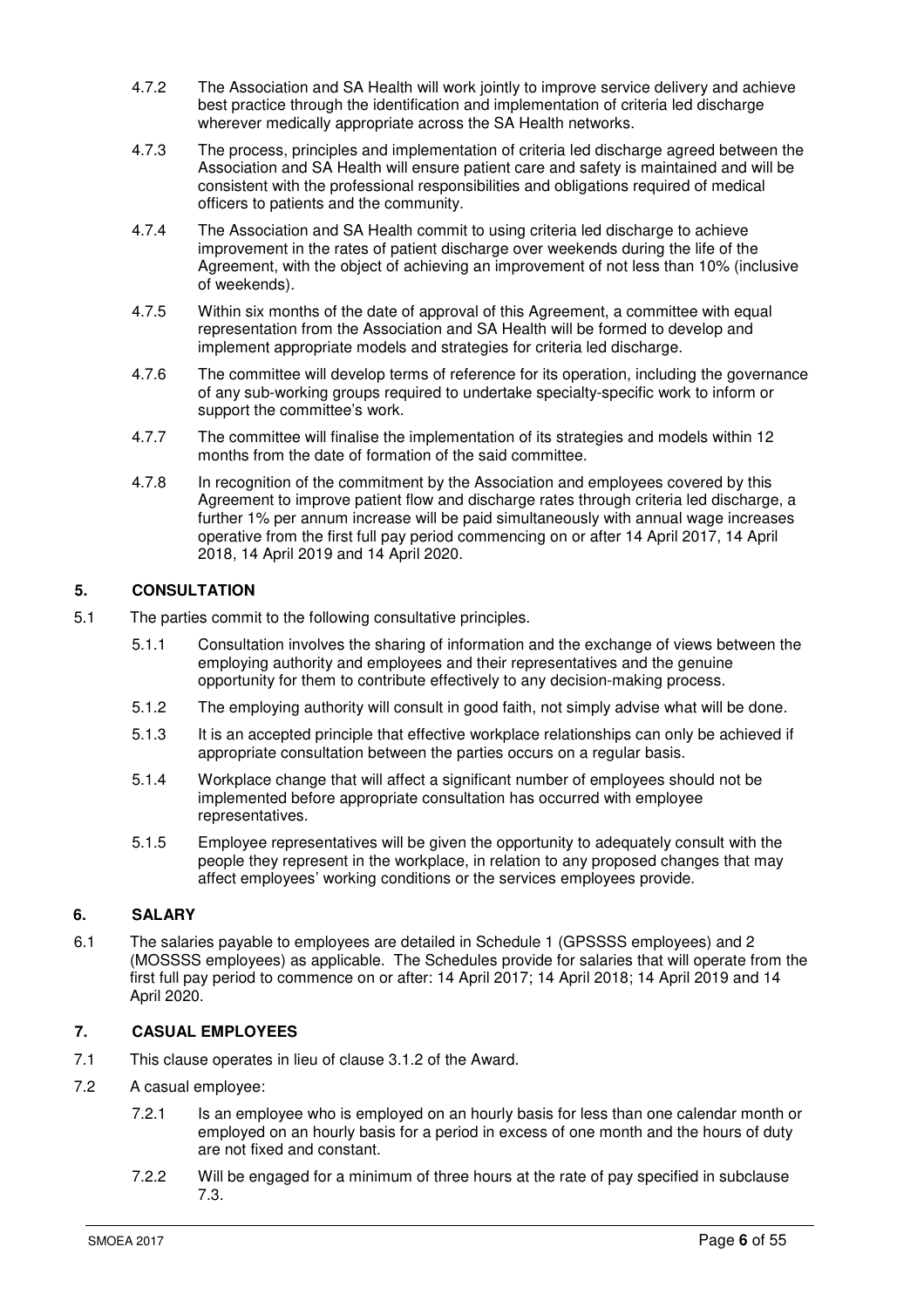4.7.2 The Association and SA Health will work jointly to improve service delivery and achieve best practice through the identification and implementation of criteria led discharge wherever medically appropriate across the SA Health networks.

4.7.3 The process, principles and implementation of criteria led discharge agreed between the Association and SA Health will ensure patient care and safety is maintained and will be consistent with the professional responsibilities and obligations required of medical officers to patients and the community.

4.7.4 The Association and SA Health commit to using criteria led discharge to achieve improvement in the rates of patient discharge over weekends during the life of the Agreement, with the object of achieving an improvement of not less than 10% (inclusive of weekends).

4.7.5 Within six months of the date of approval of this Agreement, a committee with equal representation from the Association and SA Health will be formed to develop and implement appropriate models and strategies for criteria led discharge.

4.7.6 The committee will develop terms of reference for its operation, including the governance of any sub-working groups required to undertake specialty-specific work to inform or support the committee's work.

4.7.7 The committee will finalise the implementation of its strategies and models within 12 months from the date of formation of the said committee.

4.7.8 In recognition of the commitment by the Association and employees covered by this Agreement to improve patient flow and discharge rates through criteria led discharge, a further 1% per annum increase will be paid simultaneously with annual wage increases operative from the first full pay period commencing on or after 14 April 2017, 14 April 2018, 14 April 2019 and 14 April 2020.

## 5. CONSULTATION

5.1 The parties commit to the following consultative principles.

5.1.1 Consultation involves the sharing of information and the exchange of views between the employing authority and employees and their representatives and the genuine opportunity for them to contribute effectively to any decision-making process.

5.1.2 The employing authority will consult in good faith, not simply advise what will be done.

5.1.3 It is an accepted principle that effective workplace relationships can only be achieved if appropriate consultation between the parties occurs on a regular basis.

5.1.4 Workplace change that will affect a significant number of employees should not be implemented before appropriate consultation has occurred with employee representatives.

5.1.5 Employee representatives will be given the opportunity to adequately consult with the people they represent in the workplace, in relation to any proposed changes that may affect employees' working conditions or the services employees provide.

## 6. SALARY

6.1 The salaries payable to employees are detailed in Schedule 1 (GPSSSS employees) and 2 (MOSSSS employees) as applicable. The Schedules provide for salaries that will operate from the first full pay period to commence on or after: 14 April 2017; 14 April 2018; 14 April 2019 and 14 April 2020.

## 7. CASUAL EMPLOYEES

7.1 This clause operates in lieu of clause 3.1.2 of the Award.

7.2 A casual employee:

7.2.1 Is an employee who is employed on an hourly basis for less than one calendar month or employed on an hourly basis for a period in excess of one month and the hours of duty are not fixed and constant.

7.2.2 Will be engaged for a minimum of three hours at the rate of pay specified in subclause 7.3.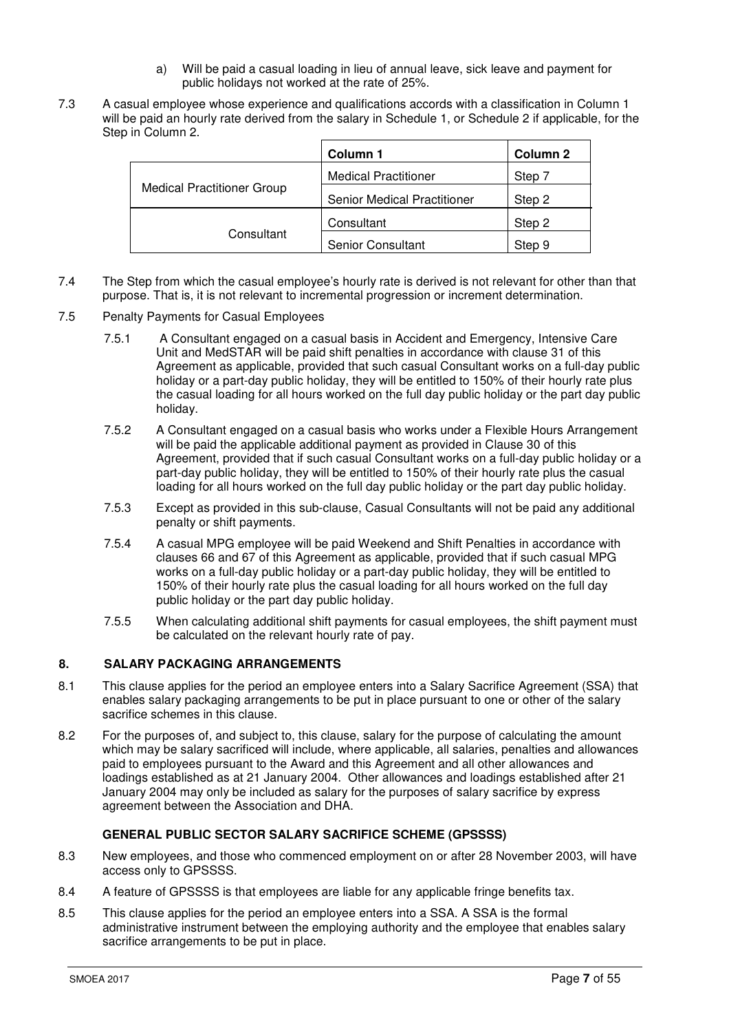a) Will be paid a casual loading in lieu of annual leave, sick leave and payment for public holidays not worked at the rate of 25%.

7.3 A casual employee whose experience and qualifications accords with a classification in Column 1 will be paid an hourly rate derived from the salary in Schedule 1, or Schedule 2 if applicable, for the Step in Column 2.

| | Column 1 | Column 2 |
|---|---|---|
| Medical Practitioner Group | Medical Practitioner | Step 7 |
| | Senior Medical Practitioner | Step 2 |
| Consultant | Consultant | Step 2 |
| | Senior Consultant | Step 9 |

7.4 The Step from which the casual employee's hourly rate is derived is not relevant for other than that purpose. That is, it is not relevant to incremental progression or increment determination.

7.5 Penalty Payments for Casual Employees

7.5.1 A Consultant engaged on a casual basis in Accident and Emergency, Intensive Care Unit and MedSTAR will be paid shift penalties in accordance with clause 31 of this Agreement as applicable, provided that such casual Consultant works on a full-day public holiday or a part-day public holiday, they will be entitled to 150% of their hourly rate plus the casual loading for all hours worked on the full day public holiday or the part day public holiday.

7.5.2 A Consultant engaged on a casual basis who works under a Flexible Hours Arrangement will be paid the applicable additional payment as provided in Clause 30 of this Agreement, provided that if such casual Consultant works on a full-day public holiday or a part-day public holiday, they will be entitled to 150% of their hourly rate plus the casual loading for all hours worked on the full day public holiday or the part day public holiday.

7.5.3 Except as provided in this sub-clause, Casual Consultants will not be paid any additional penalty or shift payments.

7.5.4 A casual MPG employee will be paid Weekend and Shift Penalties in accordance with clauses 66 and 67 of this Agreement as applicable, provided that if such casual MPG works on a full-day public holiday or a part-day public holiday, they will be entitled to 150% of their hourly rate plus the casual loading for all hours worked on the full day public holiday or the part day public holiday.

7.5.5 When calculating additional shift payments for casual employees, the shift payment must be calculated on the relevant hourly rate of pay.

## 8. SALARY PACKAGING ARRANGEMENTS

8.1 This clause applies for the period an employee enters into a Salary Sacrifice Agreement (SSA) that enables salary packaging arrangements to be put in place pursuant to one or other of the salary sacrifice schemes in this clause.

8.2 For the purposes of, and subject to, this clause, salary for the purpose of calculating the amount which may be salary sacrificed will include, where applicable, all salaries, penalties and allowances paid to employees pursuant to the Award and this Agreement and all other allowances and loadings established as at 21 January 2004. Other allowances and loadings established after 21 January 2004 may only be included as salary for the purposes of salary sacrifice by express agreement between the Association and DHA.

### GENERAL PUBLIC SECTOR SALARY SACRIFICE SCHEME (GPSSSS)

8.3 New employees, and those who commenced employment on or after 28 November 2003, will have access only to GPSSSS.

8.4 A feature of GPSSSS is that employees are liable for any applicable fringe benefits tax.

8.5 This clause applies for the period an employee enters into a SSA. A SSA is the formal administrative instrument between the employing authority and the employee that enables salary sacrifice arrangements to be put in place.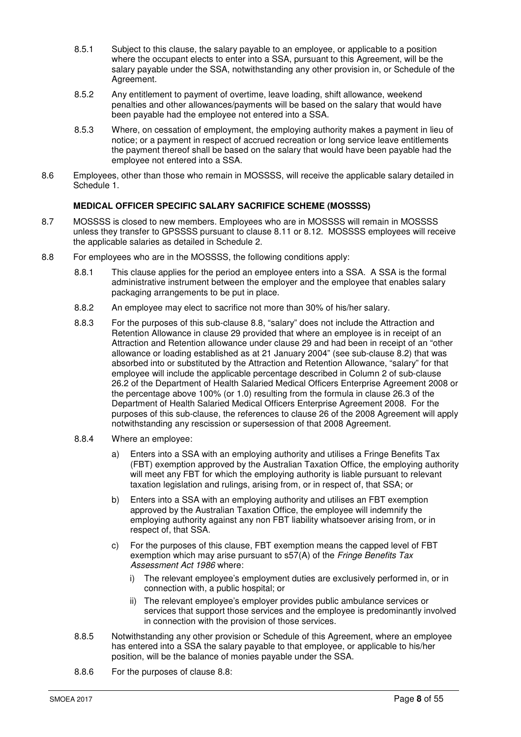8.5.1 Subject to this clause, the salary payable to an employee, or applicable to a position where the occupant elects to enter into a SSA, pursuant to this Agreement, will be the salary payable under the SSA, notwithstanding any other provision in, or Schedule of the Agreement.

8.5.2 Any entitlement to payment of overtime, leave loading, shift allowance, weekend penalties and other allowances/payments will be based on the salary that would have been payable had the employee not entered into a SSA.

8.5.3 Where, on cessation of employment, the employing authority makes a payment in lieu of notice; or a payment in respect of accrued recreation or long service leave entitlements the payment thereof shall be based on the salary that would have been payable had the employee not entered into a SSA.

8.6 Employees, other than those who remain in MOSSSS, will receive the applicable salary detailed in Schedule 1.

**MEDICAL OFFICER SPECIFIC SALARY SACRIFICE SCHEME (MOSSSS)**

8.7 MOSSSS is closed to new members. Employees who are in MOSSSS will remain in MOSSSS unless they transfer to GPSSSS pursuant to clause 8.11 or 8.12. MOSSSS employees will receive the applicable salaries as detailed in Schedule 2.

8.8 For employees who are in the MOSSSS, the following conditions apply:

8.8.1 This clause applies for the period an employee enters into a SSA. A SSA is the formal administrative instrument between the employer and the employee that enables salary packaging arrangements to be put in place.

8.8.2 An employee may elect to sacrifice not more than 30% of his/her salary.

8.8.3 For the purposes of this sub-clause 8.8, "salary" does not include the Attraction and Retention Allowance in clause 29 provided that where an employee is in receipt of an Attraction and Retention allowance under clause 29 and had been in receipt of an "other allowance or loading established as at 21 January 2004" (see sub-clause 8.2) that was absorbed into or substituted by the Attraction and Retention Allowance, "salary" for that employee will include the applicable percentage described in Column 2 of sub-clause 26.2 of the Department of Health Salaried Medical Officers Enterprise Agreement 2008 or the percentage above 100% (or 1.0) resulting from the formula in clause 26.3 of the Department of Health Salaried Medical Officers Enterprise Agreement 2008. For the purposes of this sub-clause, the references to clause 26 of the 2008 Agreement will apply notwithstanding any rescission or supersession of that 2008 Agreement.

8.8.4 Where an employee:

a) Enters into a SSA with an employing authority and utilises a Fringe Benefits Tax (FBT) exemption approved by the Australian Taxation Office, the employing authority will meet any FBT for which the employing authority is liable pursuant to relevant taxation legislation and rulings, arising from, or in respect of, that SSA; or

b) Enters into a SSA with an employing authority and utilises an FBT exemption approved by the Australian Taxation Office, the employee will indemnify the employing authority against any non FBT liability whatsoever arising from, or in respect of, that SSA.

c) For the purposes of this clause, FBT exemption means the capped level of FBT exemption which may arise pursuant to s57(A) of the *Fringe Benefits Tax Assessment Act 1986* where:

i) The relevant employee's employment duties are exclusively performed in, or in connection with, a public hospital; or

ii) The relevant employee's employer provides public ambulance services or services that support those services and the employee is predominantly involved in connection with the provision of those services.

8.8.5 Notwithstanding any other provision or Schedule of this Agreement, where an employee has entered into a SSA the salary payable to that employee, or applicable to his/her position, will be the balance of monies payable under the SSA.

8.8.6 For the purposes of clause 8.8: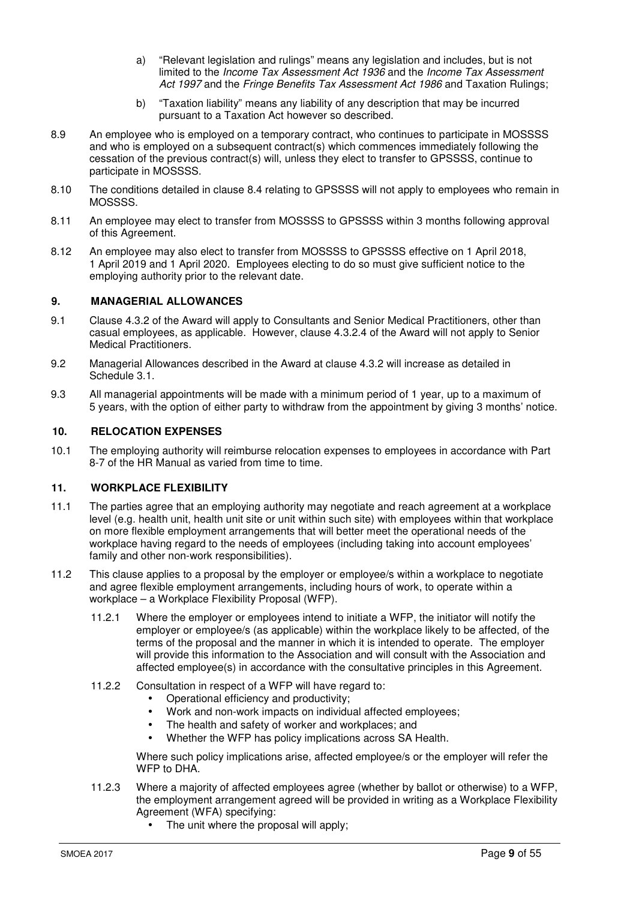a) "Relevant legislation and rulings" means any legislation and includes, but is not limited to the *Income Tax Assessment Act 1936* and the *Income Tax Assessment Act 1997* and the *Fringe Benefits Tax Assessment Act 1986* and Taxation Rulings;

b) "Taxation liability" means any liability of any description that may be incurred pursuant to a Taxation Act however so described.

8.9 An employee who is employed on a temporary contract, who continues to participate in MOSSSS and who is employed on a subsequent contract(s) which commences immediately following the cessation of the previous contract(s) will, unless they elect to transfer to GPSSSS, continue to participate in MOSSSS.

8.10 The conditions detailed in clause 8.4 relating to GPSSSS will not apply to employees who remain in MOSSSS.

8.11 An employee may elect to transfer from MOSSSS to GPSSSS within 3 months following approval of this Agreement.

8.12 An employee may also elect to transfer from MOSSSS to GPSSSS effective on 1 April 2018, 1 April 2019 and 1 April 2020. Employees electing to do so must give sufficient notice to the employing authority prior to the relevant date.

## 9. MANAGERIAL ALLOWANCES

9.1 Clause 4.3.2 of the Award will apply to Consultants and Senior Medical Practitioners, other than casual employees, as applicable. However, clause 4.3.2.4 of the Award will not apply to Senior Medical Practitioners.

9.2 Managerial Allowances described in the Award at clause 4.3.2 will increase as detailed in Schedule 3.1.

9.3 All managerial appointments will be made with a minimum period of 1 year, up to a maximum of 5 years, with the option of either party to withdraw from the appointment by giving 3 months' notice.

## 10. RELOCATION EXPENSES

10.1 The employing authority will reimburse relocation expenses to employees in accordance with Part 8-7 of the HR Manual as varied from time to time.

## 11. WORKPLACE FLEXIBILITY

11.1 The parties agree that an employing authority may negotiate and reach agreement at a workplace level (e.g. health unit, health unit site or unit within such site) with employees within that workplace on more flexible employment arrangements that will better meet the operational needs of the workplace having regard to the needs of employees (including taking into account employees' family and other non-work responsibilities).

11.2 This clause applies to a proposal by the employer or employee/s within a workplace to negotiate and agree flexible employment arrangements, including hours of work, to operate within a workplace – a Workplace Flexibility Proposal (WFP).

11.2.1 Where the employer or employees intend to initiate a WFP, the initiator will notify the employer or employee/s (as applicable) within the workplace likely to be affected, of the terms of the proposal and the manner in which it is intended to operate. The employer will provide this information to the Association and will consult with the Association and affected employee(s) in accordance with the consultative principles in this Agreement.

11.2.2 Consultation in respect of a WFP will have regard to:

- Operational efficiency and productivity;
- Work and non-work impacts on individual affected employees;
- The health and safety of worker and workplaces; and
- Whether the WFP has policy implications across SA Health.

Where such policy implications arise, affected employee/s or the employer will refer the WFP to DHA.

11.2.3 Where a majority of affected employees agree (whether by ballot or otherwise) to a WFP, the employment arrangement agreed will be provided in writing as a Workplace Flexibility Agreement (WFA) specifying:

- The unit where the proposal will apply;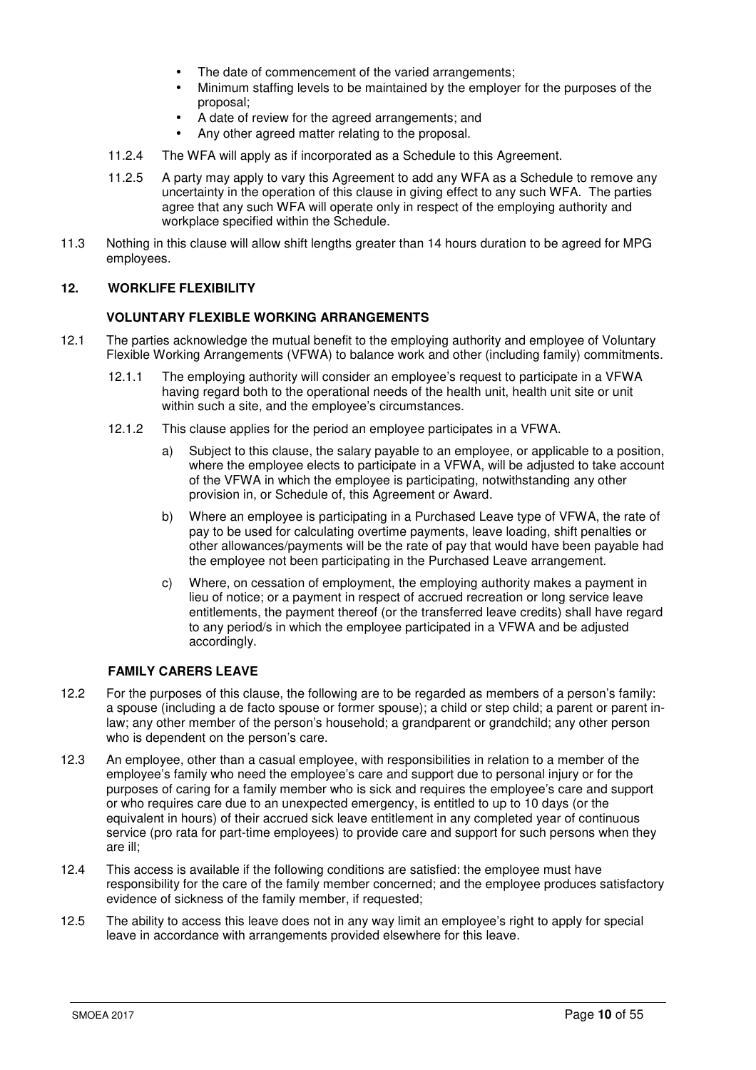- The date of commencement of the varied arrangements;
- Minimum staffing levels to be maintained by the employer for the purposes of the proposal;
- A date of review for the agreed arrangements; and
- Any other agreed matter relating to the proposal.

11.2.4 The WFA will apply as if incorporated as a Schedule to this Agreement.

11.2.5 A party may apply to vary this Agreement to add any WFA as a Schedule to remove any uncertainty in the operation of this clause in giving effect to any such WFA. The parties agree that any such WFA will operate only in respect of the employing authority and workplace specified within the Schedule.

11.3 Nothing in this clause will allow shift lengths greater than 14 hours duration to be agreed for MPG employees.

## 12. WORKLIFE FLEXIBILITY

### VOLUNTARY FLEXIBLE WORKING ARRANGEMENTS

12.1 The parties acknowledge the mutual benefit to the employing authority and employee of Voluntary Flexible Working Arrangements (VFWA) to balance work and other (including family) commitments.

12.1.1 The employing authority will consider an employee's request to participate in a VFWA having regard both to the operational needs of the health unit, health unit site or unit within such a site, and the employee's circumstances.

12.1.2 This clause applies for the period an employee participates in a VFWA.

a) Subject to this clause, the salary payable to an employee, or applicable to a position, where the employee elects to participate in a VFWA, will be adjusted to take account of the VFWA in which the employee is participating, notwithstanding any other provision in, or Schedule of, this Agreement or Award.

b) Where an employee is participating in a Purchased Leave type of VFWA, the rate of pay to be used for calculating overtime payments, leave loading, shift penalties or other allowances/payments will be the rate of pay that would have been payable had the employee not been participating in the Purchased Leave arrangement.

c) Where, on cessation of employment, the employing authority makes a payment in lieu of notice; or a payment in respect of accrued recreation or long service leave entitlements, the payment thereof (or the transferred leave credits) shall have regard to any period/s in which the employee participated in a VFWA and be adjusted accordingly.

### FAMILY CARERS LEAVE

12.2 For the purposes of this clause, the following are to be regarded as members of a person's family: a spouse (including a de facto spouse or former spouse); a child or step child; a parent or parent in-law; any other member of the person's household; a grandparent or grandchild; any other person who is dependent on the person's care.

12.3 An employee, other than a casual employee, with responsibilities in relation to a member of the employee's family who need the employee's care and support due to personal injury or for the purposes of caring for a family member who is sick and requires the employee's care and support or who requires care due to an unexpected emergency, is entitled to up to 10 days (or the equivalent in hours) of their accrued sick leave entitlement in any completed year of continuous service (pro rata for part-time employees) to provide care and support for such persons when they are ill;

12.4 This access is available if the following conditions are satisfied: the employee must have responsibility for the care of the family member concerned; and the employee produces satisfactory evidence of sickness of the family member, if requested;

12.5 The ability to access this leave does not in any way limit an employee's right to apply for special leave in accordance with arrangements provided elsewhere for this leave.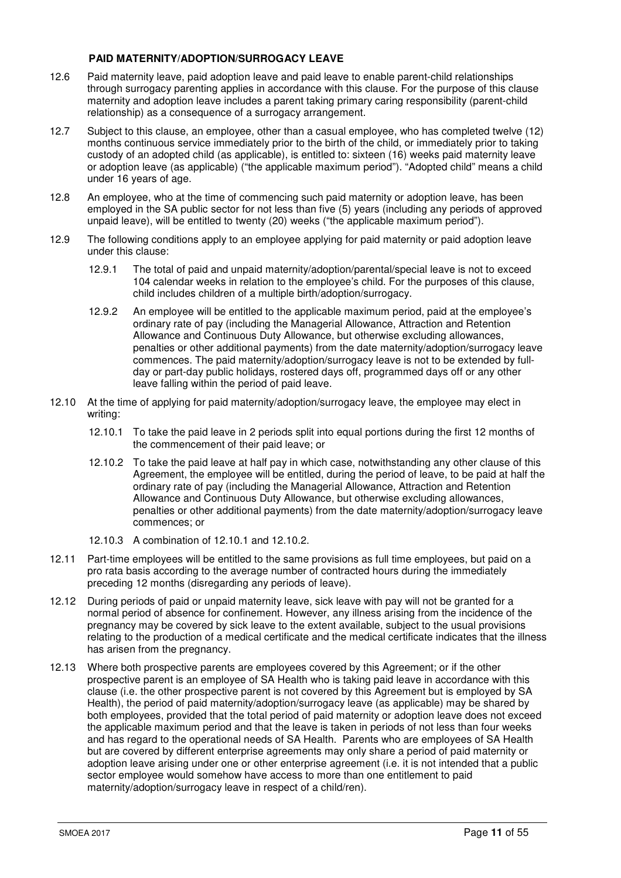**PAID MATERNITY/ADOPTION/SURROGACY LEAVE**

12.6 Paid maternity leave, paid adoption leave and paid leave to enable parent-child relationships through surrogacy parenting applies in accordance with this clause. For the purpose of this clause maternity and adoption leave includes a parent taking primary caring responsibility (parent-child relationship) as a consequence of a surrogacy arrangement.

12.7 Subject to this clause, an employee, other than a casual employee, who has completed twelve (12) months continuous service immediately prior to the birth of the child, or immediately prior to taking custody of an adopted child (as applicable), is entitled to: sixteen (16) weeks paid maternity leave or adoption leave (as applicable) ("the applicable maximum period"). "Adopted child" means a child under 16 years of age.

12.8 An employee, who at the time of commencing such paid maternity or adoption leave, has been employed in the SA public sector for not less than five (5) years (including any periods of approved unpaid leave), will be entitled to twenty (20) weeks ("the applicable maximum period").

12.9 The following conditions apply to an employee applying for paid maternity or paid adoption leave under this clause:

12.9.1 The total of paid and unpaid maternity/adoption/parental/special leave is not to exceed 104 calendar weeks in relation to the employee's child. For the purposes of this clause, child includes children of a multiple birth/adoption/surrogacy.

12.9.2 An employee will be entitled to the applicable maximum period, paid at the employee's ordinary rate of pay (including the Managerial Allowance, Attraction and Retention Allowance and Continuous Duty Allowance, but otherwise excluding allowances, penalties or other additional payments) from the date maternity/adoption/surrogacy leave commences. The paid maternity/adoption/surrogacy leave is not to be extended by full-day or part-day public holidays, rostered days off, programmed days off or any other leave falling within the period of paid leave.

12.10 At the time of applying for paid maternity/adoption/surrogacy leave, the employee may elect in writing:

12.10.1 To take the paid leave in 2 periods split into equal portions during the first 12 months of the commencement of their paid leave; or

12.10.2 To take the paid leave at half pay in which case, notwithstanding any other clause of this Agreement, the employee will be entitled, during the period of leave, to be paid at half the ordinary rate of pay (including the Managerial Allowance, Attraction and Retention Allowance and Continuous Duty Allowance, but otherwise excluding allowances, penalties or other additional payments) from the date maternity/adoption/surrogacy leave commences; or

12.10.3 A combination of 12.10.1 and 12.10.2.

12.11 Part-time employees will be entitled to the same provisions as full time employees, but paid on a pro rata basis according to the average number of contracted hours during the immediately preceding 12 months (disregarding any periods of leave).

12.12 During periods of paid or unpaid maternity leave, sick leave with pay will not be granted for a normal period of absence for confinement. However, any illness arising from the incidence of the pregnancy may be covered by sick leave to the extent available, subject to the usual provisions relating to the production of a medical certificate and the medical certificate indicates that the illness has arisen from the pregnancy.

12.13 Where both prospective parents are employees covered by this Agreement; or if the other prospective parent is an employee of SA Health who is taking paid leave in accordance with this clause (i.e. the other prospective parent is not covered by this Agreement but is employed by SA Health), the period of paid maternity/adoption/surrogacy leave (as applicable) may be shared by both employees, provided that the total period of paid maternity or adoption leave does not exceed the applicable maximum period and that the leave is taken in periods of not less than four weeks and has regard to the operational needs of SA Health. Parents who are employees of SA Health but are covered by different enterprise agreements may only share a period of paid maternity or adoption leave arising under one or other enterprise agreement (i.e. it is not intended that a public sector employee would somehow have access to more than one entitlement to paid maternity/adoption/surrogacy leave in respect of a child/ren).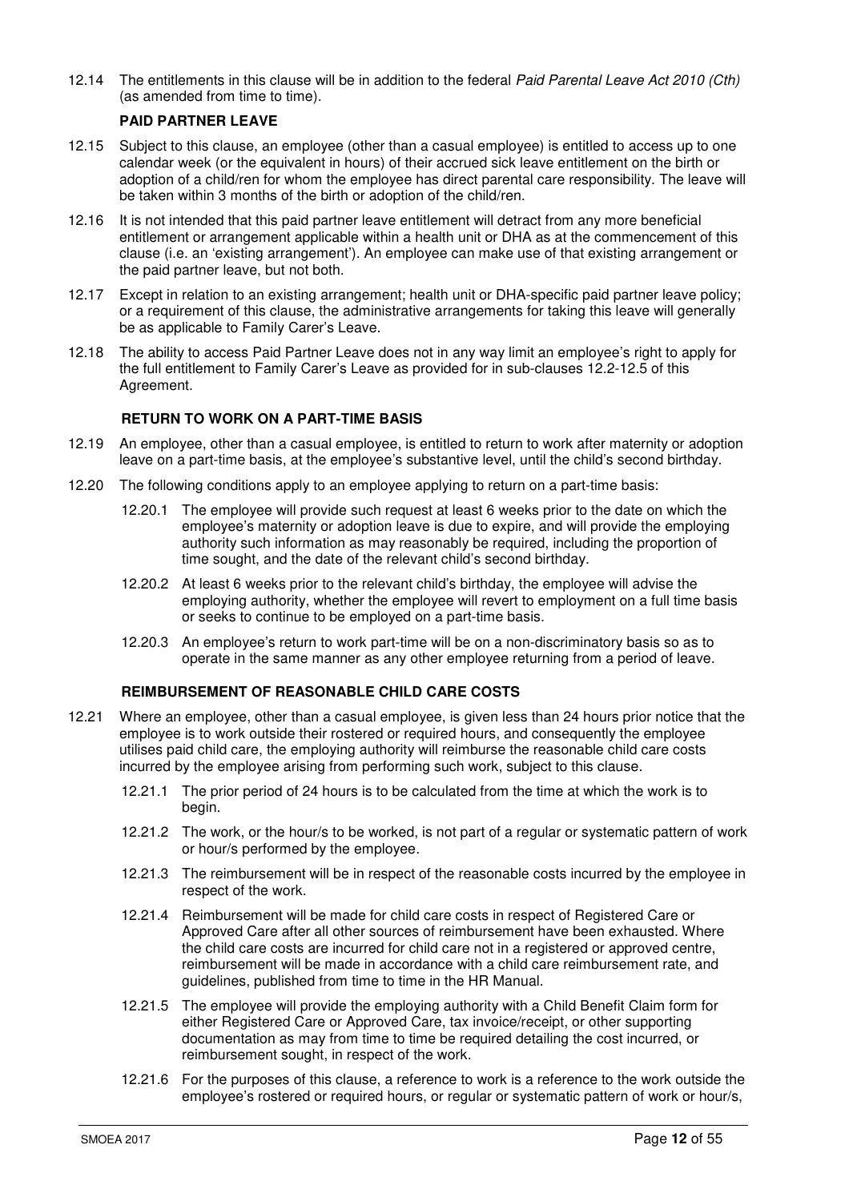12.14 The entitlements in this clause will be in addition to the federal *Paid Parental Leave Act 2010 (Cth)* (as amended from time to time).

**PAID PARTNER LEAVE**

12.15 Subject to this clause, an employee (other than a casual employee) is entitled to access up to one calendar week (or the equivalent in hours) of their accrued sick leave entitlement on the birth or adoption of a child/ren for whom the employee has direct parental care responsibility. The leave will be taken within 3 months of the birth or adoption of the child/ren.

12.16 It is not intended that this paid partner leave entitlement will detract from any more beneficial entitlement or arrangement applicable within a health unit or DHA as at the commencement of this clause (i.e. an 'existing arrangement'). An employee can make use of that existing arrangement or the paid partner leave, but not both.

12.17 Except in relation to an existing arrangement; health unit or DHA-specific paid partner leave policy; or a requirement of this clause, the administrative arrangements for taking this leave will generally be as applicable to Family Carer's Leave.

12.18 The ability to access Paid Partner Leave does not in any way limit an employee's right to apply for the full entitlement to Family Carer's Leave as provided for in sub-clauses 12.2-12.5 of this Agreement.

**RETURN TO WORK ON A PART-TIME BASIS**

12.19 An employee, other than a casual employee, is entitled to return to work after maternity or adoption leave on a part-time basis, at the employee's substantive level, until the child's second birthday.

12.20 The following conditions apply to an employee applying to return on a part-time basis:

12.20.1 The employee will provide such request at least 6 weeks prior to the date on which the employee's maternity or adoption leave is due to expire, and will provide the employing authority such information as may reasonably be required, including the proportion of time sought, and the date of the relevant child's second birthday.

12.20.2 At least 6 weeks prior to the relevant child's birthday, the employee will advise the employing authority, whether the employee will revert to employment on a full time basis or seeks to continue to be employed on a part-time basis.

12.20.3 An employee's return to work part-time will be on a non-discriminatory basis so as to operate in the same manner as any other employee returning from a period of leave.

**REIMBURSEMENT OF REASONABLE CHILD CARE COSTS**

12.21 Where an employee, other than a casual employee, is given less than 24 hours prior notice that the employee is to work outside their rostered or required hours, and consequently the employee utilises paid child care, the employing authority will reimburse the reasonable child care costs incurred by the employee arising from performing such work, subject to this clause.

12.21.1 The prior period of 24 hours is to be calculated from the time at which the work is to begin.

12.21.2 The work, or the hour/s to be worked, is not part of a regular or systematic pattern of work or hour/s performed by the employee.

12.21.3 The reimbursement will be in respect of the reasonable costs incurred by the employee in respect of the work.

12.21.4 Reimbursement will be made for child care costs in respect of Registered Care or Approved Care after all other sources of reimbursement have been exhausted. Where the child care costs are incurred for child care not in a registered or approved centre, reimbursement will be made in accordance with a child care reimbursement rate, and guidelines, published from time to time in the HR Manual.

12.21.5 The employee will provide the employing authority with a Child Benefit Claim form for either Registered Care or Approved Care, tax invoice/receipt, or other supporting documentation as may from time to time be required detailing the cost incurred, or reimbursement sought, in respect of the work.

12.21.6 For the purposes of this clause, a reference to work is a reference to the work outside the employee's rostered or required hours, or regular or systematic pattern of work or hour/s,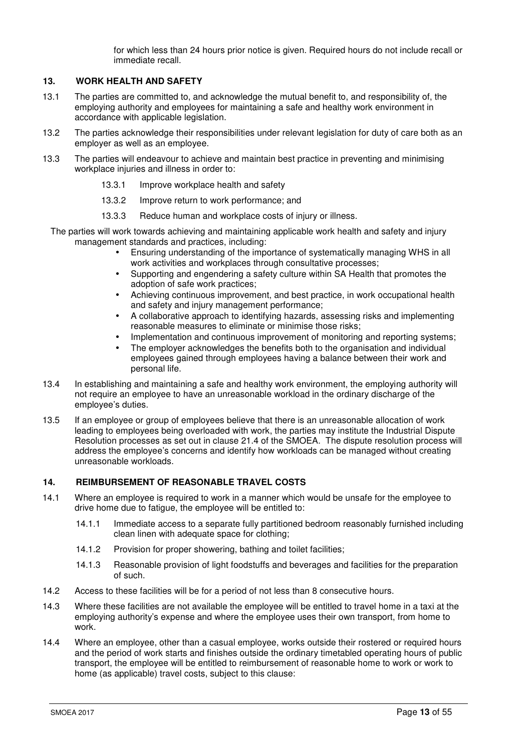for which less than 24 hours prior notice is given. Required hours do not include recall or immediate recall.

## 13. WORK HEALTH AND SAFETY

13.1 The parties are committed to, and acknowledge the mutual benefit to, and responsibility of, the employing authority and employees for maintaining a safe and healthy work environment in accordance with applicable legislation.

13.2 The parties acknowledge their responsibilities under relevant legislation for duty of care both as an employer as well as an employee.

13.3 The parties will endeavour to achieve and maintain best practice in preventing and minimising workplace injuries and illness in order to:

- 13.3.1 Improve workplace health and safety
- 13.3.2 Improve return to work performance; and
- 13.3.3 Reduce human and workplace costs of injury or illness.

The parties will work towards achieving and maintaining applicable work health and safety and injury management standards and practices, including:

- Ensuring understanding of the importance of systematically managing WHS in all work activities and workplaces through consultative processes;
- Supporting and engendering a safety culture within SA Health that promotes the adoption of safe work practices;
- Achieving continuous improvement, and best practice, in work occupational health and safety and injury management performance;
- A collaborative approach to identifying hazards, assessing risks and implementing reasonable measures to eliminate or minimise those risks;
- Implementation and continuous improvement of monitoring and reporting systems;
- The employer acknowledges the benefits both to the organisation and individual employees gained through employees having a balance between their work and personal life.

13.4 In establishing and maintaining a safe and healthy work environment, the employing authority will not require an employee to have an unreasonable workload in the ordinary discharge of the employee's duties.

13.5 If an employee or group of employees believe that there is an unreasonable allocation of work leading to employees being overloaded with work, the parties may institute the Industrial Dispute Resolution processes as set out in clause 21.4 of the SMOEA. The dispute resolution process will address the employee's concerns and identify how workloads can be managed without creating unreasonable workloads.

## 14. REIMBURSEMENT OF REASONABLE TRAVEL COSTS

14.1 Where an employee is required to work in a manner which would be unsafe for the employee to drive home due to fatigue, the employee will be entitled to:

- 14.1.1 Immediate access to a separate fully partitioned bedroom reasonably furnished including clean linen with adequate space for clothing;
- 14.1.2 Provision for proper showering, bathing and toilet facilities;
- 14.1.3 Reasonable provision of light foodstuffs and beverages and facilities for the preparation of such.

14.2 Access to these facilities will be for a period of not less than 8 consecutive hours.

14.3 Where these facilities are not available the employee will be entitled to travel home in a taxi at the employing authority's expense and where the employee uses their own transport, from home to work.

14.4 Where an employee, other than a casual employee, works outside their rostered or required hours and the period of work starts and finishes outside the ordinary timetabled operating hours of public transport, the employee will be entitled to reimbursement of reasonable home to work or work to home (as applicable) travel costs, subject to this clause: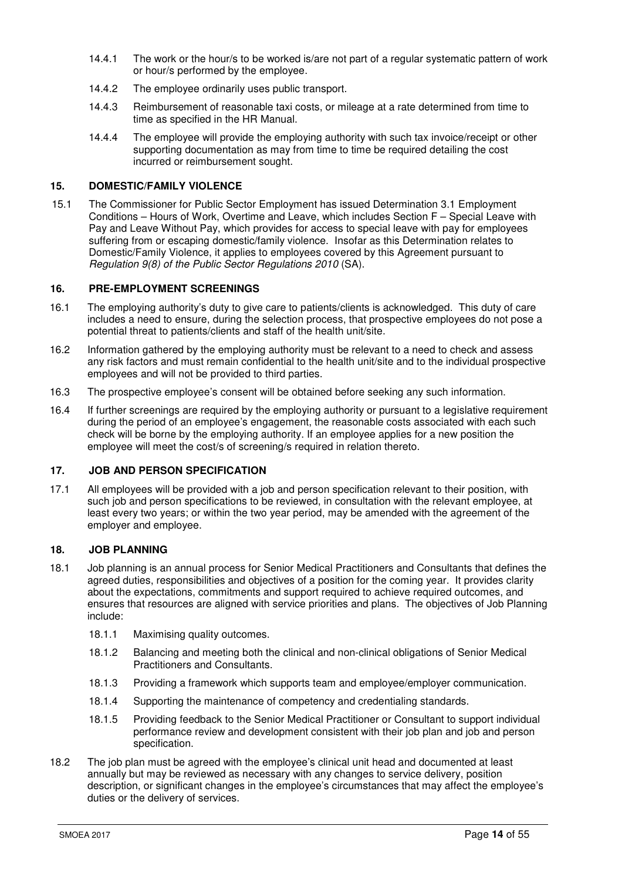14.4.1 The work or the hour/s to be worked is/are not part of a regular systematic pattern of work or hour/s performed by the employee.

14.4.2 The employee ordinarily uses public transport.

14.4.3 Reimbursement of reasonable taxi costs, or mileage at a rate determined from time to time as specified in the HR Manual.

14.4.4 The employee will provide the employing authority with such tax invoice/receipt or other supporting documentation as may from time to time be required detailing the cost incurred or reimbursement sought.

## 15. DOMESTIC/FAMILY VIOLENCE

15.1 The Commissioner for Public Sector Employment has issued Determination 3.1 Employment Conditions – Hours of Work, Overtime and Leave, which includes Section F – Special Leave with Pay and Leave Without Pay, which provides for access to special leave with pay for employees suffering from or escaping domestic/family violence. Insofar as this Determination relates to Domestic/Family Violence, it applies to employees covered by this Agreement pursuant to *Regulation 9(8) of the Public Sector Regulations 2010* (SA).

## 16. PRE-EMPLOYMENT SCREENINGS

16.1 The employing authority's duty to give care to patients/clients is acknowledged. This duty of care includes a need to ensure, during the selection process, that prospective employees do not pose a potential threat to patients/clients and staff of the health unit/site.

16.2 Information gathered by the employing authority must be relevant to a need to check and assess any risk factors and must remain confidential to the health unit/site and to the individual prospective employees and will not be provided to third parties.

16.3 The prospective employee's consent will be obtained before seeking any such information.

16.4 If further screenings are required by the employing authority or pursuant to a legislative requirement during the period of an employee's engagement, the reasonable costs associated with each such check will be borne by the employing authority. If an employee applies for a new position the employee will meet the cost/s of screening/s required in relation thereto.

## 17. JOB AND PERSON SPECIFICATION

17.1 All employees will be provided with a job and person specification relevant to their position, with such job and person specifications to be reviewed, in consultation with the relevant employee, at least every two years; or within the two year period, may be amended with the agreement of the employer and employee.

## 18. JOB PLANNING

18.1 Job planning is an annual process for Senior Medical Practitioners and Consultants that defines the agreed duties, responsibilities and objectives of a position for the coming year. It provides clarity about the expectations, commitments and support required to achieve required outcomes, and ensures that resources are aligned with service priorities and plans. The objectives of Job Planning include:

18.1.1 Maximising quality outcomes.

18.1.2 Balancing and meeting both the clinical and non-clinical obligations of Senior Medical Practitioners and Consultants.

18.1.3 Providing a framework which supports team and employee/employer communication.

18.1.4 Supporting the maintenance of competency and credentialing standards.

18.1.5 Providing feedback to the Senior Medical Practitioner or Consultant to support individual performance review and development consistent with their job plan and job and person specification.

18.2 The job plan must be agreed with the employee's clinical unit head and documented at least annually but may be reviewed as necessary with any changes to service delivery, position description, or significant changes in the employee's circumstances that may affect the employee's duties or the delivery of services.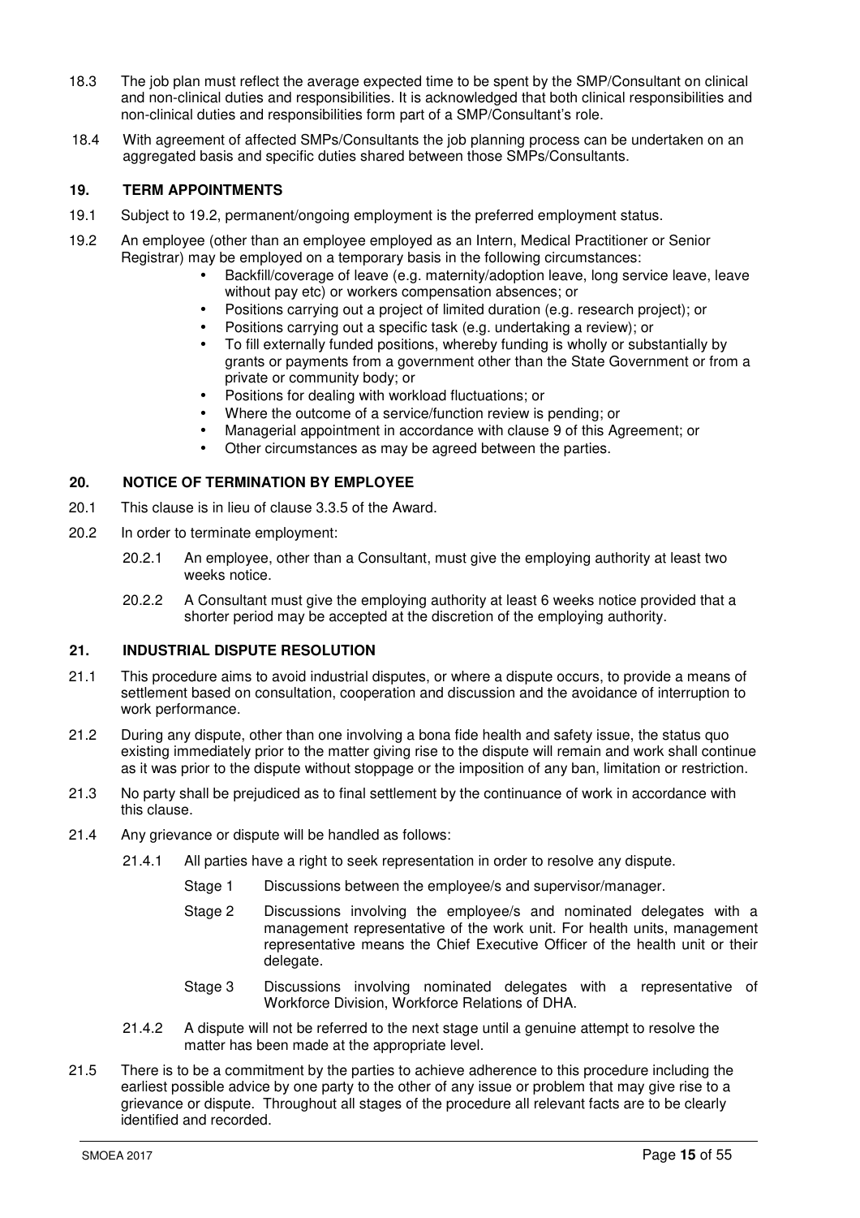18.3 The job plan must reflect the average expected time to be spent by the SMP/Consultant on clinical and non-clinical duties and responsibilities. It is acknowledged that both clinical responsibilities and non-clinical duties and responsibilities form part of a SMP/Consultant's role.

18.4 With agreement of affected SMPs/Consultants the job planning process can be undertaken on an aggregated basis and specific duties shared between those SMPs/Consultants.

## 19. TERM APPOINTMENTS

19.1 Subject to 19.2, permanent/ongoing employment is the preferred employment status.

19.2 An employee (other than an employee employed as an Intern, Medical Practitioner or Senior Registrar) may be employed on a temporary basis in the following circumstances:

- Backfill/coverage of leave (e.g. maternity/adoption leave, long service leave, leave without pay etc) or workers compensation absences; or
- Positions carrying out a project of limited duration (e.g. research project); or
- Positions carrying out a specific task (e.g. undertaking a review); or
- To fill externally funded positions, whereby funding is wholly or substantially by grants or payments from a government other than the State Government or from a private or community body; or
- Positions for dealing with workload fluctuations; or
- Where the outcome of a service/function review is pending; or
- Managerial appointment in accordance with clause 9 of this Agreement; or
- Other circumstances as may be agreed between the parties.

## 20. NOTICE OF TERMINATION BY EMPLOYEE

20.1 This clause is in lieu of clause 3.3.5 of the Award.

20.2 In order to terminate employment:

20.2.1 An employee, other than a Consultant, must give the employing authority at least two weeks notice.

20.2.2 A Consultant must give the employing authority at least 6 weeks notice provided that a shorter period may be accepted at the discretion of the employing authority.

## 21. INDUSTRIAL DISPUTE RESOLUTION

21.1 This procedure aims to avoid industrial disputes, or where a dispute occurs, to provide a means of settlement based on consultation, cooperation and discussion and the avoidance of interruption to work performance.

21.2 During any dispute, other than one involving a bona fide health and safety issue, the status quo existing immediately prior to the matter giving rise to the dispute will remain and work shall continue as it was prior to the dispute without stoppage or the imposition of any ban, limitation or restriction.

21.3 No party shall be prejudiced as to final settlement by the continuance of work in accordance with this clause.

21.4 Any grievance or dispute will be handled as follows:

21.4.1 All parties have a right to seek representation in order to resolve any dispute.

Stage 1 Discussions between the employee/s and supervisor/manager.

Stage 2 Discussions involving the employee/s and nominated delegates with a management representative of the work unit. For health units, management representative means the Chief Executive Officer of the health unit or their delegate.

Stage 3 Discussions involving nominated delegates with a representative of Workforce Division, Workforce Relations of DHA.

21.4.2 A dispute will not be referred to the next stage until a genuine attempt to resolve the matter has been made at the appropriate level.

21.5 There is to be a commitment by the parties to achieve adherence to this procedure including the earliest possible advice by one party to the other of any issue or problem that may give rise to a grievance or dispute. Throughout all stages of the procedure all relevant facts are to be clearly identified and recorded.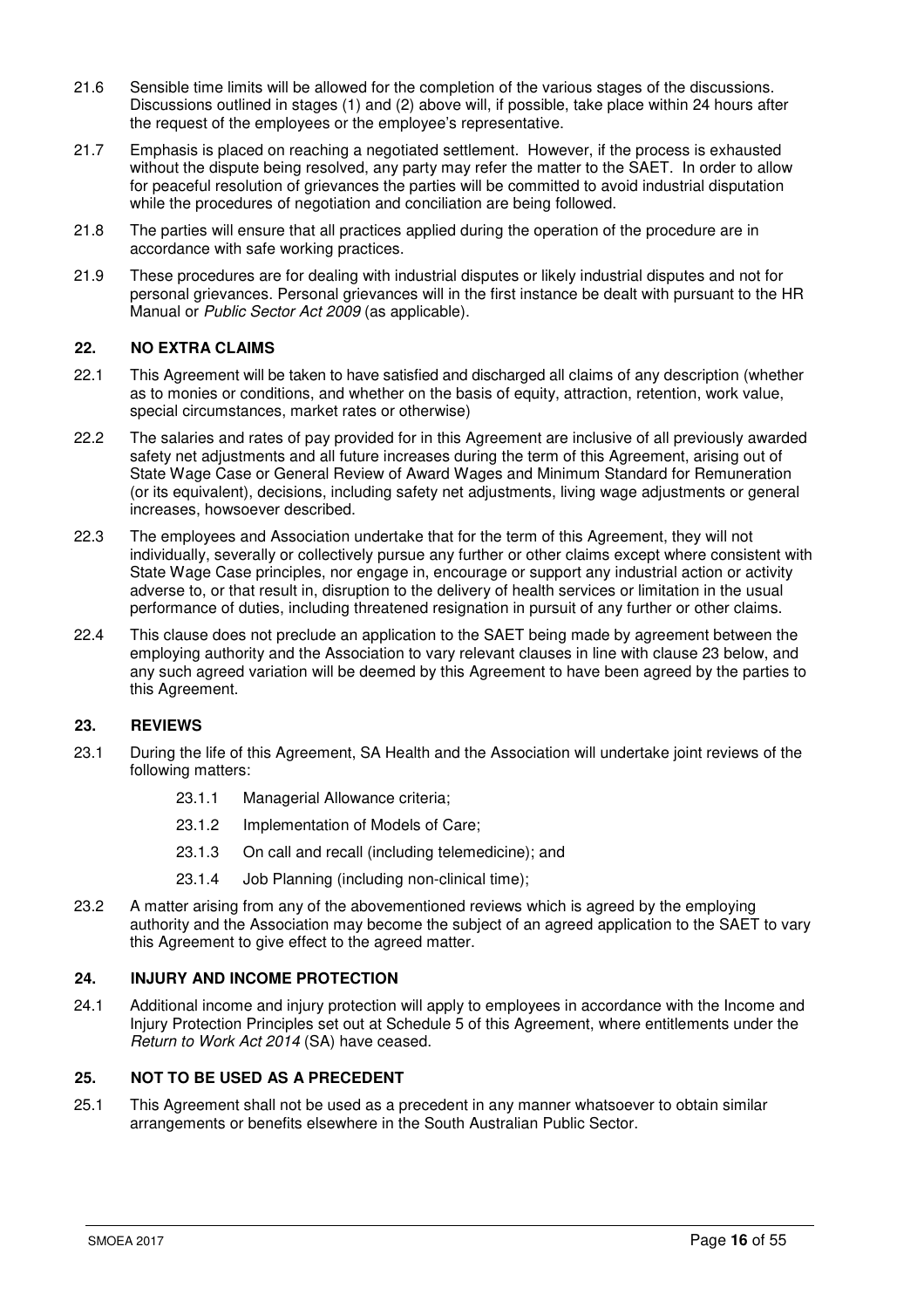21.6 Sensible time limits will be allowed for the completion of the various stages of the discussions. Discussions outlined in stages (1) and (2) above will, if possible, take place within 24 hours after the request of the employees or the employee's representative.

21.7 Emphasis is placed on reaching a negotiated settlement. However, if the process is exhausted without the dispute being resolved, any party may refer the matter to the SAET. In order to allow for peaceful resolution of grievances the parties will be committed to avoid industrial disputation while the procedures of negotiation and conciliation are being followed.

21.8 The parties will ensure that all practices applied during the operation of the procedure are in accordance with safe working practices.

21.9 These procedures are for dealing with industrial disputes or likely industrial disputes and not for personal grievances. Personal grievances will in the first instance be dealt with pursuant to the HR Manual or *Public Sector Act 2009* (as applicable).

## 22. NO EXTRA CLAIMS

22.1 This Agreement will be taken to have satisfied and discharged all claims of any description (whether as to monies or conditions, and whether on the basis of equity, attraction, retention, work value, special circumstances, market rates or otherwise)

22.2 The salaries and rates of pay provided for in this Agreement are inclusive of all previously awarded safety net adjustments and all future increases during the term of this Agreement, arising out of State Wage Case or General Review of Award Wages and Minimum Standard for Remuneration (or its equivalent), decisions, including safety net adjustments, living wage adjustments or general increases, howsoever described.

22.3 The employees and Association undertake that for the term of this Agreement, they will not individually, severally or collectively pursue any further or other claims except where consistent with State Wage Case principles, nor engage in, encourage or support any industrial action or activity adverse to, or that result in, disruption to the delivery of health services or limitation in the usual performance of duties, including threatened resignation in pursuit of any further or other claims.

22.4 This clause does not preclude an application to the SAET being made by agreement between the employing authority and the Association to vary relevant clauses in line with clause 23 below, and any such agreed variation will be deemed by this Agreement to have been agreed by the parties to this Agreement.

## 23. REVIEWS

23.1 During the life of this Agreement, SA Health and the Association will undertake joint reviews of the following matters:

- 23.1.1 Managerial Allowance criteria;
- 23.1.2 Implementation of Models of Care;
- 23.1.3 On call and recall (including telemedicine); and
- 23.1.4 Job Planning (including non-clinical time);

23.2 A matter arising from any of the abovementioned reviews which is agreed by the employing authority and the Association may become the subject of an agreed application to the SAET to vary this Agreement to give effect to the agreed matter.

## 24. INJURY AND INCOME PROTECTION

24.1 Additional income and injury protection will apply to employees in accordance with the Income and Injury Protection Principles set out at Schedule 5 of this Agreement, where entitlements under the *Return to Work Act 2014* (SA) have ceased.

## 25. NOT TO BE USED AS A PRECEDENT

25.1 This Agreement shall not be used as a precedent in any manner whatsoever to obtain similar arrangements or benefits elsewhere in the South Australian Public Sector.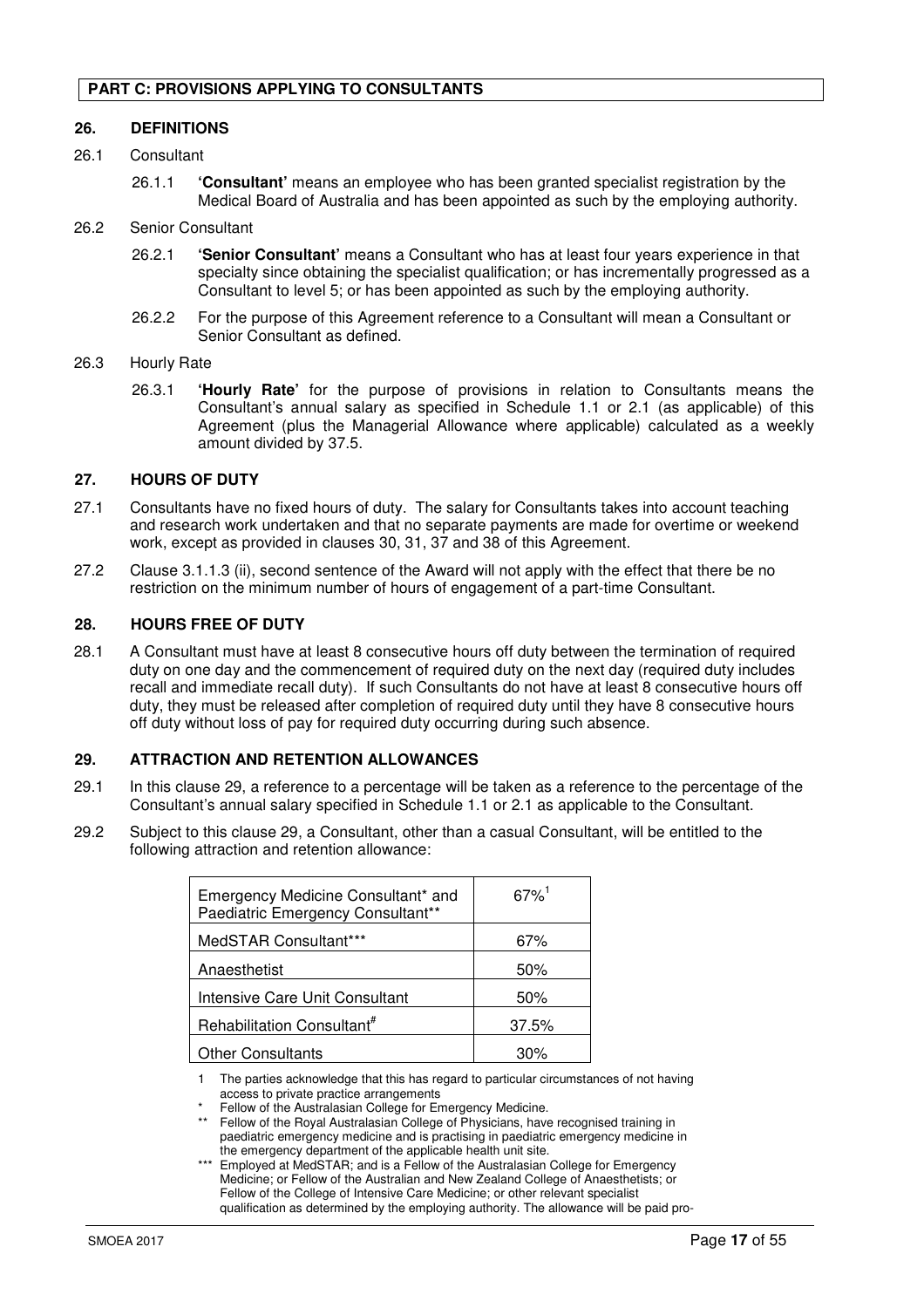**PART C: PROVISIONS APPLYING TO CONSULTANTS**

## 26. DEFINITIONS

26.1 Consultant

26.1.1 **'Consultant'** means an employee who has been granted specialist registration by the Medical Board of Australia and has been appointed as such by the employing authority.

26.2 Senior Consultant

26.2.1 **'Senior Consultant'** means a Consultant who has at least four years experience in that specialty since obtaining the specialist qualification; or has incrementally progressed as a Consultant to level 5; or has been appointed as such by the employing authority.

26.2.2 For the purpose of this Agreement reference to a Consultant will mean a Consultant or Senior Consultant as defined.

26.3 Hourly Rate

26.3.1 **'Hourly Rate'** for the purpose of provisions in relation to Consultants means the Consultant's annual salary as specified in Schedule 1.1 or 2.1 (as applicable) of this Agreement (plus the Managerial Allowance where applicable) calculated as a weekly amount divided by 37.5.

## 27. HOURS OF DUTY

27.1 Consultants have no fixed hours of duty. The salary for Consultants takes into account teaching and research work undertaken and that no separate payments are made for overtime or weekend work, except as provided in clauses 30, 31, 37 and 38 of this Agreement.

27.2 Clause 3.1.1.3 (ii), second sentence of the Award will not apply with the effect that there be no restriction on the minimum number of hours of engagement of a part-time Consultant.

## 28. HOURS FREE OF DUTY

28.1 A Consultant must have at least 8 consecutive hours off duty between the termination of required duty on one day and the commencement of required duty on the next day (required duty includes recall and immediate recall duty). If such Consultants do not have at least 8 consecutive hours off duty, they must be released after completion of required duty until they have 8 consecutive hours off duty without loss of pay for required duty occurring during such absence.

## 29. ATTRACTION AND RETENTION ALLOWANCES

29.1 In this clause 29, a reference to a percentage will be taken as a reference to the percentage of the Consultant's annual salary specified in Schedule 1.1 or 2.1 as applicable to the Consultant.

29.2 Subject to this clause 29, a Consultant, other than a casual Consultant, will be entitled to the following attraction and retention allowance:

| | |
|---|---|
| Emergency Medicine Consultant* and Paediatric Emergency Consultant** | 67%[1] |
| MedSTAR Consultant*** | 67% |
| Anaesthetist | 50% |
| Intensive Care Unit Consultant | 50% |
| Rehabilitation Consultant# | 37.5% |
| Other Consultants | 30% |

1 The parties acknowledge that this has regard to particular circumstances of not having access to private practice arrangements

\* Fellow of the Australasian College for Emergency Medicine.

\** Fellow of the Royal Australasian College of Physicians, have recognised training in paediatric emergency medicine and is practising in paediatric emergency medicine in the emergency department of the applicable health unit site.

\*** Employed at MedSTAR; and is a Fellow of the Australasian College for Emergency Medicine; or Fellow of the Australian and New Zealand College of Anaesthetists; or Fellow of the College of Intensive Care Medicine; or other relevant specialist qualification as determined by the employing authority. The allowance will be paid pro-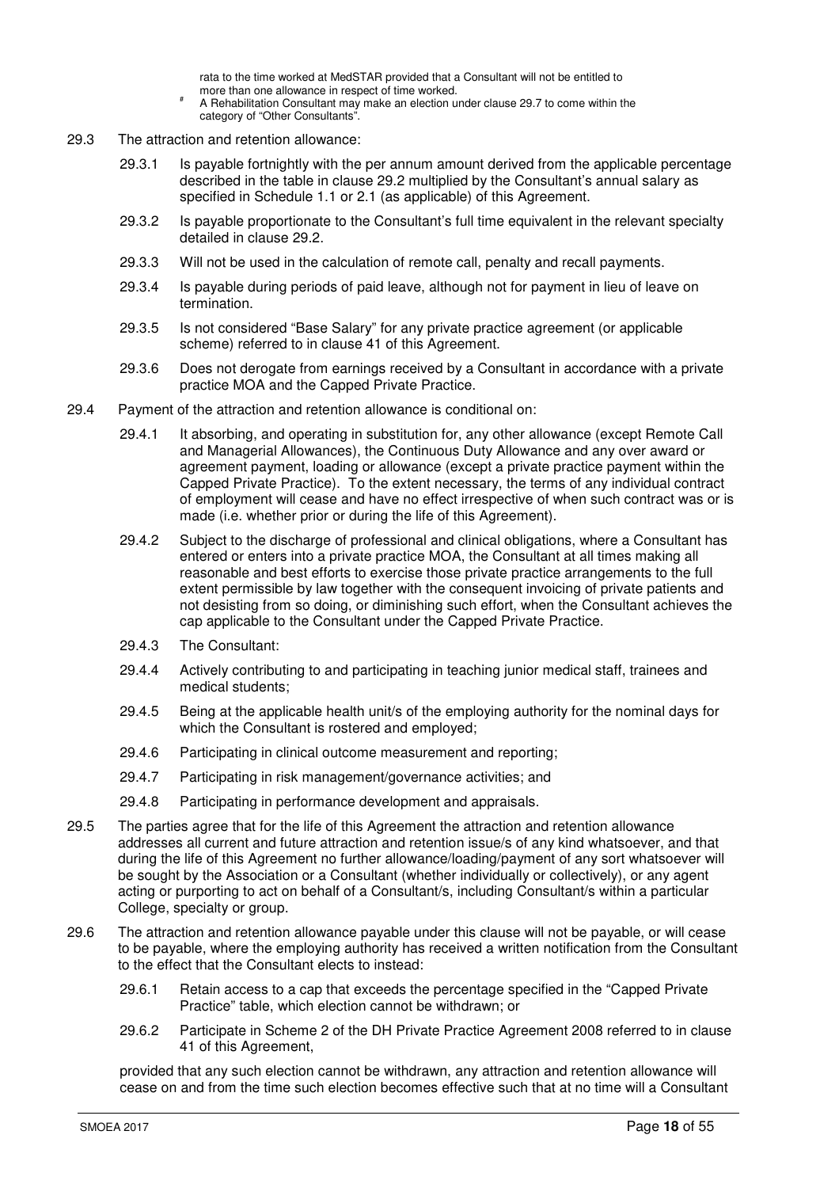rata to the time worked at MedSTAR provided that a Consultant will not be entitled to more than one allowance in respect of time worked.

# A Rehabilitation Consultant may make an election under clause 29.7 to come within the category of "Other Consultants".

29.3 The attraction and retention allowance:

29.3.1 Is payable fortnightly with the per annum amount derived from the applicable percentage described in the table in clause 29.2 multiplied by the Consultant's annual salary as specified in Schedule 1.1 or 2.1 (as applicable) of this Agreement.

29.3.2 Is payable proportionate to the Consultant's full time equivalent in the relevant specialty detailed in clause 29.2.

29.3.3 Will not be used in the calculation of remote call, penalty and recall payments.

29.3.4 Is payable during periods of paid leave, although not for payment in lieu of leave on termination.

29.3.5 Is not considered "Base Salary" for any private practice agreement (or applicable scheme) referred to in clause 41 of this Agreement.

29.3.6 Does not derogate from earnings received by a Consultant in accordance with a private practice MOA and the Capped Private Practice.

29.4 Payment of the attraction and retention allowance is conditional on:

29.4.1 It absorbing, and operating in substitution for, any other allowance (except Remote Call and Managerial Allowances), the Continuous Duty Allowance and any over award or agreement payment, loading or allowance (except a private practice payment within the Capped Private Practice). To the extent necessary, the terms of any individual contract of employment will cease and have no effect irrespective of when such contract was or is made (i.e. whether prior or during the life of this Agreement).

29.4.2 Subject to the discharge of professional and clinical obligations, where a Consultant has entered or enters into a private practice MOA, the Consultant at all times making all reasonable and best efforts to exercise those private practice arrangements to the full extent permissible by law together with the consequent invoicing of private patients and not desisting from so doing, or diminishing such effort, when the Consultant achieves the cap applicable to the Consultant under the Capped Private Practice.

29.4.3 The Consultant:

29.4.4 Actively contributing to and participating in teaching junior medical staff, trainees and medical students;

29.4.5 Being at the applicable health unit/s of the employing authority for the nominal days for which the Consultant is rostered and employed;

29.4.6 Participating in clinical outcome measurement and reporting;

29.4.7 Participating in risk management/governance activities; and

29.4.8 Participating in performance development and appraisals.

29.5 The parties agree that for the life of this Agreement the attraction and retention allowance addresses all current and future attraction and retention issue/s of any kind whatsoever, and that during the life of this Agreement no further allowance/loading/payment of any sort whatsoever will be sought by the Association or a Consultant (whether individually or collectively), or any agent acting or purporting to act on behalf of a Consultant/s, including Consultant/s within a particular College, specialty or group.

29.6 The attraction and retention allowance payable under this clause will not be payable, or will cease to be payable, where the employing authority has received a written notification from the Consultant to the effect that the Consultant elects to instead:

29.6.1 Retain access to a cap that exceeds the percentage specified in the "Capped Private Practice" table, which election cannot be withdrawn; or

29.6.2 Participate in Scheme 2 of the DH Private Practice Agreement 2008 referred to in clause 41 of this Agreement,

provided that any such election cannot be withdrawn, any attraction and retention allowance will cease on and from the time such election becomes effective such that at no time will a Consultant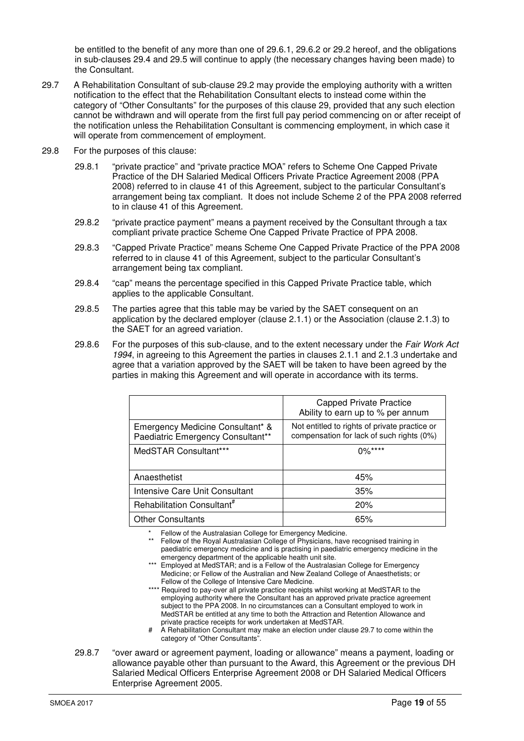be entitled to the benefit of any more than one of 29.6.1, 29.6.2 or 29.2 hereof, and the obligations in sub-clauses 29.4 and 29.5 will continue to apply (the necessary changes having been made) to the Consultant.

29.7 A Rehabilitation Consultant of sub-clause 29.2 may provide the employing authority with a written notification to the effect that the Rehabilitation Consultant elects to instead come within the category of "Other Consultants" for the purposes of this clause 29, provided that any such election cannot be withdrawn and will operate from the first full pay period commencing on or after receipt of the notification unless the Rehabilitation Consultant is commencing employment, in which case it will operate from commencement of employment.

29.8 For the purposes of this clause:

29.8.1 "private practice" and "private practice MOA" refers to Scheme One Capped Private Practice of the DH Salaried Medical Officers Private Practice Agreement 2008 (PPA 2008) referred to in clause 41 of this Agreement, subject to the particular Consultant's arrangement being tax compliant. It does not include Scheme 2 of the PPA 2008 referred to in clause 41 of this Agreement.

29.8.2 "private practice payment" means a payment received by the Consultant through a tax compliant private practice Scheme One Capped Private Practice of PPA 2008.

29.8.3 "Capped Private Practice" means Scheme One Capped Private Practice of the PPA 2008 referred to in clause 41 of this Agreement, subject to the particular Consultant's arrangement being tax compliant.

29.8.4 "cap" means the percentage specified in this Capped Private Practice table, which applies to the applicable Consultant.

29.8.5 The parties agree that this table may be varied by the SAET consequent on an application by the declared employer (clause 2.1.1) or the Association (clause 2.1.3) to the SAET for an agreed variation.

29.8.6 For the purposes of this sub-clause, and to the extent necessary under the *Fair Work Act 1994*, in agreeing to this Agreement the parties in clauses 2.1.1 and 2.1.3 undertake and agree that a variation approved by the SAET will be taken to have been agreed by the parties in making this Agreement and will operate in accordance with its terms.

| | Capped Private Practice<br>Ability to earn up to % per annum |
|---|---|
| Emergency Medicine Consultant* & Paediatric Emergency Consultant** | Not entitled to rights of private practice or compensation for lack of such rights (0%) |
| MedSTAR Consultant*** | 0%**** |
| Anaesthetist | 45% |
| Intensive Care Unit Consultant | 35% |
| Rehabilitation Consultant# | 20% |
| Other Consultants | 65% |

\* Fellow of the Australasian College for Emergency Medicine.

\*\* Fellow of the Royal Australasian College of Physicians, have recognised training in paediatric emergency medicine and is practising in paediatric emergency medicine in the emergency department of the applicable health unit site.

\*\*\* Employed at MedSTAR; and is a Fellow of the Australasian College for Emergency Medicine; or Fellow of the Australian and New Zealand College of Anaesthetists; or Fellow of the College of Intensive Care Medicine.

\*\*\*\* Required to pay-over all private practice receipts whilst working at MedSTAR to the employing authority where the Consultant has an approved private practice agreement subject to the PPA 2008. In no circumstances can a Consultant employed to work in MedSTAR be entitled at any time to both the Attraction and Retention Allowance and private practice receipts for work undertaken at MedSTAR.

\# A Rehabilitation Consultant may make an election under clause 29.7 to come within the category of "Other Consultants".

29.8.7 "over award or agreement payment, loading or allowance" means a payment, loading or allowance payable other than pursuant to the Award, this Agreement or the previous DH Salaried Medical Officers Enterprise Agreement 2008 or DH Salaried Medical Officers Enterprise Agreement 2005.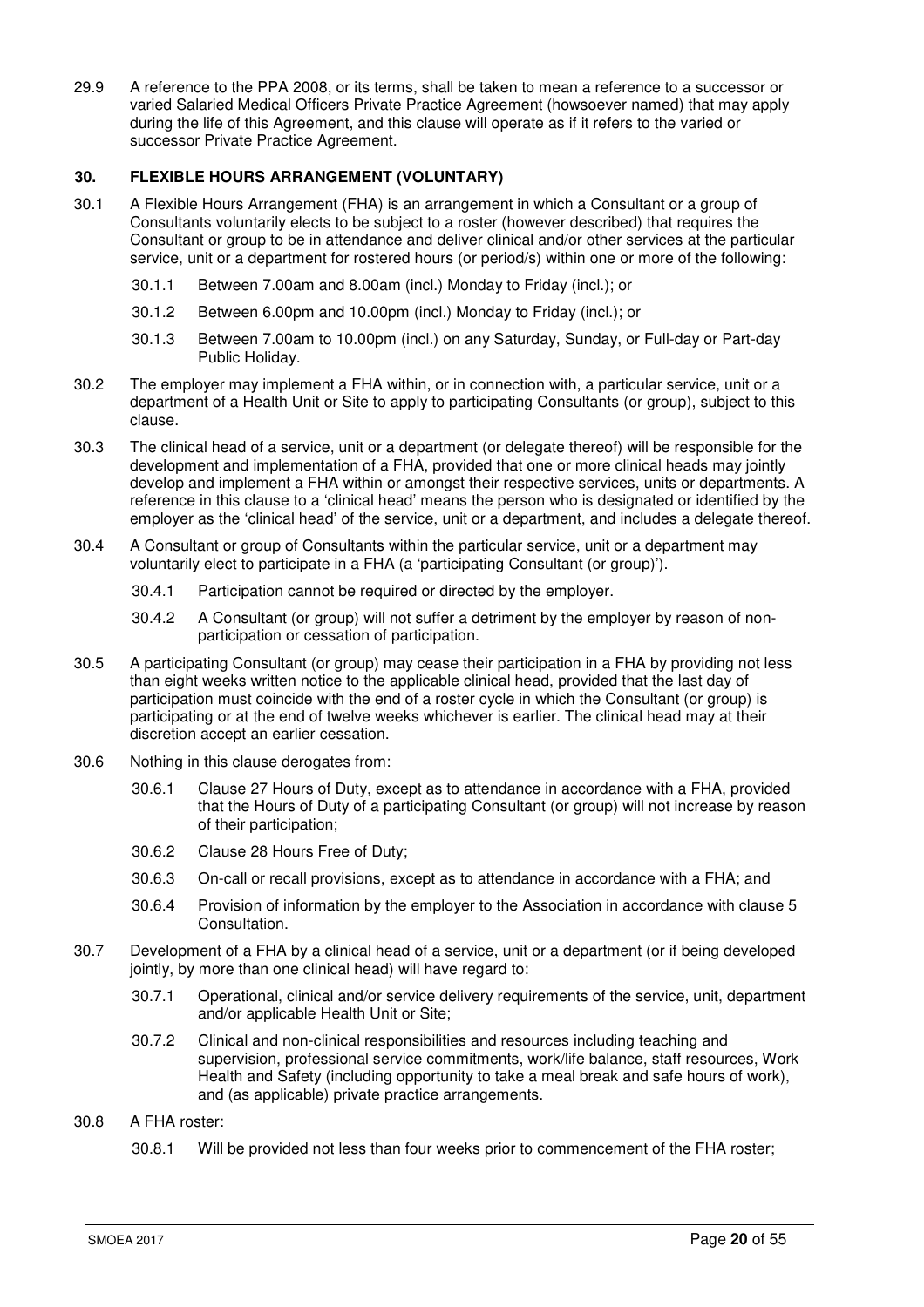29.9 A reference to the PPA 2008, or its terms, shall be taken to mean a reference to a successor or varied Salaried Medical Officers Private Practice Agreement (howsoever named) that may apply during the life of this Agreement, and this clause will operate as if it refers to the varied or successor Private Practice Agreement.

## 30. FLEXIBLE HOURS ARRANGEMENT (VOLUNTARY)

30.1 A Flexible Hours Arrangement (FHA) is an arrangement in which a Consultant or a group of Consultants voluntarily elects to be subject to a roster (however described) that requires the Consultant or group to be in attendance and deliver clinical and/or other services at the particular service, unit or a department for rostered hours (or period/s) within one or more of the following:

- 30.1.1 Between 7.00am and 8.00am (incl.) Monday to Friday (incl.); or
- 30.1.2 Between 6.00pm and 10.00pm (incl.) Monday to Friday (incl.); or
- 30.1.3 Between 7.00am to 10.00pm (incl.) on any Saturday, Sunday, or Full-day or Part-day Public Holiday.

30.2 The employer may implement a FHA within, or in connection with, a particular service, unit or a department of a Health Unit or Site to apply to participating Consultants (or group), subject to this clause.

30.3 The clinical head of a service, unit or a department (or delegate thereof) will be responsible for the development and implementation of a FHA, provided that one or more clinical heads may jointly develop and implement a FHA within or amongst their respective services, units or departments. A reference in this clause to a 'clinical head' means the person who is designated or identified by the employer as the 'clinical head' of the service, unit or a department, and includes a delegate thereof.

30.4 A Consultant or group of Consultants within the particular service, unit or a department may voluntarily elect to participate in a FHA (a 'participating Consultant (or group)').

- 30.4.1 Participation cannot be required or directed by the employer.
- 30.4.2 A Consultant (or group) will not suffer a detriment by the employer by reason of non-participation or cessation of participation.

30.5 A participating Consultant (or group) may cease their participation in a FHA by providing not less than eight weeks written notice to the applicable clinical head, provided that the last day of participation must coincide with the end of a roster cycle in which the Consultant (or group) is participating or at the end of twelve weeks whichever is earlier. The clinical head may at their discretion accept an earlier cessation.

30.6 Nothing in this clause derogates from:

- 30.6.1 Clause 27 Hours of Duty, except as to attendance in accordance with a FHA, provided that the Hours of Duty of a participating Consultant (or group) will not increase by reason of their participation;
- 30.6.2 Clause 28 Hours Free of Duty;
- 30.6.3 On-call or recall provisions, except as to attendance in accordance with a FHA; and
- 30.6.4 Provision of information by the employer to the Association in accordance with clause 5 Consultation.

30.7 Development of a FHA by a clinical head of a service, unit or a department (or if being developed jointly, by more than one clinical head) will have regard to:

- 30.7.1 Operational, clinical and/or service delivery requirements of the service, unit, department and/or applicable Health Unit or Site;
- 30.7.2 Clinical and non-clinical responsibilities and resources including teaching and supervision, professional service commitments, work/life balance, staff resources, Work Health and Safety (including opportunity to take a meal break and safe hours of work), and (as applicable) private practice arrangements.

30.8 A FHA roster:

- 30.8.1 Will be provided not less than four weeks prior to commencement of the FHA roster;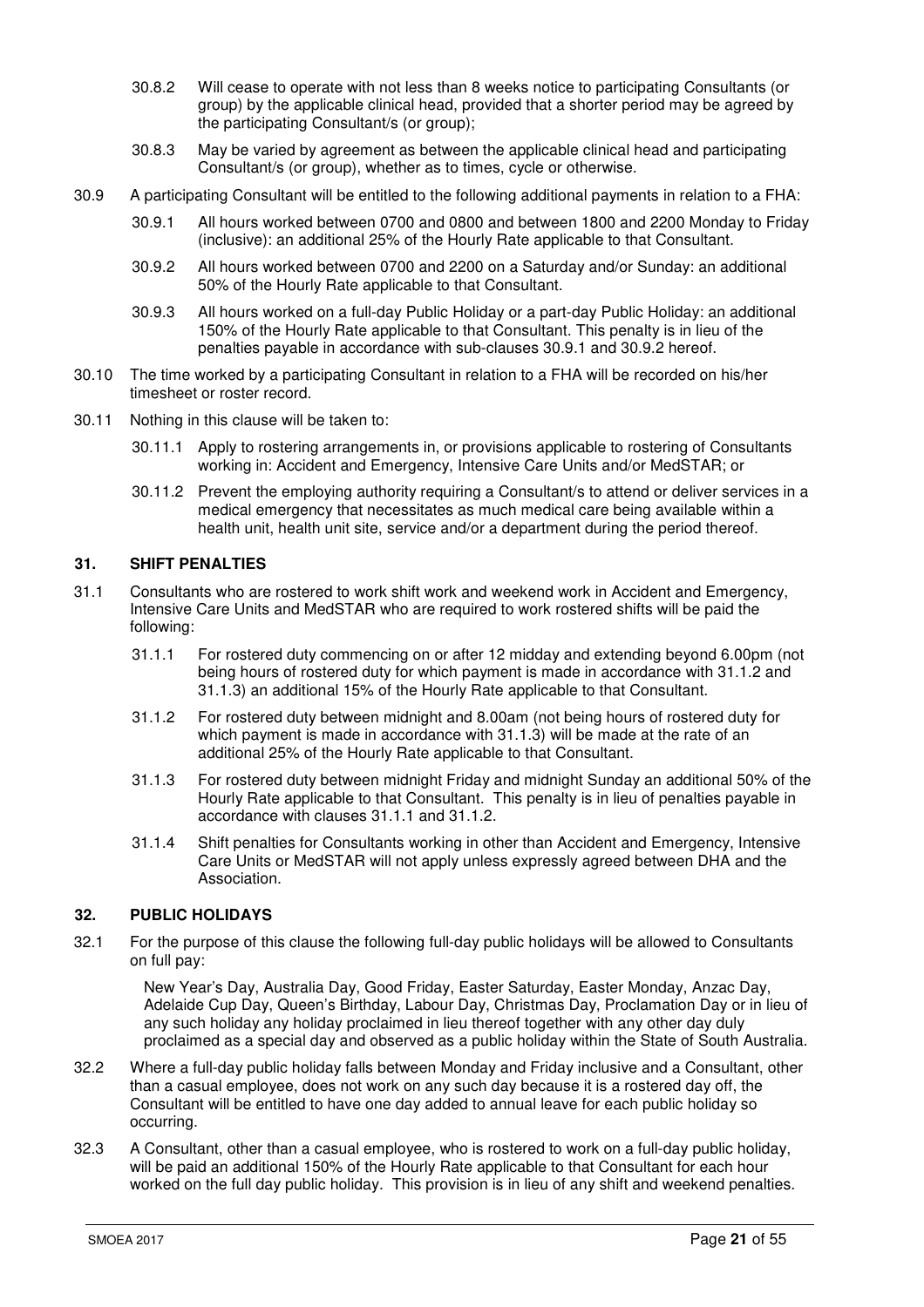30.8.2 Will cease to operate with not less than 8 weeks notice to participating Consultants (or group) by the applicable clinical head, provided that a shorter period may be agreed by the participating Consultant/s (or group);

30.8.3 May be varied by agreement as between the applicable clinical head and participating Consultant/s (or group), whether as to times, cycle or otherwise.

30.9 A participating Consultant will be entitled to the following additional payments in relation to a FHA:

30.9.1 All hours worked between 0700 and 0800 and between 1800 and 2200 Monday to Friday (inclusive): an additional 25% of the Hourly Rate applicable to that Consultant.

30.9.2 All hours worked between 0700 and 2200 on a Saturday and/or Sunday: an additional 50% of the Hourly Rate applicable to that Consultant.

30.9.3 All hours worked on a full-day Public Holiday or a part-day Public Holiday: an additional 150% of the Hourly Rate applicable to that Consultant. This penalty is in lieu of the penalties payable in accordance with sub-clauses 30.9.1 and 30.9.2 hereof.

30.10 The time worked by a participating Consultant in relation to a FHA will be recorded on his/her timesheet or roster record.

30.11 Nothing in this clause will be taken to:

30.11.1 Apply to rostering arrangements in, or provisions applicable to rostering of Consultants working in: Accident and Emergency, Intensive Care Units and/or MedSTAR; or

30.11.2 Prevent the employing authority requiring a Consultant/s to attend or deliver services in a medical emergency that necessitates as much medical care being available within a health unit, health unit site, service and/or a department during the period thereof.

## 31. SHIFT PENALTIES

31.1 Consultants who are rostered to work shift work and weekend work in Accident and Emergency, Intensive Care Units and MedSTAR who are required to work rostered shifts will be paid the following:

31.1.1 For rostered duty commencing on or after 12 midday and extending beyond 6.00pm (not being hours of rostered duty for which payment is made in accordance with 31.1.2 and 31.1.3) an additional 15% of the Hourly Rate applicable to that Consultant.

31.1.2 For rostered duty between midnight and 8.00am (not being hours of rostered duty for which payment is made in accordance with 31.1.3) will be made at the rate of an additional 25% of the Hourly Rate applicable to that Consultant.

31.1.3 For rostered duty between midnight Friday and midnight Sunday an additional 50% of the Hourly Rate applicable to that Consultant. This penalty is in lieu of penalties payable in accordance with clauses 31.1.1 and 31.1.2.

31.1.4 Shift penalties for Consultants working in other than Accident and Emergency, Intensive Care Units or MedSTAR will not apply unless expressly agreed between DHA and the Association.

## 32. PUBLIC HOLIDAYS

32.1 For the purpose of this clause the following full-day public holidays will be allowed to Consultants on full pay:

New Year's Day, Australia Day, Good Friday, Easter Saturday, Easter Monday, Anzac Day, Adelaide Cup Day, Queen's Birthday, Labour Day, Christmas Day, Proclamation Day or in lieu of any such holiday any holiday proclaimed in lieu thereof together with any other day duly proclaimed as a special day and observed as a public holiday within the State of South Australia.

32.2 Where a full-day public holiday falls between Monday and Friday inclusive and a Consultant, other than a casual employee, does not work on any such day because it is a rostered day off, the Consultant will be entitled to have one day added to annual leave for each public holiday so occurring.

32.3 A Consultant, other than a casual employee, who is rostered to work on a full-day public holiday, will be paid an additional 150% of the Hourly Rate applicable to that Consultant for each hour worked on the full day public holiday. This provision is in lieu of any shift and weekend penalties.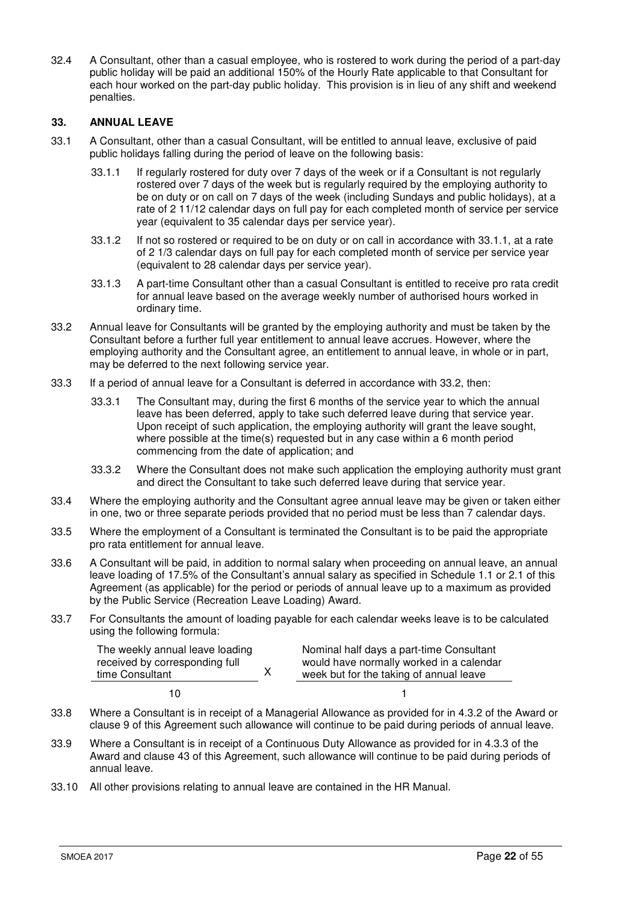32.4 A Consultant, other than a casual employee, who is rostered to work during the period of a part-day public holiday will be paid an additional 150% of the Hourly Rate applicable to that Consultant for each hour worked on the part-day public holiday. This provision is in lieu of any shift and weekend penalties.

### 33. ANNUAL LEAVE

33.1 A Consultant, other than a casual Consultant, will be entitled to annual leave, exclusive of paid public holidays falling during the period of leave on the following basis:

33.1.1 If regularly rostered for duty over 7 days of the week or if a Consultant is not regularly rostered over 7 days of the week but is regularly required by the employing authority to be on duty or on call on 7 days of the week (including Sundays and public holidays), at a rate of 2 11/12 calendar days on full pay for each completed month of service per service year (equivalent to 35 calendar days per service year).

33.1.2 If not so rostered or required to be on duty or on call in accordance with 33.1.1, at a rate of 2 1/3 calendar days on full pay for each completed month of service per service year (equivalent to 28 calendar days per service year).

33.1.3 A part-time Consultant other than a casual Consultant is entitled to receive pro rata credit for annual leave based on the average weekly number of authorised hours worked in ordinary time.

33.2 Annual leave for Consultants will be granted by the employing authority and must be taken by the Consultant before a further full year entitlement to annual leave accrues. However, where the employing authority and the Consultant agree, an entitlement to annual leave, in whole or in part, may be deferred to the next following service year.

33.3 If a period of annual leave for a Consultant is deferred in accordance with 33.2, then:

33.3.1 The Consultant may, during the first 6 months of the service year to which the annual leave has been deferred, apply to take such deferred leave during that service year. Upon receipt of such application, the employing authority will grant the leave sought, where possible at the time(s) requested but in any case within a 6 month period commencing from the date of application; and

33.3.2 Where the Consultant does not make such application the employing authority must grant and direct the Consultant to take such deferred leave during that service year.

33.4 Where the employing authority and the Consultant agree annual leave may be given or taken either in one, two or three separate periods provided that no period must be less than 7 calendar days.

33.5 Where the employment of a Consultant is terminated the Consultant is to be paid the appropriate pro rata entitlement for annual leave.

33.6 A Consultant will be paid, in addition to normal salary when proceeding on annual leave, an annual leave loading of 17.5% of the Consultant's annual salary as specified in Schedule 1.1 or 2.1 of this Agreement (as applicable) for the period or periods of annual leave up to a maximum as provided by the Public Service (Recreation Leave Loading) Award.

33.7 For Consultants the amount of loading payable for each calendar weeks leave is to be calculated using the following formula:

$$\frac{\text{The weekly annual leave loading received by corresponding full time Consultant}}{10} \times \frac{\text{Nominal half days a part-time Consultant would have normally worked in a calendar week but for the taking of annual leave}}{1}$$

33.8 Where a Consultant is in receipt of a Managerial Allowance as provided for in 4.3.2 of the Award or clause 9 of this Agreement such allowance will continue to be paid during periods of annual leave.

33.9 Where a Consultant is in receipt of a Continuous Duty Allowance as provided for in 4.3.3 of the Award and clause 43 of this Agreement, such allowance will continue to be paid during periods of annual leave.

33.10 All other provisions relating to annual leave are contained in the HR Manual.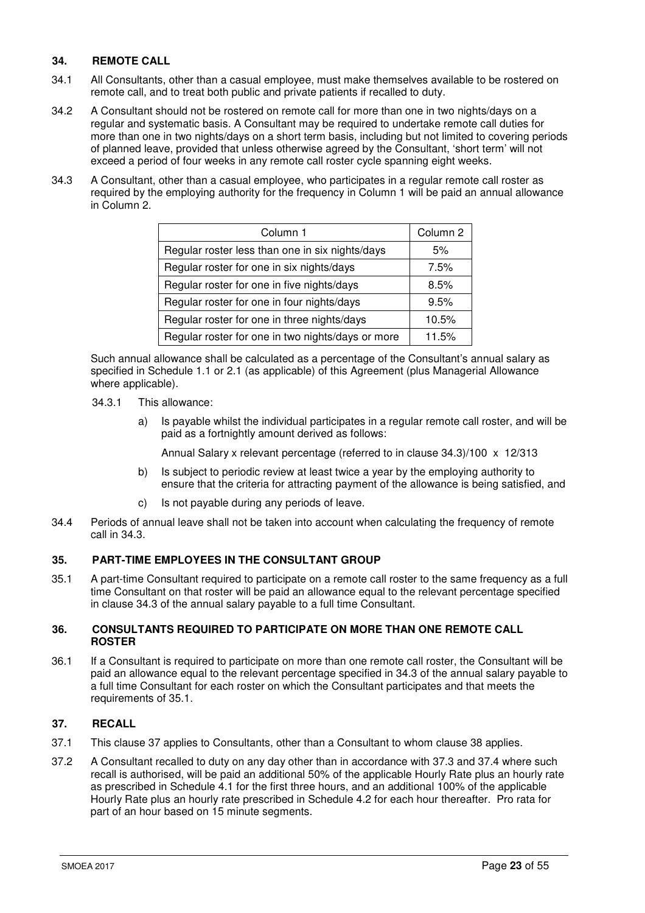## 34. REMOTE CALL

34.1 All Consultants, other than a casual employee, must make themselves available to be rostered on remote call, and to treat both public and private patients if recalled to duty.

34.2 A Consultant should not be rostered on remote call for more than one in two nights/days on a regular and systematic basis. A Consultant may be required to undertake remote call duties for more than one in two nights/days on a short term basis, including but not limited to covering periods of planned leave, provided that unless otherwise agreed by the Consultant, 'short term' will not exceed a period of four weeks in any remote call roster cycle spanning eight weeks.

34.3 A Consultant, other than a casual employee, who participates in a regular remote call roster as required by the employing authority for the frequency in Column 1 will be paid an annual allowance in Column 2.

| Column 1 | Column 2 |
|---|---|
| Regular roster less than one in six nights/days | 5% |
| Regular roster for one in six nights/days | 7.5% |
| Regular roster for one in five nights/days | 8.5% |
| Regular roster for one in four nights/days | 9.5% |
| Regular roster for one in three nights/days | 10.5% |
| Regular roster for one in two nights/days or more | 11.5% |

Such annual allowance shall be calculated as a percentage of the Consultant's annual salary as specified in Schedule 1.1 or 2.1 (as applicable) of this Agreement (plus Managerial Allowance where applicable).

34.3.1 This allowance:

a) Is payable whilst the individual participates in a regular remote call roster, and will be paid as a fortnightly amount derived as follows:

   Annual Salary x relevant percentage (referred to in clause 34.3)/100 x 12/313

b) Is subject to periodic review at least twice a year by the employing authority to ensure that the criteria for attracting payment of the allowance is being satisfied, and

c) Is not payable during any periods of leave.

34.4 Periods of annual leave shall not be taken into account when calculating the frequency of remote call in 34.3.

## 35. PART-TIME EMPLOYEES IN THE CONSULTANT GROUP

35.1 A part-time Consultant required to participate on a remote call roster to the same frequency as a full time Consultant on that roster will be paid an allowance equal to the relevant percentage specified in clause 34.3 of the annual salary payable to a full time Consultant.

## 36. CONSULTANTS REQUIRED TO PARTICIPATE ON MORE THAN ONE REMOTE CALL ROSTER

36.1 If a Consultant is required to participate on more than one remote call roster, the Consultant will be paid an allowance equal to the relevant percentage specified in 34.3 of the annual salary payable to a full time Consultant for each roster on which the Consultant participates and that meets the requirements of 35.1.

## 37. RECALL

37.1 This clause 37 applies to Consultants, other than a Consultant to whom clause 38 applies.

37.2 A Consultant recalled to duty on any day other than in accordance with 37.3 and 37.4 where such recall is authorised, will be paid an additional 50% of the applicable Hourly Rate plus an hourly rate as prescribed in Schedule 4.1 for the first three hours, and an additional 100% of the applicable Hourly Rate plus an hourly rate prescribed in Schedule 4.2 for each hour thereafter. Pro rata for part of an hour based on 15 minute segments.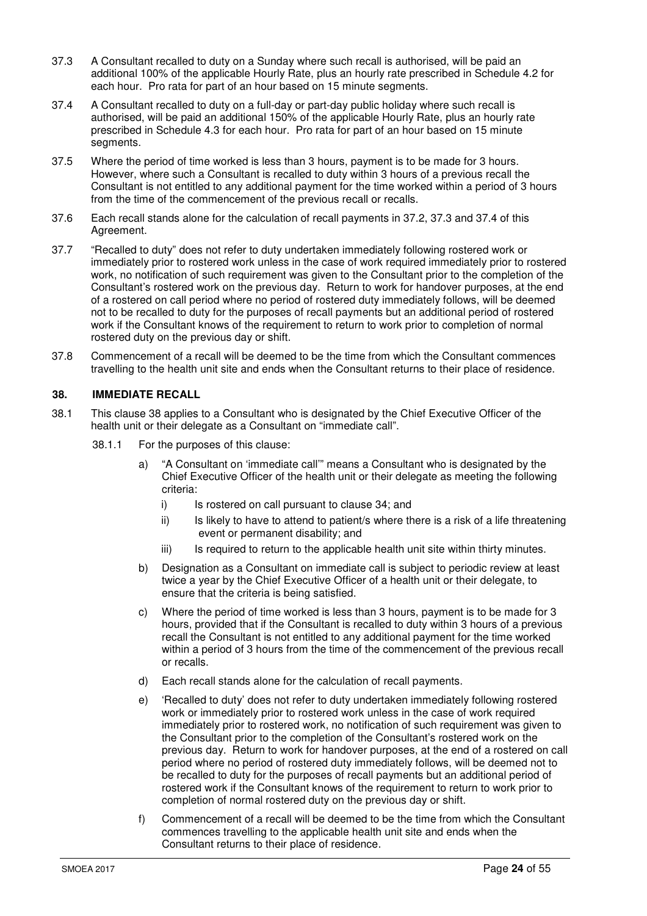37.3 A Consultant recalled to duty on a Sunday where such recall is authorised, will be paid an additional 100% of the applicable Hourly Rate, plus an hourly rate prescribed in Schedule 4.2 for each hour. Pro rata for part of an hour based on 15 minute segments.

37.4 A Consultant recalled to duty on a full-day or part-day public holiday where such recall is authorised, will be paid an additional 150% of the applicable Hourly Rate, plus an hourly rate prescribed in Schedule 4.3 for each hour. Pro rata for part of an hour based on 15 minute segments.

37.5 Where the period of time worked is less than 3 hours, payment is to be made for 3 hours. However, where such a Consultant is recalled to duty within 3 hours of a previous recall the Consultant is not entitled to any additional payment for the time worked within a period of 3 hours from the time of the commencement of the previous recall or recalls.

37.6 Each recall stands alone for the calculation of recall payments in 37.2, 37.3 and 37.4 of this Agreement.

37.7 "Recalled to duty" does not refer to duty undertaken immediately following rostered work or immediately prior to rostered work unless in the case of work required immediately prior to rostered work, no notification of such requirement was given to the Consultant prior to the completion of the Consultant's rostered work on the previous day. Return to work for handover purposes, at the end of a rostered on call period where no period of rostered duty immediately follows, will be deemed not to be recalled to duty for the purposes of recall payments but an additional period of rostered work if the Consultant knows of the requirement to return to work prior to completion of normal rostered duty on the previous day or shift.

37.8 Commencement of a recall will be deemed to be the time from which the Consultant commences travelling to the health unit site and ends when the Consultant returns to their place of residence.

## 38. IMMEDIATE RECALL

38.1 This clause 38 applies to a Consultant who is designated by the Chief Executive Officer of the health unit or their delegate as a Consultant on "immediate call".

38.1.1 For the purposes of this clause:

a) "A Consultant on 'immediate call'" means a Consultant who is designated by the Chief Executive Officer of the health unit or their delegate as meeting the following criteria:

   i) Is rostered on call pursuant to clause 34; and

   ii) Is likely to have to attend to patient/s where there is a risk of a life threatening event or permanent disability; and

   iii) Is required to return to the applicable health unit site within thirty minutes.

b) Designation as a Consultant on immediate call is subject to periodic review at least twice a year by the Chief Executive Officer of a health unit or their delegate, to ensure that the criteria is being satisfied.

c) Where the period of time worked is less than 3 hours, payment is to be made for 3 hours, provided that if the Consultant is recalled to duty within 3 hours of a previous recall the Consultant is not entitled to any additional payment for the time worked within a period of 3 hours from the time of the commencement of the previous recall or recalls.

d) Each recall stands alone for the calculation of recall payments.

e) 'Recalled to duty' does not refer to duty undertaken immediately following rostered work or immediately prior to rostered work unless in the case of work required immediately prior to rostered work, no notification of such requirement was given to the Consultant prior to the completion of the Consultant's rostered work on the previous day. Return to work for handover purposes, at the end of a rostered on call period where no period of rostered duty immediately follows, will be deemed not to be recalled to duty for the purposes of recall payments but an additional period of rostered work if the Consultant knows of the requirement to return to work prior to completion of normal rostered duty on the previous day or shift.

f) Commencement of a recall will be deemed to be the time from which the Consultant commences travelling to the applicable health unit site and ends when the Consultant returns to their place of residence.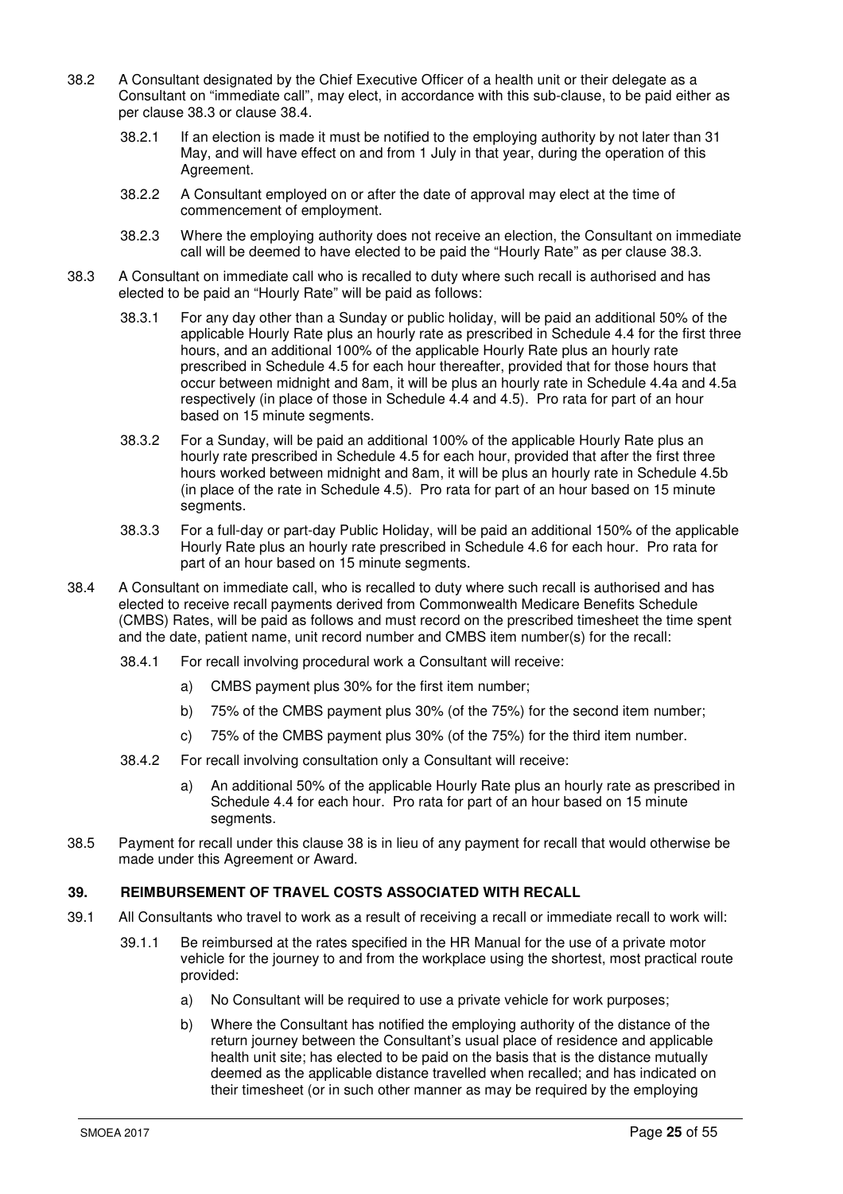38.2 A Consultant designated by the Chief Executive Officer of a health unit or their delegate as a Consultant on "immediate call", may elect, in accordance with this sub-clause, to be paid either as per clause 38.3 or clause 38.4.

38.2.1 If an election is made it must be notified to the employing authority by not later than 31 May, and will have effect on and from 1 July in that year, during the operation of this Agreement.

38.2.2 A Consultant employed on or after the date of approval may elect at the time of commencement of employment.

38.2.3 Where the employing authority does not receive an election, the Consultant on immediate call will be deemed to have elected to be paid the "Hourly Rate" as per clause 38.3.

38.3 A Consultant on immediate call who is recalled to duty where such recall is authorised and has elected to be paid an "Hourly Rate" will be paid as follows:

38.3.1 For any day other than a Sunday or public holiday, will be paid an additional 50% of the applicable Hourly Rate plus an hourly rate as prescribed in Schedule 4.4 for the first three hours, and an additional 100% of the applicable Hourly Rate plus an hourly rate prescribed in Schedule 4.5 for each hour thereafter, provided that for those hours that occur between midnight and 8am, it will be plus an hourly rate in Schedule 4.4a and 4.5a respectively (in place of those in Schedule 4.4 and 4.5). Pro rata for part of an hour based on 15 minute segments.

38.3.2 For a Sunday, will be paid an additional 100% of the applicable Hourly Rate plus an hourly rate prescribed in Schedule 4.5 for each hour, provided that after the first three hours worked between midnight and 8am, it will be plus an hourly rate in Schedule 4.5b (in place of the rate in Schedule 4.5). Pro rata for part of an hour based on 15 minute segments.

38.3.3 For a full-day or part-day Public Holiday, will be paid an additional 150% of the applicable Hourly Rate plus an hourly rate prescribed in Schedule 4.6 for each hour. Pro rata for part of an hour based on 15 minute segments.

38.4 A Consultant on immediate call, who is recalled to duty where such recall is authorised and has elected to receive recall payments derived from Commonwealth Medicare Benefits Schedule (CMBS) Rates, will be paid as follows and must record on the prescribed timesheet the time spent and the date, patient name, unit record number and CMBS item number(s) for the recall:

38.4.1 For recall involving procedural work a Consultant will receive:

a) CMBS payment plus 30% for the first item number;

b) 75% of the CMBS payment plus 30% (of the 75%) for the second item number;

c) 75% of the CMBS payment plus 30% (of the 75%) for the third item number.

38.4.2 For recall involving consultation only a Consultant will receive:

a) An additional 50% of the applicable Hourly Rate plus an hourly rate as prescribed in Schedule 4.4 for each hour. Pro rata for part of an hour based on 15 minute segments.

38.5 Payment for recall under this clause 38 is in lieu of any payment for recall that would otherwise be made under this Agreement or Award.

## 39. REIMBURSEMENT OF TRAVEL COSTS ASSOCIATED WITH RECALL

39.1 All Consultants who travel to work as a result of receiving a recall or immediate recall to work will:

39.1.1 Be reimbursed at the rates specified in the HR Manual for the use of a private motor vehicle for the journey to and from the workplace using the shortest, most practical route provided:

a) No Consultant will be required to use a private vehicle for work purposes;

b) Where the Consultant has notified the employing authority of the distance of the return journey between the Consultant's usual place of residence and applicable health unit site; has elected to be paid on the basis that is the distance mutually deemed as the applicable distance travelled when recalled; and has indicated on their timesheet (or in such other manner as may be required by the employing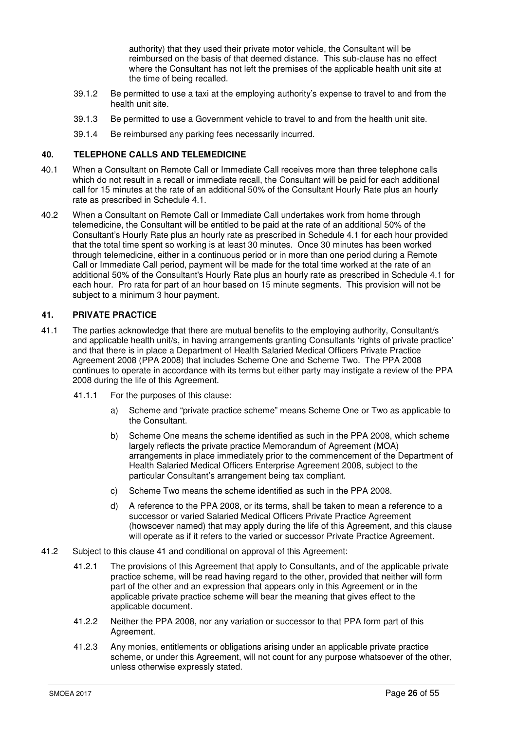authority) that they used their private motor vehicle, the Consultant will be reimbursed on the basis of that deemed distance. This sub-clause has no effect where the Consultant has not left the premises of the applicable health unit site at the time of being recalled.

39.1.2 Be permitted to use a taxi at the employing authority's expense to travel to and from the health unit site.

39.1.3 Be permitted to use a Government vehicle to travel to and from the health unit site.

39.1.4 Be reimbursed any parking fees necessarily incurred.

## 40. TELEPHONE CALLS AND TELEMEDICINE

40.1 When a Consultant on Remote Call or Immediate Call receives more than three telephone calls which do not result in a recall or immediate recall, the Consultant will be paid for each additional call for 15 minutes at the rate of an additional 50% of the Consultant Hourly Rate plus an hourly rate as prescribed in Schedule 4.1.

40.2 When a Consultant on Remote Call or Immediate Call undertakes work from home through telemedicine, the Consultant will be entitled to be paid at the rate of an additional 50% of the Consultant's Hourly Rate plus an hourly rate as prescribed in Schedule 4.1 for each hour provided that the total time spent so working is at least 30 minutes. Once 30 minutes has been worked through telemedicine, either in a continuous period or in more than one period during a Remote Call or Immediate Call period, payment will be made for the total time worked at the rate of an additional 50% of the Consultant's Hourly Rate plus an hourly rate as prescribed in Schedule 4.1 for each hour. Pro rata for part of an hour based on 15 minute segments. This provision will not be subject to a minimum 3 hour payment.

## 41. PRIVATE PRACTICE

41.1 The parties acknowledge that there are mutual benefits to the employing authority, Consultant/s and applicable health unit/s, in having arrangements granting Consultants 'rights of private practice' and that there is in place a Department of Health Salaried Medical Officers Private Practice Agreement 2008 (PPA 2008) that includes Scheme One and Scheme Two. The PPA 2008 continues to operate in accordance with its terms but either party may instigate a review of the PPA 2008 during the life of this Agreement.

41.1.1 For the purposes of this clause:

a) Scheme and "private practice scheme" means Scheme One or Two as applicable to the Consultant.

b) Scheme One means the scheme identified as such in the PPA 2008, which scheme largely reflects the private practice Memorandum of Agreement (MOA) arrangements in place immediately prior to the commencement of the Department of Health Salaried Medical Officers Enterprise Agreement 2008, subject to the particular Consultant's arrangement being tax compliant.

c) Scheme Two means the scheme identified as such in the PPA 2008.

d) A reference to the PPA 2008, or its terms, shall be taken to mean a reference to a successor or varied Salaried Medical Officers Private Practice Agreement (howsoever named) that may apply during the life of this Agreement, and this clause will operate as if it refers to the varied or successor Private Practice Agreement.

41.2 Subject to this clause 41 and conditional on approval of this Agreement:

41.2.1 The provisions of this Agreement that apply to Consultants, and of the applicable private practice scheme, will be read having regard to the other, provided that neither will form part of the other and an expression that appears only in this Agreement or in the applicable private practice scheme will bear the meaning that gives effect to the applicable document.

41.2.2 Neither the PPA 2008, nor any variation or successor to that PPA form part of this Agreement.

41.2.3 Any monies, entitlements or obligations arising under an applicable private practice scheme, or under this Agreement, will not count for any purpose whatsoever of the other, unless otherwise expressly stated.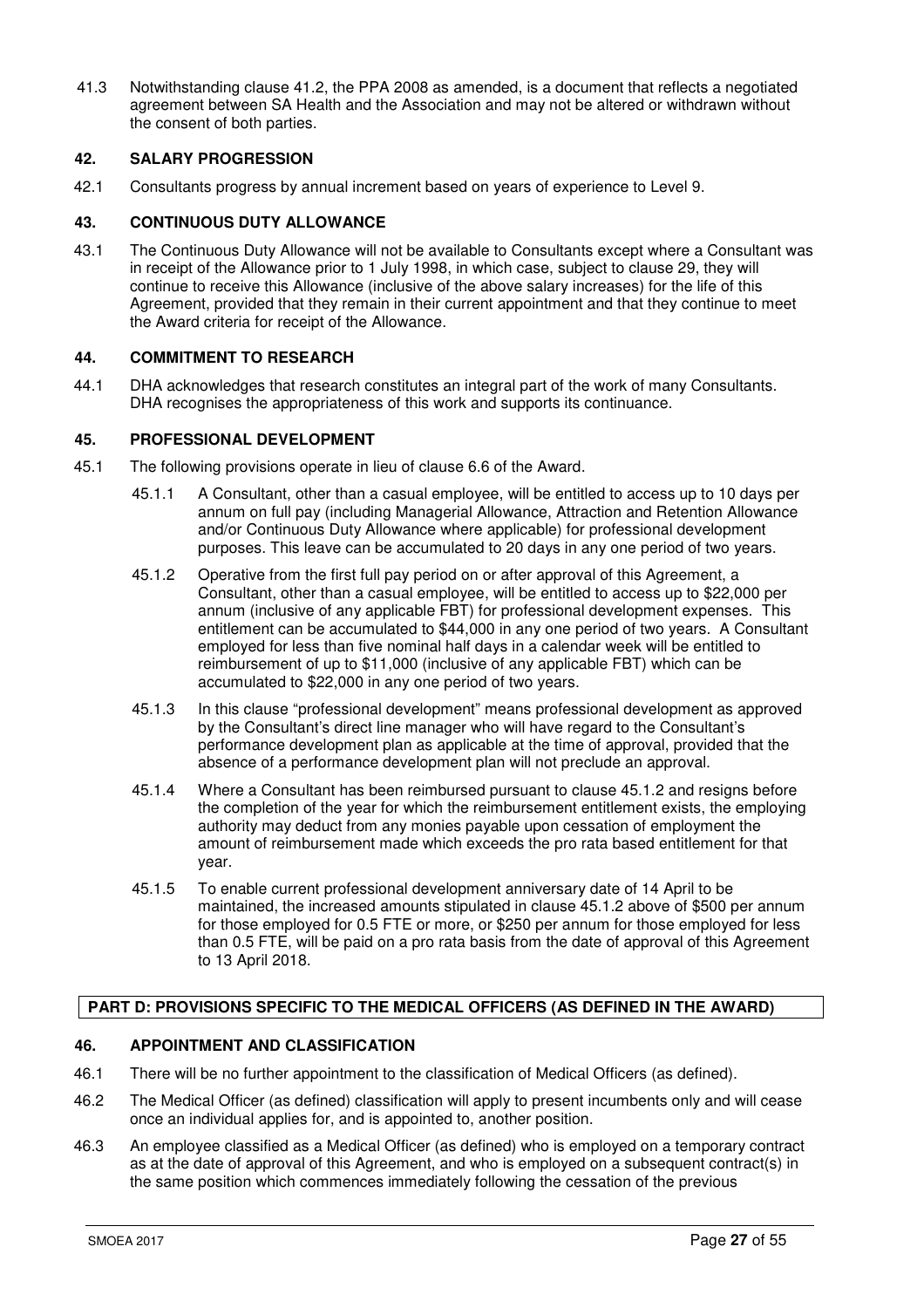41.3 Notwithstanding clause 41.2, the PPA 2008 as amended, is a document that reflects a negotiated agreement between SA Health and the Association and may not be altered or withdrawn without the consent of both parties.

### 42. SALARY PROGRESSION

42.1 Consultants progress by annual increment based on years of experience to Level 9.

### 43. CONTINUOUS DUTY ALLOWANCE

43.1 The Continuous Duty Allowance will not be available to Consultants except where a Consultant was in receipt of the Allowance prior to 1 July 1998, in which case, subject to clause 29, they will continue to receive this Allowance (inclusive of the above salary increases) for the life of this Agreement, provided that they remain in their current appointment and that they continue to meet the Award criteria for receipt of the Allowance.

### 44. COMMITMENT TO RESEARCH

44.1 DHA acknowledges that research constitutes an integral part of the work of many Consultants. DHA recognises the appropriateness of this work and supports its continuance.

### 45. PROFESSIONAL DEVELOPMENT

45.1 The following provisions operate in lieu of clause 6.6 of the Award.

45.1.1 A Consultant, other than a casual employee, will be entitled to access up to 10 days per annum on full pay (including Managerial Allowance, Attraction and Retention Allowance and/or Continuous Duty Allowance where applicable) for professional development purposes. This leave can be accumulated to 20 days in any one period of two years.

45.1.2 Operative from the first full pay period on or after approval of this Agreement, a Consultant, other than a casual employee, will be entitled to access up to $22,000 per annum (inclusive of any applicable FBT) for professional development expenses. This entitlement can be accumulated to $44,000 in any one period of two years. A Consultant employed for less than five nominal half days in a calendar week will be entitled to reimbursement of up to $11,000 (inclusive of any applicable FBT) which can be accumulated to $22,000 in any one period of two years.

45.1.3 In this clause "professional development" means professional development as approved by the Consultant's direct line manager who will have regard to the Consultant's performance development plan as applicable at the time of approval, provided that the absence of a performance development plan will not preclude an approval.

45.1.4 Where a Consultant has been reimbursed pursuant to clause 45.1.2 and resigns before the completion of the year for which the reimbursement entitlement exists, the employing authority may deduct from any monies payable upon cessation of employment the amount of reimbursement made which exceeds the pro rata based entitlement for that year.

45.1.5 To enable current professional development anniversary date of 14 April to be maintained, the increased amounts stipulated in clause 45.1.2 above of $500 per annum for those employed for 0.5 FTE or more, or $250 per annum for those employed for less than 0.5 FTE, will be paid on a pro rata basis from the date of approval of this Agreement to 13 April 2018.

## PART D: PROVISIONS SPECIFIC TO THE MEDICAL OFFICERS (AS DEFINED IN THE AWARD)

### 46. APPOINTMENT AND CLASSIFICATION

46.1 There will be no further appointment to the classification of Medical Officers (as defined).

46.2 The Medical Officer (as defined) classification will apply to present incumbents only and will cease once an individual applies for, and is appointed to, another position.

46.3 An employee classified as a Medical Officer (as defined) who is employed on a temporary contract as at the date of approval of this Agreement, and who is employed on a subsequent contract(s) in the same position which commences immediately following the cessation of the previous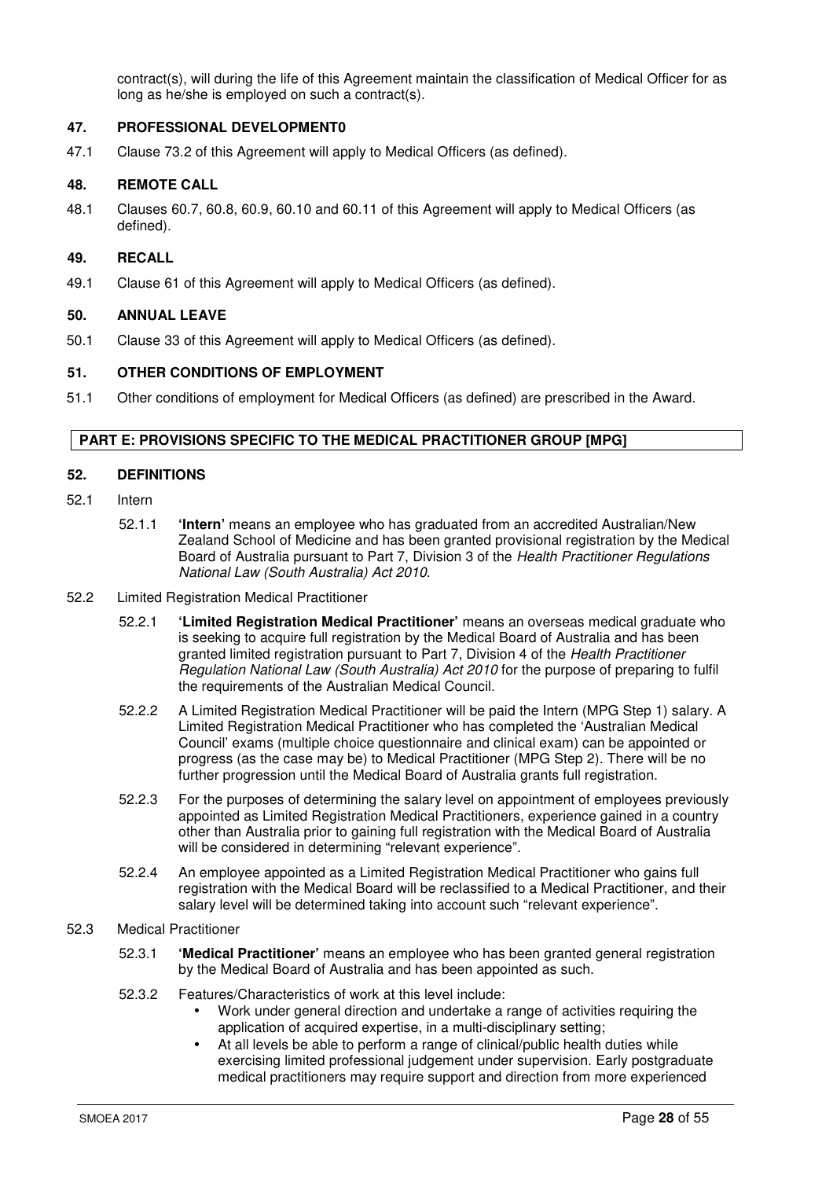contract(s), will during the life of this Agreement maintain the classification of Medical Officer for as long as he/she is employed on such a contract(s).

### 47. PROFESSIONAL DEVELOPMENT0

47.1 Clause 73.2 of this Agreement will apply to Medical Officers (as defined).

### 48. REMOTE CALL

48.1 Clauses 60.7, 60.8, 60.9, 60.10 and 60.11 of this Agreement will apply to Medical Officers (as defined).

### 49. RECALL

49.1 Clause 61 of this Agreement will apply to Medical Officers (as defined).

### 50. ANNUAL LEAVE

50.1 Clause 33 of this Agreement will apply to Medical Officers (as defined).

### 51. OTHER CONDITIONS OF EMPLOYMENT

51.1 Other conditions of employment for Medical Officers (as defined) are prescribed in the Award.

## PART E: PROVISIONS SPECIFIC TO THE MEDICAL PRACTITIONER GROUP [MPG]

### 52. DEFINITIONS

52.1 Intern

52.1.1 **'Intern'** means an employee who has graduated from an accredited Australian/New Zealand School of Medicine and has been granted provisional registration by the Medical Board of Australia pursuant to Part 7, Division 3 of the *Health Practitioner Regulations National Law (South Australia) Act 2010*.

52.2 Limited Registration Medical Practitioner

52.2.1 **'Limited Registration Medical Practitioner'** means an overseas medical graduate who is seeking to acquire full registration by the Medical Board of Australia and has been granted limited registration pursuant to Part 7, Division 4 of the *Health Practitioner Regulation National Law (South Australia) Act 2010* for the purpose of preparing to fulfil the requirements of the Australian Medical Council.

52.2.2 A Limited Registration Medical Practitioner will be paid the Intern (MPG Step 1) salary. A Limited Registration Medical Practitioner who has completed the 'Australian Medical Council' exams (multiple choice questionnaire and clinical exam) can be appointed or progress (as the case may be) to Medical Practitioner (MPG Step 2). There will be no further progression until the Medical Board of Australia grants full registration.

52.2.3 For the purposes of determining the salary level on appointment of employees previously appointed as Limited Registration Medical Practitioners, experience gained in a country other than Australia prior to gaining full registration with the Medical Board of Australia will be considered in determining "relevant experience".

52.2.4 An employee appointed as a Limited Registration Medical Practitioner who gains full registration with the Medical Board will be reclassified to a Medical Practitioner, and their salary level will be determined taking into account such "relevant experience".

52.3 Medical Practitioner

52.3.1 **'Medical Practitioner'** means an employee who has been granted general registration by the Medical Board of Australia and has been appointed as such.

52.3.2 Features/Characteristics of work at this level include:

- Work under general direction and undertake a range of activities requiring the application of acquired expertise, in a multi-disciplinary setting;
- At all levels be able to perform a range of clinical/public health duties while exercising limited professional judgement under supervision. Early postgraduate medical practitioners may require support and direction from more experienced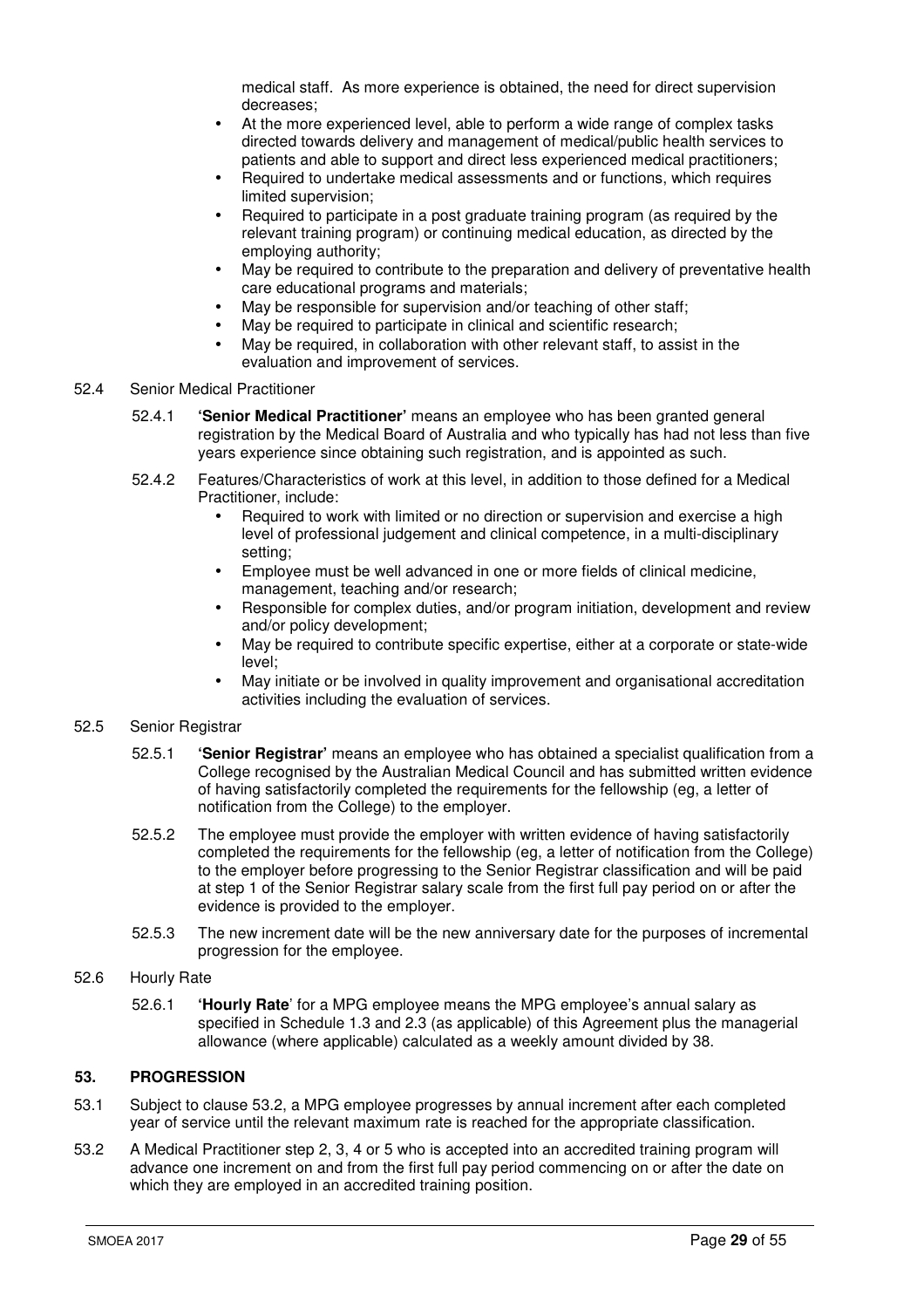medical staff. As more experience is obtained, the need for direct supervision decreases;

- At the more experienced level, able to perform a wide range of complex tasks directed towards delivery and management of medical/public health services to patients and able to support and direct less experienced medical practitioners;
- Required to undertake medical assessments and or functions, which requires limited supervision;
- Required to participate in a post graduate training program (as required by the relevant training program) or continuing medical education, as directed by the employing authority;
- May be required to contribute to the preparation and delivery of preventative health care educational programs and materials;
- May be responsible for supervision and/or teaching of other staff;
- May be required to participate in clinical and scientific research;
- May be required, in collaboration with other relevant staff, to assist in the evaluation and improvement of services.

52.4 Senior Medical Practitioner

52.4.1 **'Senior Medical Practitioner'** means an employee who has been granted general registration by the Medical Board of Australia and who typically has had not less than five years experience since obtaining such registration, and is appointed as such.

52.4.2 Features/Characteristics of work at this level, in addition to those defined for a Medical Practitioner, include:

- Required to work with limited or no direction or supervision and exercise a high level of professional judgement and clinical competence, in a multi-disciplinary setting;
- Employee must be well advanced in one or more fields of clinical medicine, management, teaching and/or research;
- Responsible for complex duties, and/or program initiation, development and review and/or policy development;
- May be required to contribute specific expertise, either at a corporate or state-wide level;
- May initiate or be involved in quality improvement and organisational accreditation activities including the evaluation of services.

52.5 Senior Registrar

52.5.1 **'Senior Registrar'** means an employee who has obtained a specialist qualification from a College recognised by the Australian Medical Council and has submitted written evidence of having satisfactorily completed the requirements for the fellowship (eg, a letter of notification from the College) to the employer.

52.5.2 The employee must provide the employer with written evidence of having satisfactorily completed the requirements for the fellowship (eg, a letter of notification from the College) to the employer before progressing to the Senior Registrar classification and will be paid at step 1 of the Senior Registrar salary scale from the first full pay period on or after the evidence is provided to the employer.

52.5.3 The new increment date will be the new anniversary date for the purposes of incremental progression for the employee.

52.6 Hourly Rate

52.6.1 **'Hourly Rate'** for a MPG employee means the MPG employee's annual salary as specified in Schedule 1.3 and 2.3 (as applicable) of this Agreement plus the managerial allowance (where applicable) calculated as a weekly amount divided by 38.

## 53. PROGRESSION

53.1 Subject to clause 53.2, a MPG employee progresses by annual increment after each completed year of service until the relevant maximum rate is reached for the appropriate classification.

53.2 A Medical Practitioner step 2, 3, 4 or 5 who is accepted into an accredited training program will advance one increment on and from the first full pay period commencing on or after the date on which they are employed in an accredited training position.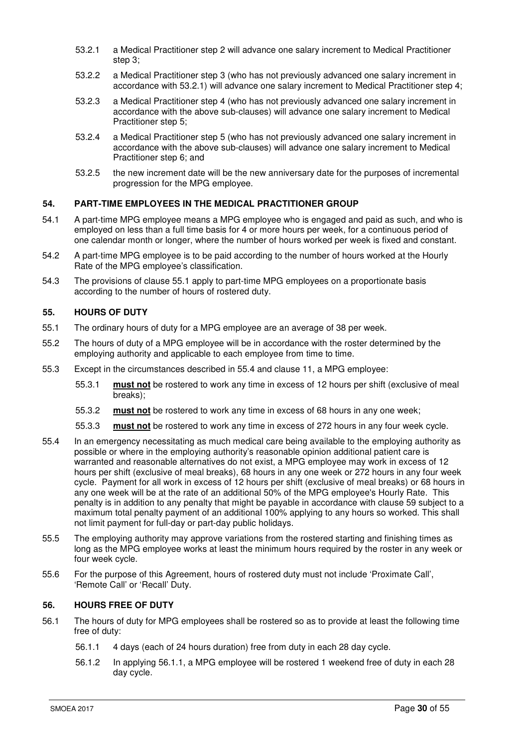53.2.1 a Medical Practitioner step 2 will advance one salary increment to Medical Practitioner step 3;

53.2.2 a Medical Practitioner step 3 (who has not previously advanced one salary increment in accordance with 53.2.1) will advance one salary increment to Medical Practitioner step 4;

53.2.3 a Medical Practitioner step 4 (who has not previously advanced one salary increment in accordance with the above sub-clauses) will advance one salary increment to Medical Practitioner step 5;

53.2.4 a Medical Practitioner step 5 (who has not previously advanced one salary increment in accordance with the above sub-clauses) will advance one salary increment to Medical Practitioner step 6; and

53.2.5 the new increment date will be the new anniversary date for the purposes of incremental progression for the MPG employee.

### 54. PART-TIME EMPLOYEES IN THE MEDICAL PRACTITIONER GROUP

54.1 A part-time MPG employee means a MPG employee who is engaged and paid as such, and who is employed on less than a full time basis for 4 or more hours per week, for a continuous period of one calendar month or longer, where the number of hours worked per week is fixed and constant.

54.2 A part-time MPG employee is to be paid according to the number of hours worked at the Hourly Rate of the MPG employee's classification.

54.3 The provisions of clause 55.1 apply to part-time MPG employees on a proportionate basis according to the number of hours of rostered duty.

### 55. HOURS OF DUTY

55.1 The ordinary hours of duty for a MPG employee are an average of 38 per week.

55.2 The hours of duty of a MPG employee will be in accordance with the roster determined by the employing authority and applicable to each employee from time to time.

55.3 Except in the circumstances described in 55.4 and clause 11, a MPG employee:

55.3.1 **must not** be rostered to work any time in excess of 12 hours per shift (exclusive of meal breaks);

55.3.2 **must not** be rostered to work any time in excess of 68 hours in any one week;

55.3.3 **must not** be rostered to work any time in excess of 272 hours in any four week cycle.

55.4 In an emergency necessitating as much medical care being available to the employing authority as possible or where in the employing authority's reasonable opinion additional patient care is warranted and reasonable alternatives do not exist, a MPG employee may work in excess of 12 hours per shift (exclusive of meal breaks), 68 hours in any one week or 272 hours in any four week cycle. Payment for all work in excess of 12 hours per shift (exclusive of meal breaks) or 68 hours in any one week will be at the rate of an additional 50% of the MPG employee's Hourly Rate. This penalty is in addition to any penalty that might be payable in accordance with clause 59 subject to a maximum total penalty payment of an additional 100% applying to any hours so worked. This shall not limit payment for full-day or part-day public holidays.

55.5 The employing authority may approve variations from the rostered starting and finishing times as long as the MPG employee works at least the minimum hours required by the roster in any week or four week cycle.

55.6 For the purpose of this Agreement, hours of rostered duty must not include 'Proximate Call', 'Remote Call' or 'Recall' Duty.

### 56. HOURS FREE OF DUTY

56.1 The hours of duty for MPG employees shall be rostered so as to provide at least the following time free of duty:

56.1.1 4 days (each of 24 hours duration) free from duty in each 28 day cycle.

56.1.2 In applying 56.1.1, a MPG employee will be rostered 1 weekend free of duty in each 28 day cycle.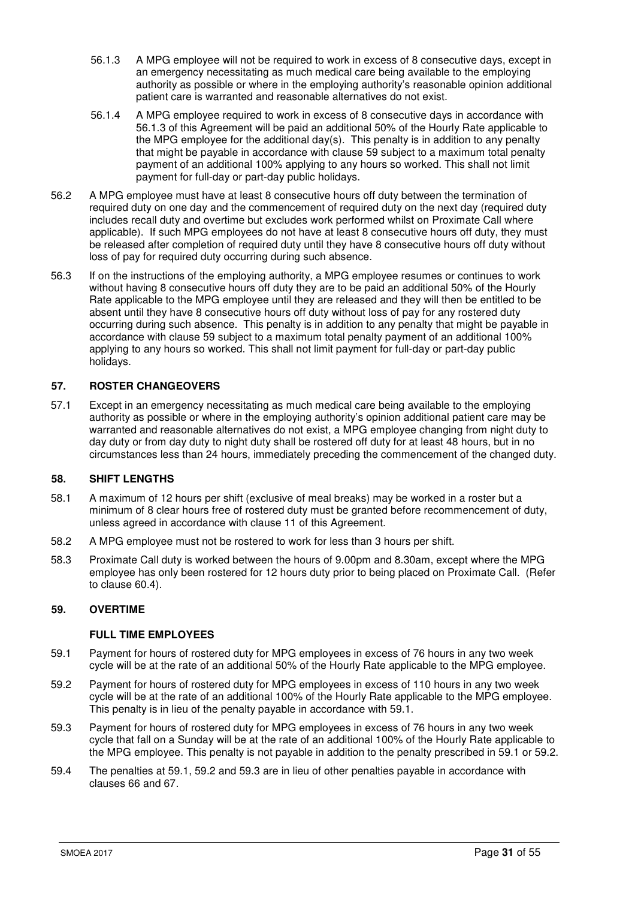56.1.3 A MPG employee will not be required to work in excess of 8 consecutive days, except in an emergency necessitating as much medical care being available to the employing authority as possible or where in the employing authority's reasonable opinion additional patient care is warranted and reasonable alternatives do not exist.

56.1.4 A MPG employee required to work in excess of 8 consecutive days in accordance with 56.1.3 of this Agreement will be paid an additional 50% of the Hourly Rate applicable to the MPG employee for the additional day(s). This penalty is in addition to any penalty that might be payable in accordance with clause 59 subject to a maximum total penalty payment of an additional 100% applying to any hours so worked. This shall not limit payment for full-day or part-day public holidays.

56.2 A MPG employee must have at least 8 consecutive hours off duty between the termination of required duty on one day and the commencement of required duty on the next day (required duty includes recall duty and overtime but excludes work performed whilst on Proximate Call where applicable). If such MPG employees do not have at least 8 consecutive hours off duty, they must be released after completion of required duty until they have 8 consecutive hours off duty without loss of pay for required duty occurring during such absence.

56.3 If on the instructions of the employing authority, a MPG employee resumes or continues to work without having 8 consecutive hours off duty they are to be paid an additional 50% of the Hourly Rate applicable to the MPG employee until they are released and they will then be entitled to be absent until they have 8 consecutive hours off duty without loss of pay for any rostered duty occurring during such absence. This penalty is in addition to any penalty that might be payable in accordance with clause 59 subject to a maximum total penalty payment of an additional 100% applying to any hours so worked. This shall not limit payment for full-day or part-day public holidays.

## 57. ROSTER CHANGEOVERS

57.1 Except in an emergency necessitating as much medical care being available to the employing authority as possible or where in the employing authority's opinion additional patient care may be warranted and reasonable alternatives do not exist, a MPG employee changing from night duty to day duty or from day duty to night duty shall be rostered off duty for at least 48 hours, but in no circumstances less than 24 hours, immediately preceding the commencement of the changed duty.

## 58. SHIFT LENGTHS

58.1 A maximum of 12 hours per shift (exclusive of meal breaks) may be worked in a roster but a minimum of 8 clear hours free of rostered duty must be granted before recommencement of duty, unless agreed in accordance with clause 11 of this Agreement.

58.2 A MPG employee must not be rostered to work for less than 3 hours per shift.

58.3 Proximate Call duty is worked between the hours of 9.00pm and 8.30am, except where the MPG employee has only been rostered for 12 hours duty prior to being placed on Proximate Call. (Refer to clause 60.4).

## 59. OVERTIME

### FULL TIME EMPLOYEES

59.1 Payment for hours of rostered duty for MPG employees in excess of 76 hours in any two week cycle will be at the rate of an additional 50% of the Hourly Rate applicable to the MPG employee.

59.2 Payment for hours of rostered duty for MPG employees in excess of 110 hours in any two week cycle will be at the rate of an additional 100% of the Hourly Rate applicable to the MPG employee. This penalty is in lieu of the penalty payable in accordance with 59.1.

59.3 Payment for hours of rostered duty for MPG employees in excess of 76 hours in any two week cycle that fall on a Sunday will be at the rate of an additional 100% of the Hourly Rate applicable to the MPG employee. This penalty is not payable in addition to the penalty prescribed in 59.1 or 59.2.

59.4 The penalties at 59.1, 59.2 and 59.3 are in lieu of other penalties payable in accordance with clauses 66 and 67.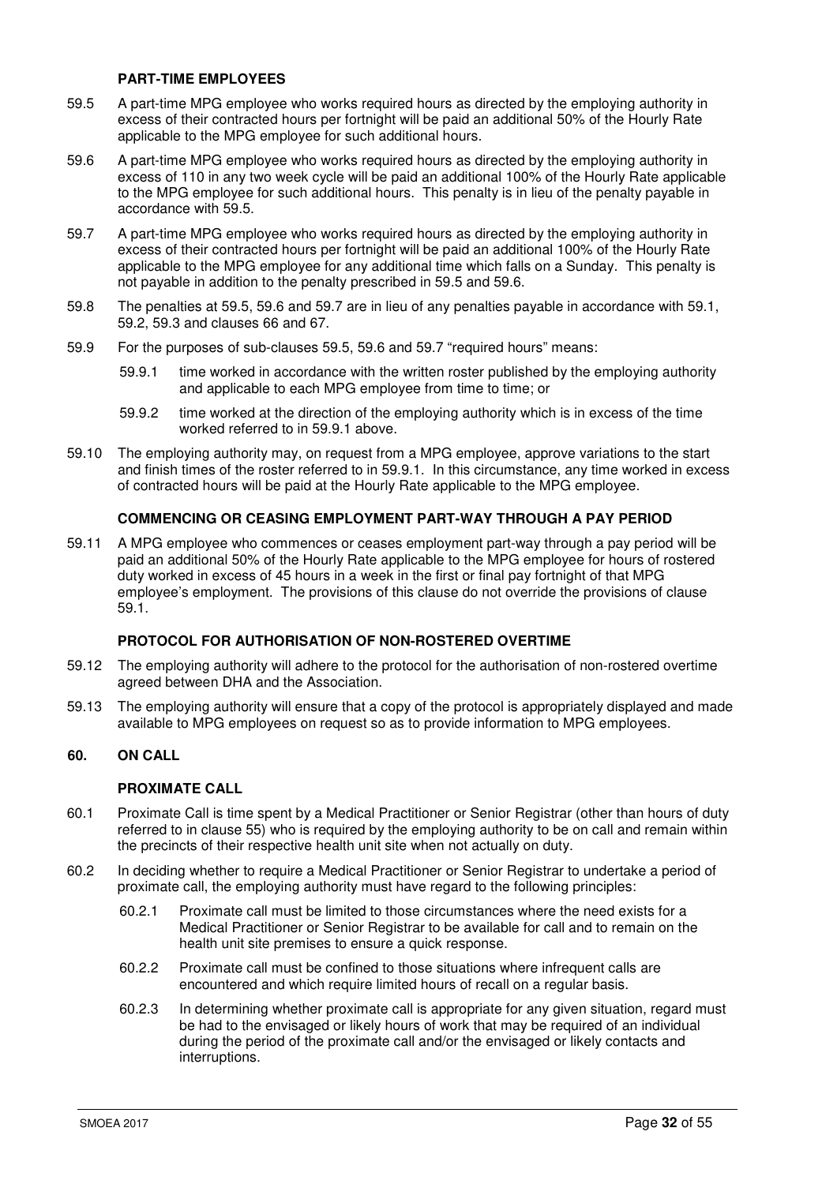### PART-TIME EMPLOYEES

59.5 A part-time MPG employee who works required hours as directed by the employing authority in excess of their contracted hours per fortnight will be paid an additional 50% of the Hourly Rate applicable to the MPG employee for such additional hours.

59.6 A part-time MPG employee who works required hours as directed by the employing authority in excess of 110 in any two week cycle will be paid an additional 100% of the Hourly Rate applicable to the MPG employee for such additional hours. This penalty is in lieu of the penalty payable in accordance with 59.5.

59.7 A part-time MPG employee who works required hours as directed by the employing authority in excess of their contracted hours per fortnight will be paid an additional 100% of the Hourly Rate applicable to the MPG employee for any additional time which falls on a Sunday. This penalty is not payable in addition to the penalty prescribed in 59.5 and 59.6.

59.8 The penalties at 59.5, 59.6 and 59.7 are in lieu of any penalties payable in accordance with 59.1, 59.2, 59.3 and clauses 66 and 67.

59.9 For the purposes of sub-clauses 59.5, 59.6 and 59.7 "required hours" means:

- 59.9.1 time worked in accordance with the written roster published by the employing authority and applicable to each MPG employee from time to time; or
- 59.9.2 time worked at the direction of the employing authority which is in excess of the time worked referred to in 59.9.1 above.

59.10 The employing authority may, on request from a MPG employee, approve variations to the start and finish times of the roster referred to in 59.9.1. In this circumstance, any time worked in excess of contracted hours will be paid at the Hourly Rate applicable to the MPG employee.

### COMMENCING OR CEASING EMPLOYMENT PART-WAY THROUGH A PAY PERIOD

59.11 A MPG employee who commences or ceases employment part-way through a pay period will be paid an additional 50% of the Hourly Rate applicable to the MPG employee for hours of rostered duty worked in excess of 45 hours in a week in the first or final pay fortnight of that MPG employee's employment. The provisions of this clause do not override the provisions of clause 59.1.

### PROTOCOL FOR AUTHORISATION OF NON-ROSTERED OVERTIME

59.12 The employing authority will adhere to the protocol for the authorisation of non-rostered overtime agreed between DHA and the Association.

59.13 The employing authority will ensure that a copy of the protocol is appropriately displayed and made available to MPG employees on request so as to provide information to MPG employees.

## 60. ON CALL

### PROXIMATE CALL

60.1 Proximate Call is time spent by a Medical Practitioner or Senior Registrar (other than hours of duty referred to in clause 55) who is required by the employing authority to be on call and remain within the precincts of their respective health unit site when not actually on duty.

60.2 In deciding whether to require a Medical Practitioner or Senior Registrar to undertake a period of proximate call, the employing authority must have regard to the following principles:

- 60.2.1 Proximate call must be limited to those circumstances where the need exists for a Medical Practitioner or Senior Registrar to be available for call and to remain on the health unit site premises to ensure a quick response.
- 60.2.2 Proximate call must be confined to those situations where infrequent calls are encountered and which require limited hours of recall on a regular basis.
- 60.2.3 In determining whether proximate call is appropriate for any given situation, regard must be had to the envisaged or likely hours of work that may be required of an individual during the period of the proximate call and/or the envisaged or likely contacts and interruptions.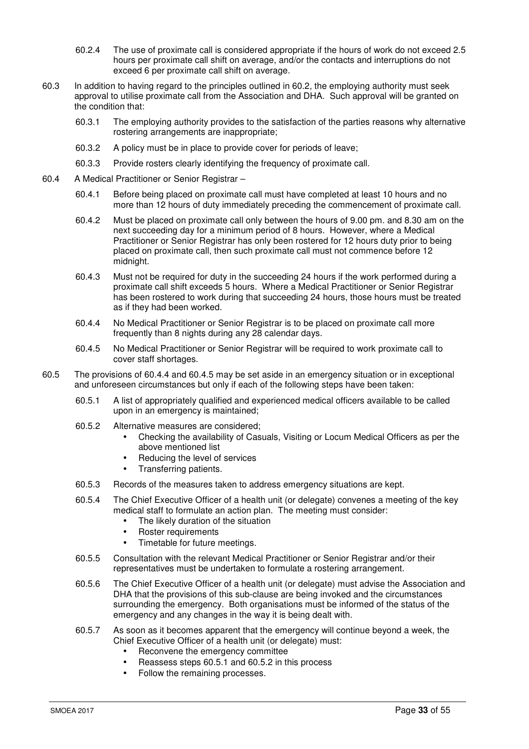60.2.4 The use of proximate call is considered appropriate if the hours of work do not exceed 2.5 hours per proximate call shift on average, and/or the contacts and interruptions do not exceed 6 per proximate call shift on average.

60.3 In addition to having regard to the principles outlined in 60.2, the employing authority must seek approval to utilise proximate call from the Association and DHA. Such approval will be granted on the condition that:

60.3.1 The employing authority provides to the satisfaction of the parties reasons why alternative rostering arrangements are inappropriate;

60.3.2 A policy must be in place to provide cover for periods of leave;

60.3.3 Provide rosters clearly identifying the frequency of proximate call.

60.4 A Medical Practitioner or Senior Registrar –

60.4.1 Before being placed on proximate call must have completed at least 10 hours and no more than 12 hours of duty immediately preceding the commencement of proximate call.

60.4.2 Must be placed on proximate call only between the hours of 9.00 pm. and 8.30 am on the next succeeding day for a minimum period of 8 hours. However, where a Medical Practitioner or Senior Registrar has only been rostered for 12 hours duty prior to being placed on proximate call, then such proximate call must not commence before 12 midnight.

60.4.3 Must not be required for duty in the succeeding 24 hours if the work performed during a proximate call shift exceeds 5 hours. Where a Medical Practitioner or Senior Registrar has been rostered to work during that succeeding 24 hours, those hours must be treated as if they had been worked.

60.4.4 No Medical Practitioner or Senior Registrar is to be placed on proximate call more frequently than 8 nights during any 28 calendar days.

60.4.5 No Medical Practitioner or Senior Registrar will be required to work proximate call to cover staff shortages.

60.5 The provisions of 60.4.4 and 60.4.5 may be set aside in an emergency situation or in exceptional and unforeseen circumstances but only if each of the following steps have been taken:

60.5.1 A list of appropriately qualified and experienced medical officers available to be called upon in an emergency is maintained;

60.5.2 Alternative measures are considered;

- Checking the availability of Casuals, Visiting or Locum Medical Officers as per the above mentioned list
- Reducing the level of services
- Transferring patients.

60.5.3 Records of the measures taken to address emergency situations are kept.

60.5.4 The Chief Executive Officer of a health unit (or delegate) convenes a meeting of the key medical staff to formulate an action plan. The meeting must consider:

- The likely duration of the situation
- Roster requirements
- Timetable for future meetings.

60.5.5 Consultation with the relevant Medical Practitioner or Senior Registrar and/or their representatives must be undertaken to formulate a rostering arrangement.

60.5.6 The Chief Executive Officer of a health unit (or delegate) must advise the Association and DHA that the provisions of this sub-clause are being invoked and the circumstances surrounding the emergency. Both organisations must be informed of the status of the emergency and any changes in the way it is being dealt with.

60.5.7 As soon as it becomes apparent that the emergency will continue beyond a week, the Chief Executive Officer of a health unit (or delegate) must:

- Reconvene the emergency committee
- Reassess steps 60.5.1 and 60.5.2 in this process
- Follow the remaining processes.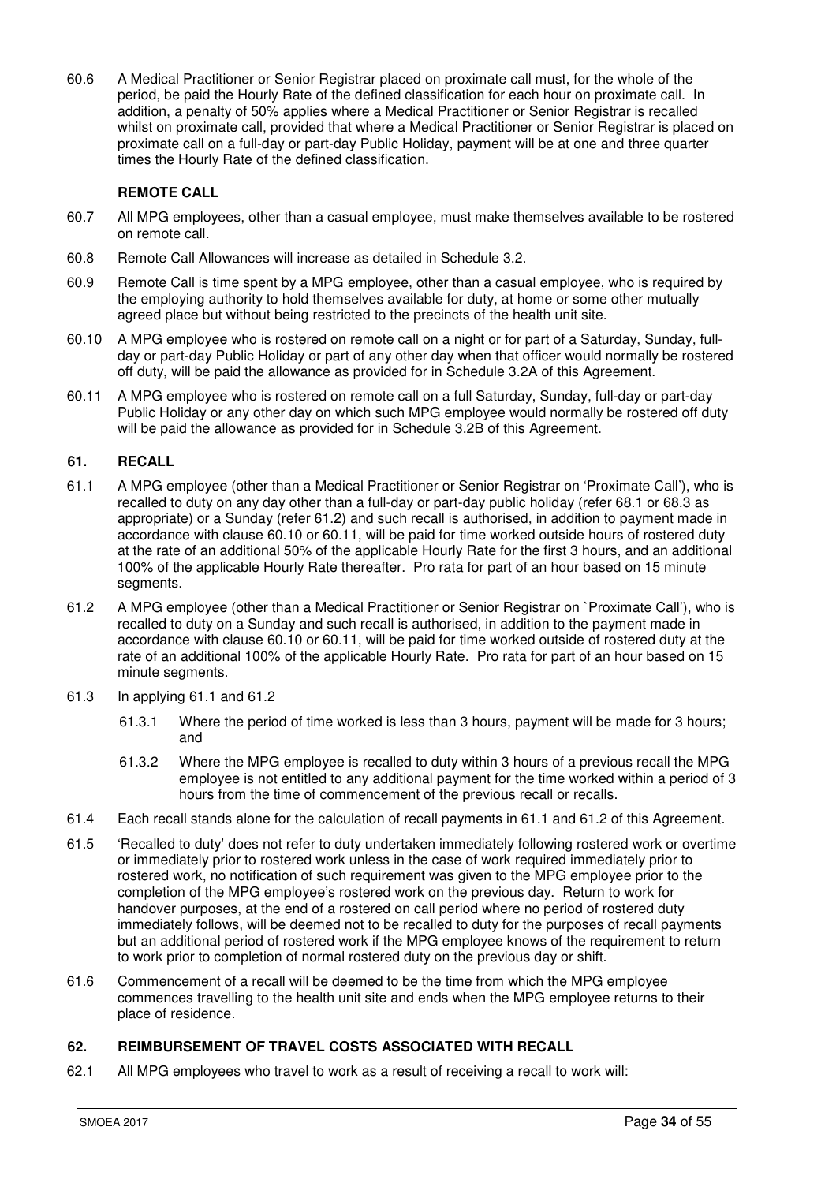60.6 A Medical Practitioner or Senior Registrar placed on proximate call must, for the whole of the period, be paid the Hourly Rate of the defined classification for each hour on proximate call. In addition, a penalty of 50% applies where a Medical Practitioner or Senior Registrar is recalled whilst on proximate call, provided that where a Medical Practitioner or Senior Registrar is placed on proximate call on a full-day or part-day Public Holiday, payment will be at one and three quarter times the Hourly Rate of the defined classification.

**REMOTE CALL**

60.7 All MPG employees, other than a casual employee, must make themselves available to be rostered on remote call.

60.8 Remote Call Allowances will increase as detailed in Schedule 3.2.

60.9 Remote Call is time spent by a MPG employee, other than a casual employee, who is required by the employing authority to hold themselves available for duty, at home or some other mutually agreed place but without being restricted to the precincts of the health unit site.

60.10 A MPG employee who is rostered on remote call on a night or for part of a Saturday, Sunday, full-day or part-day Public Holiday or part of any other day when that officer would normally be rostered off duty, will be paid the allowance as provided for in Schedule 3.2A of this Agreement.

60.11 A MPG employee who is rostered on remote call on a full Saturday, Sunday, full-day or part-day Public Holiday or any other day on which such MPG employee would normally be rostered off duty will be paid the allowance as provided for in Schedule 3.2B of this Agreement.

## 61. RECALL

61.1 A MPG employee (other than a Medical Practitioner or Senior Registrar on 'Proximate Call'), who is recalled to duty on any day other than a full-day or part-day public holiday (refer 68.1 or 68.3 as appropriate) or a Sunday (refer 61.2) and such recall is authorised, in addition to payment made in accordance with clause 60.10 or 60.11, will be paid for time worked outside hours of rostered duty at the rate of an additional 50% of the applicable Hourly Rate for the first 3 hours, and an additional 100% of the applicable Hourly Rate thereafter. Pro rata for part of an hour based on 15 minute segments.

61.2 A MPG employee (other than a Medical Practitioner or Senior Registrar on `Proximate Call'), who is recalled to duty on a Sunday and such recall is authorised, in addition to the payment made in accordance with clause 60.10 or 60.11, will be paid for time worked outside of rostered duty at the rate of an additional 100% of the applicable Hourly Rate. Pro rata for part of an hour based on 15 minute segments.

61.3 In applying 61.1 and 61.2

61.3.1 Where the period of time worked is less than 3 hours, payment will be made for 3 hours; and

61.3.2 Where the MPG employee is recalled to duty within 3 hours of a previous recall the MPG employee is not entitled to any additional payment for the time worked within a period of 3 hours from the time of commencement of the previous recall or recalls.

61.4 Each recall stands alone for the calculation of recall payments in 61.1 and 61.2 of this Agreement.

61.5 'Recalled to duty' does not refer to duty undertaken immediately following rostered work or overtime or immediately prior to rostered work unless in the case of work required immediately prior to rostered work, no notification of such requirement was given to the MPG employee prior to the completion of the MPG employee's rostered work on the previous day. Return to work for handover purposes, at the end of a rostered on call period where no period of rostered duty immediately follows, will be deemed not to be recalled to duty for the purposes of recall payments but an additional period of rostered work if the MPG employee knows of the requirement to return to work prior to completion of normal rostered duty on the previous day or shift.

61.6 Commencement of a recall will be deemed to be the time from which the MPG employee commences travelling to the health unit site and ends when the MPG employee returns to their place of residence.

## 62. REIMBURSEMENT OF TRAVEL COSTS ASSOCIATED WITH RECALL

62.1 All MPG employees who travel to work as a result of receiving a recall to work will: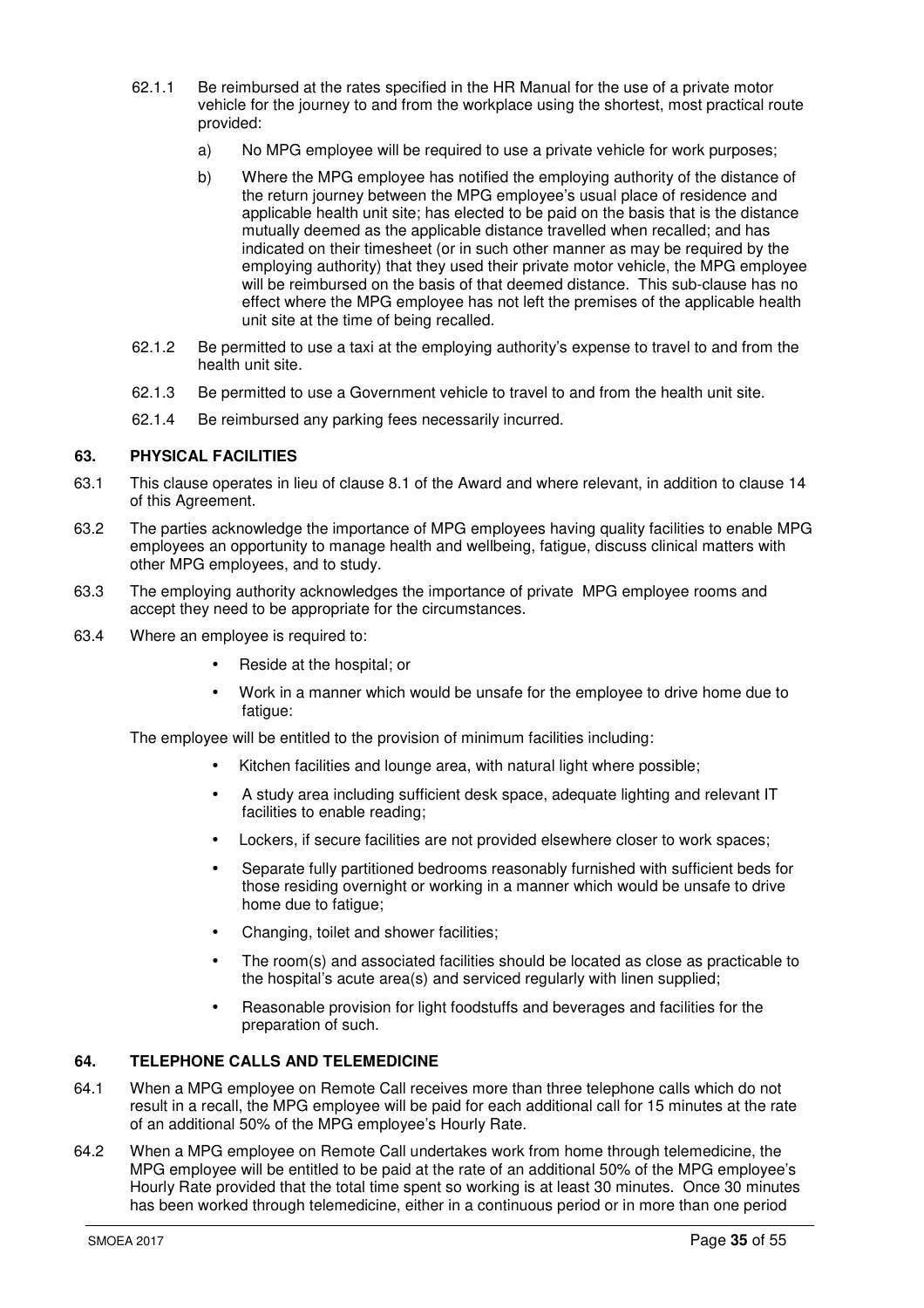62.1.1 Be reimbursed at the rates specified in the HR Manual for the use of a private motor vehicle for the journey to and from the workplace using the shortest, most practical route provided:

a) No MPG employee will be required to use a private vehicle for work purposes;

b) Where the MPG employee has notified the employing authority of the distance of the return journey between the MPG employee's usual place of residence and applicable health unit site; has elected to be paid on the basis that is the distance mutually deemed as the applicable distance travelled when recalled; and has indicated on their timesheet (or in such other manner as may be required by the employing authority) that they used their private motor vehicle, the MPG employee will be reimbursed on the basis of that deemed distance. This sub-clause has no effect where the MPG employee has not left the premises of the applicable health unit site at the time of being recalled.

62.1.2 Be permitted to use a taxi at the employing authority's expense to travel to and from the health unit site.

62.1.3 Be permitted to use a Government vehicle to travel to and from the health unit site.

62.1.4 Be reimbursed any parking fees necessarily incurred.

## 63. PHYSICAL FACILITIES

63.1 This clause operates in lieu of clause 8.1 of the Award and where relevant, in addition to clause 14 of this Agreement.

63.2 The parties acknowledge the importance of MPG employees having quality facilities to enable MPG employees an opportunity to manage health and wellbeing, fatigue, discuss clinical matters with other MPG employees, and to study.

63.3 The employing authority acknowledges the importance of private MPG employee rooms and accept they need to be appropriate for the circumstances.

63.4 Where an employee is required to:

- Reside at the hospital; or
- Work in a manner which would be unsafe for the employee to drive home due to fatigue:

The employee will be entitled to the provision of minimum facilities including:

- Kitchen facilities and lounge area, with natural light where possible;
- A study area including sufficient desk space, adequate lighting and relevant IT facilities to enable reading;
- Lockers, if secure facilities are not provided elsewhere closer to work spaces;
- Separate fully partitioned bedrooms reasonably furnished with sufficient beds for those residing overnight or working in a manner which would be unsafe to drive home due to fatigue;
- Changing, toilet and shower facilities;
- The room(s) and associated facilities should be located as close as practicable to the hospital's acute area(s) and serviced regularly with linen supplied;
- Reasonable provision for light foodstuffs and beverages and facilities for the preparation of such.

## 64. TELEPHONE CALLS AND TELEMEDICINE

64.1 When a MPG employee on Remote Call receives more than three telephone calls which do not result in a recall, the MPG employee will be paid for each additional call for 15 minutes at the rate of an additional 50% of the MPG employee's Hourly Rate.

64.2 When a MPG employee on Remote Call undertakes work from home through telemedicine, the MPG employee will be entitled to be paid at the rate of an additional 50% of the MPG employee's Hourly Rate provided that the total time spent so working is at least 30 minutes. Once 30 minutes has been worked through telemedicine, either in a continuous period or in more than one period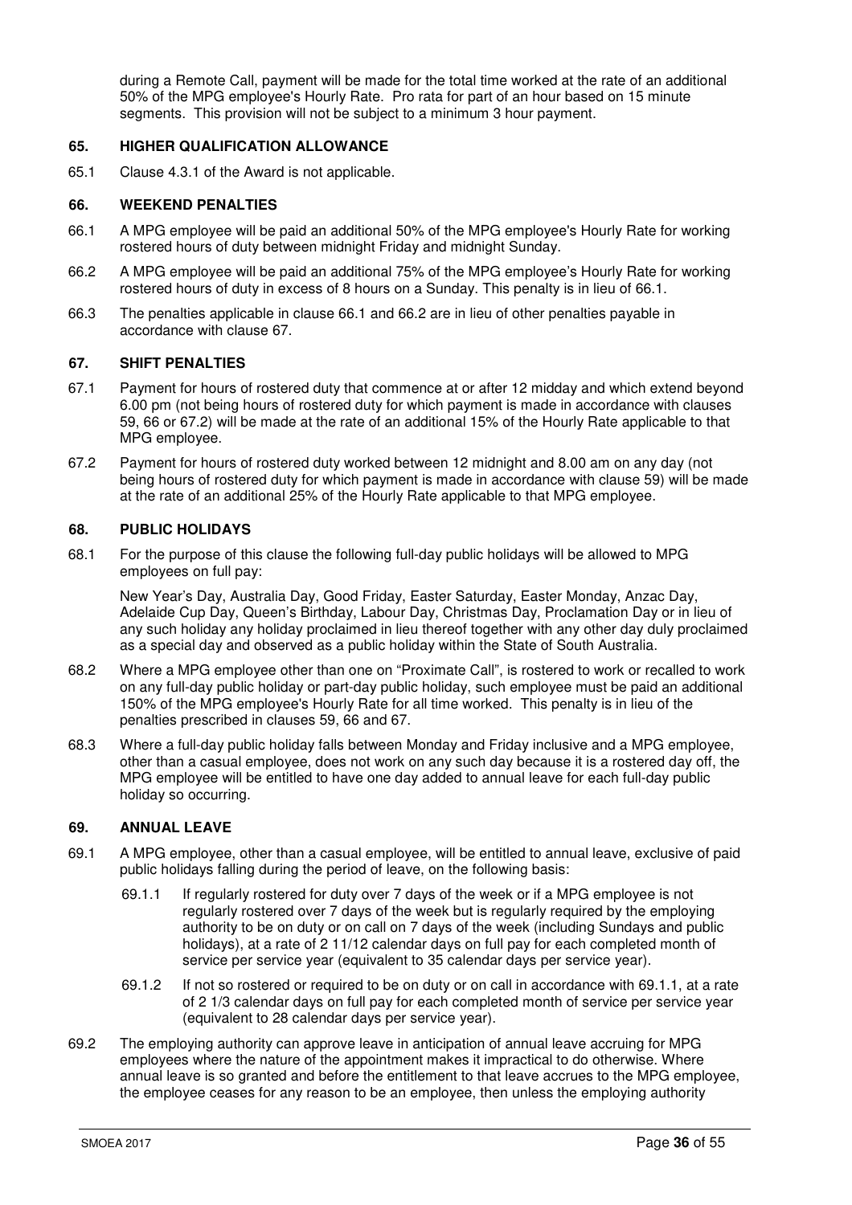during a Remote Call, payment will be made for the total time worked at the rate of an additional 50% of the MPG employee's Hourly Rate. Pro rata for part of an hour based on 15 minute segments. This provision will not be subject to a minimum 3 hour payment.

### 65. HIGHER QUALIFICATION ALLOWANCE

65.1 Clause 4.3.1 of the Award is not applicable.

### 66. WEEKEND PENALTIES

66.1 A MPG employee will be paid an additional 50% of the MPG employee's Hourly Rate for working rostered hours of duty between midnight Friday and midnight Sunday.

66.2 A MPG employee will be paid an additional 75% of the MPG employee's Hourly Rate for working rostered hours of duty in excess of 8 hours on a Sunday. This penalty is in lieu of 66.1.

66.3 The penalties applicable in clause 66.1 and 66.2 are in lieu of other penalties payable in accordance with clause 67.

### 67. SHIFT PENALTIES

67.1 Payment for hours of rostered duty that commence at or after 12 midday and which extend beyond 6.00 pm (not being hours of rostered duty for which payment is made in accordance with clauses 59, 66 or 67.2) will be made at the rate of an additional 15% of the Hourly Rate applicable to that MPG employee.

67.2 Payment for hours of rostered duty worked between 12 midnight and 8.00 am on any day (not being hours of rostered duty for which payment is made in accordance with clause 59) will be made at the rate of an additional 25% of the Hourly Rate applicable to that MPG employee.

### 68. PUBLIC HOLIDAYS

68.1 For the purpose of this clause the following full-day public holidays will be allowed to MPG employees on full pay:

New Year's Day, Australia Day, Good Friday, Easter Saturday, Easter Monday, Anzac Day, Adelaide Cup Day, Queen's Birthday, Labour Day, Christmas Day, Proclamation Day or in lieu of any such holiday any holiday proclaimed in lieu thereof together with any other day duly proclaimed as a special day and observed as a public holiday within the State of South Australia.

68.2 Where a MPG employee other than one on "Proximate Call", is rostered to work or recalled to work on any full-day public holiday or part-day public holiday, such employee must be paid an additional 150% of the MPG employee's Hourly Rate for all time worked. This penalty is in lieu of the penalties prescribed in clauses 59, 66 and 67.

68.3 Where a full-day public holiday falls between Monday and Friday inclusive and a MPG employee, other than a casual employee, does not work on any such day because it is a rostered day off, the MPG employee will be entitled to have one day added to annual leave for each full-day public holiday so occurring.

### 69. ANNUAL LEAVE

69.1 A MPG employee, other than a casual employee, will be entitled to annual leave, exclusive of paid public holidays falling during the period of leave, on the following basis:

69.1.1 If regularly rostered for duty over 7 days of the week or if a MPG employee is not regularly rostered over 7 days of the week but is regularly required by the employing authority to be on duty or on call on 7 days of the week (including Sundays and public holidays), at a rate of 2 11/12 calendar days on full pay for each completed month of service per service year (equivalent to 35 calendar days per service year).

69.1.2 If not so rostered or required to be on duty or on call in accordance with 69.1.1, at a rate of 2 1/3 calendar days on full pay for each completed month of service per service year (equivalent to 28 calendar days per service year).

69.2 The employing authority can approve leave in anticipation of annual leave accruing for MPG employees where the nature of the appointment makes it impractical to do otherwise. Where annual leave is so granted and before the entitlement to that leave accrues to the MPG employee, the employee ceases for any reason to be an employee, then unless the employing authority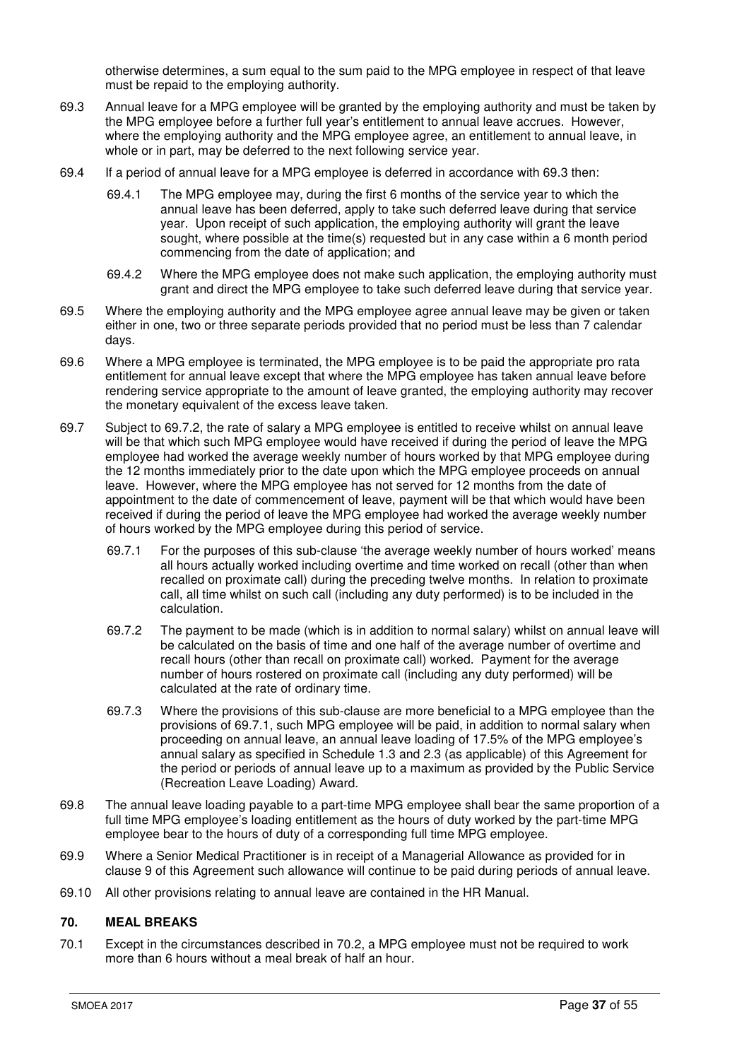otherwise determines, a sum equal to the sum paid to the MPG employee in respect of that leave must be repaid to the employing authority.

69.3 Annual leave for a MPG employee will be granted by the employing authority and must be taken by the MPG employee before a further full year's entitlement to annual leave accrues. However, where the employing authority and the MPG employee agree, an entitlement to annual leave, in whole or in part, may be deferred to the next following service year.

69.4 If a period of annual leave for a MPG employee is deferred in accordance with 69.3 then:

69.4.1 The MPG employee may, during the first 6 months of the service year to which the annual leave has been deferred, apply to take such deferred leave during that service year. Upon receipt of such application, the employing authority will grant the leave sought, where possible at the time(s) requested but in any case within a 6 month period commencing from the date of application; and

69.4.2 Where the MPG employee does not make such application, the employing authority must grant and direct the MPG employee to take such deferred leave during that service year.

69.5 Where the employing authority and the MPG employee agree annual leave may be given or taken either in one, two or three separate periods provided that no period must be less than 7 calendar days.

69.6 Where a MPG employee is terminated, the MPG employee is to be paid the appropriate pro rata entitlement for annual leave except that where the MPG employee has taken annual leave before rendering service appropriate to the amount of leave granted, the employing authority may recover the monetary equivalent of the excess leave taken.

69.7 Subject to 69.7.2, the rate of salary a MPG employee is entitled to receive whilst on annual leave will be that which such MPG employee would have received if during the period of leave the MPG employee had worked the average weekly number of hours worked by that MPG employee during the 12 months immediately prior to the date upon which the MPG employee proceeds on annual leave. However, where the MPG employee has not served for 12 months from the date of appointment to the date of commencement of leave, payment will be that which would have been received if during the period of leave the MPG employee had worked the average weekly number of hours worked by the MPG employee during this period of service.

69.7.1 For the purposes of this sub-clause 'the average weekly number of hours worked' means all hours actually worked including overtime and time worked on recall (other than when recalled on proximate call) during the preceding twelve months. In relation to proximate call, all time whilst on such call (including any duty performed) is to be included in the calculation.

69.7.2 The payment to be made (which is in addition to normal salary) whilst on annual leave will be calculated on the basis of time and one half of the average number of overtime and recall hours (other than recall on proximate call) worked. Payment for the average number of hours rostered on proximate call (including any duty performed) will be calculated at the rate of ordinary time.

69.7.3 Where the provisions of this sub-clause are more beneficial to a MPG employee than the provisions of 69.7.1, such MPG employee will be paid, in addition to normal salary when proceeding on annual leave, an annual leave loading of 17.5% of the MPG employee's annual salary as specified in Schedule 1.3 and 2.3 (as applicable) of this Agreement for the period or periods of annual leave up to a maximum as provided by the Public Service (Recreation Leave Loading) Award.

69.8 The annual leave loading payable to a part-time MPG employee shall bear the same proportion of a full time MPG employee's loading entitlement as the hours of duty worked by the part-time MPG employee bear to the hours of duty of a corresponding full time MPG employee.

69.9 Where a Senior Medical Practitioner is in receipt of a Managerial Allowance as provided for in clause 9 of this Agreement such allowance will continue to be paid during periods of annual leave.

69.10 All other provisions relating to annual leave are contained in the HR Manual.

## 70. MEAL BREAKS

70.1 Except in the circumstances described in 70.2, a MPG employee must not be required to work more than 6 hours without a meal break of half an hour.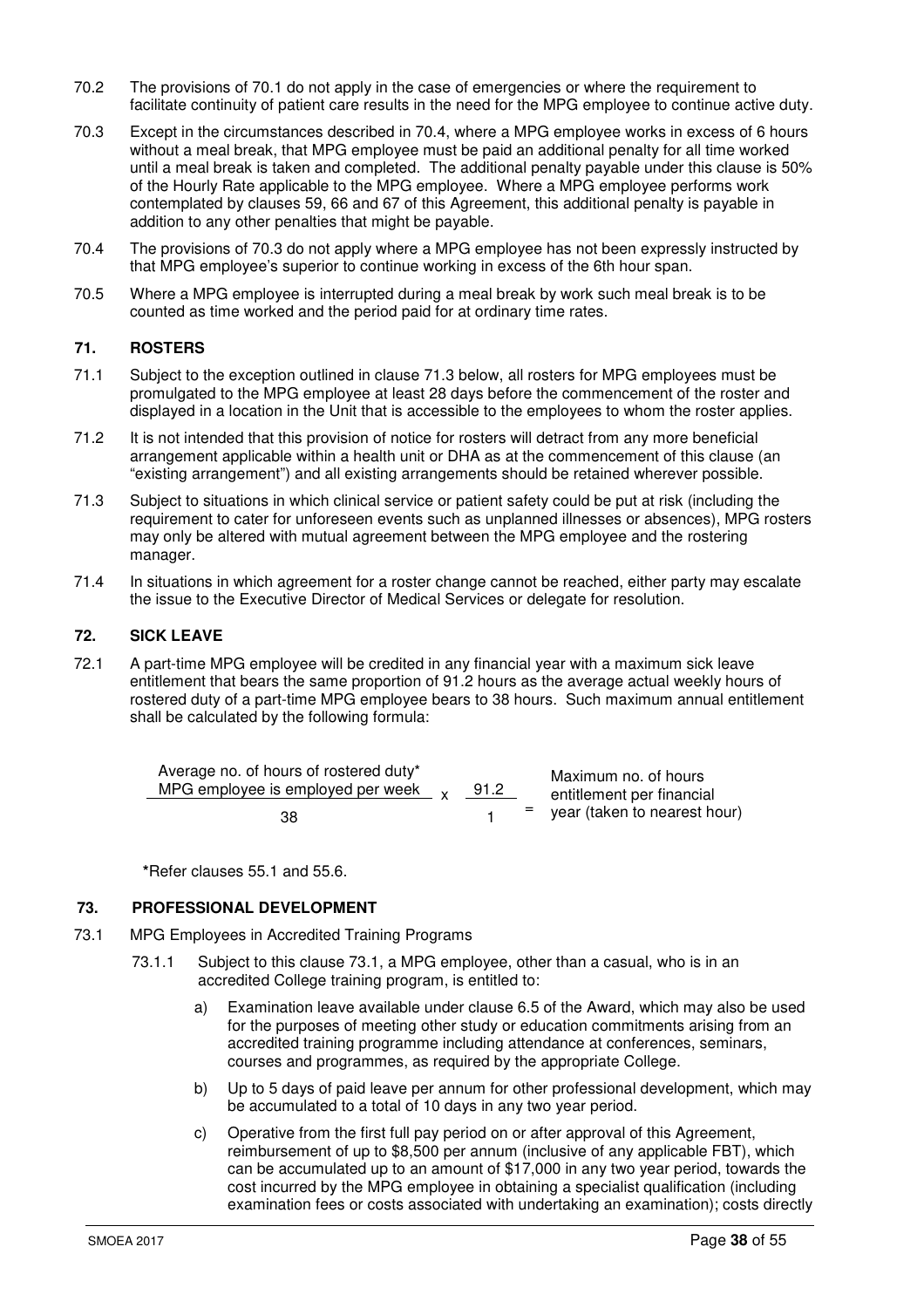70.2 The provisions of 70.1 do not apply in the case of emergencies or where the requirement to facilitate continuity of patient care results in the need for the MPG employee to continue active duty.

70.3 Except in the circumstances described in 70.4, where a MPG employee works in excess of 6 hours without a meal break, that MPG employee must be paid an additional penalty for all time worked until a meal break is taken and completed. The additional penalty payable under this clause is 50% of the Hourly Rate applicable to the MPG employee. Where a MPG employee performs work contemplated by clauses 59, 66 and 67 of this Agreement, this additional penalty is payable in addition to any other penalties that might be payable.

70.4 The provisions of 70.3 do not apply where a MPG employee has not been expressly instructed by that MPG employee's superior to continue working in excess of the 6th hour span.

70.5 Where a MPG employee is interrupted during a meal break by work such meal break is to be counted as time worked and the period paid for at ordinary time rates.

## 71. ROSTERS

71.1 Subject to the exception outlined in clause 71.3 below, all rosters for MPG employees must be promulgated to the MPG employee at least 28 days before the commencement of the roster and displayed in a location in the Unit that is accessible to the employees to whom the roster applies.

71.2 It is not intended that this provision of notice for rosters will detract from any more beneficial arrangement applicable within a health unit or DHA as at the commencement of this clause (an "existing arrangement") and all existing arrangements should be retained wherever possible.

71.3 Subject to situations in which clinical service or patient safety could be put at risk (including the requirement to cater for unforeseen events such as unplanned illnesses or absences), MPG rosters may only be altered with mutual agreement between the MPG employee and the rostering manager.

71.4 In situations in which agreement for a roster change cannot be reached, either party may escalate the issue to the Executive Director of Medical Services or delegate for resolution.

## 72. SICK LEAVE

72.1 A part-time MPG employee will be credited in any financial year with a maximum sick leave entitlement that bears the same proportion of 91.2 hours as the average actual weekly hours of rostered duty of a part-time MPG employee bears to 38 hours. Such maximum annual entitlement shall be calculated by the following formula:

$$\frac{\text{Average no. of hours of rostered duty* MPG employee is employed per week}}{38} \times \frac{91.2}{1} = \text{Maximum no. of hours entitlement per financial year (taken to nearest hour)}$$

*Refer clauses 55.1 and 55.6.

## 73. PROFESSIONAL DEVELOPMENT

73.1 MPG Employees in Accredited Training Programs

73.1.1 Subject to this clause 73.1, a MPG employee, other than a casual, who is in an accredited College training program, is entitled to:

a) Examination leave available under clause 6.5 of the Award, which may also be used for the purposes of meeting other study or education commitments arising from an accredited training programme including attendance at conferences, seminars, courses and programmes, as required by the appropriate College.

b) Up to 5 days of paid leave per annum for other professional development, which may be accumulated to a total of 10 days in any two year period.

c) Operative from the first full pay period on or after approval of this Agreement, reimbursement of up to $8,500 per annum (inclusive of any applicable FBT), which can be accumulated up to an amount of $17,000 in any two year period, towards the cost incurred by the MPG employee in obtaining a specialist qualification (including examination fees or costs associated with undertaking an examination); costs directly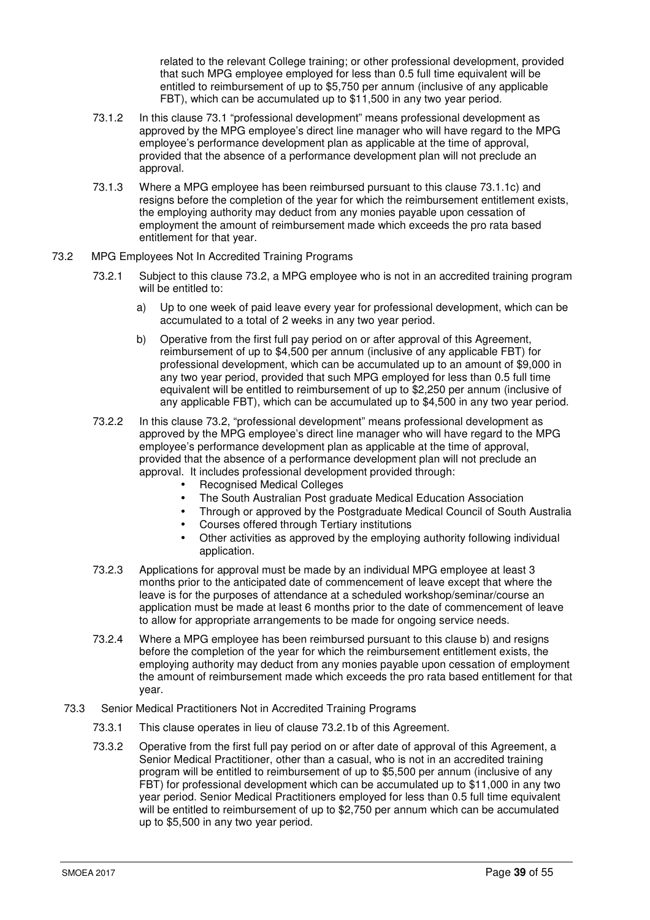related to the relevant College training; or other professional development, provided that such MPG employee employed for less than 0.5 full time equivalent will be entitled to reimbursement of up to $5,750 per annum (inclusive of any applicable FBT), which can be accumulated up to $11,500 in any two year period.

73.1.2 In this clause 73.1 "professional development" means professional development as approved by the MPG employee's direct line manager who will have regard to the MPG employee's performance development plan as applicable at the time of approval, provided that the absence of a performance development plan will not preclude an approval.

73.1.3 Where a MPG employee has been reimbursed pursuant to this clause 73.1.1c) and resigns before the completion of the year for which the reimbursement entitlement exists, the employing authority may deduct from any monies payable upon cessation of employment the amount of reimbursement made which exceeds the pro rata based entitlement for that year.

73.2 MPG Employees Not In Accredited Training Programs

73.2.1 Subject to this clause 73.2, a MPG employee who is not in an accredited training program will be entitled to:

a) Up to one week of paid leave every year for professional development, which can be accumulated to a total of 2 weeks in any two year period.

b) Operative from the first full pay period on or after approval of this Agreement, reimbursement of up to $4,500 per annum (inclusive of any applicable FBT) for professional development, which can be accumulated up to an amount of $9,000 in any two year period, provided that such MPG employed for less than 0.5 full time equivalent will be entitled to reimbursement of up to $2,250 per annum (inclusive of any applicable FBT), which can be accumulated up to $4,500 in any two year period.

73.2.2 In this clause 73.2, "professional development" means professional development as approved by the MPG employee's direct line manager who will have regard to the MPG employee's performance development plan as applicable at the time of approval, provided that the absence of a performance development plan will not preclude an approval. It includes professional development provided through:

- Recognised Medical Colleges
- The South Australian Post graduate Medical Education Association
- Through or approved by the Postgraduate Medical Council of South Australia
- Courses offered through Tertiary institutions
- Other activities as approved by the employing authority following individual application.

73.2.3 Applications for approval must be made by an individual MPG employee at least 3 months prior to the anticipated date of commencement of leave except that where the leave is for the purposes of attendance at a scheduled workshop/seminar/course an application must be made at least 6 months prior to the date of commencement of leave to allow for appropriate arrangements to be made for ongoing service needs.

73.2.4 Where a MPG employee has been reimbursed pursuant to this clause b) and resigns before the completion of the year for which the reimbursement entitlement exists, the employing authority may deduct from any monies payable upon cessation of employment the amount of reimbursement made which exceeds the pro rata based entitlement for that year.

73.3 Senior Medical Practitioners Not in Accredited Training Programs

73.3.1 This clause operates in lieu of clause 73.2.1b of this Agreement.

73.3.2 Operative from the first full pay period on or after date of approval of this Agreement, a Senior Medical Practitioner, other than a casual, who is not in an accredited training program will be entitled to reimbursement of up to $5,500 per annum (inclusive of any FBT) for professional development which can be accumulated up to $11,000 in any two year period. Senior Medical Practitioners employed for less than 0.5 full time equivalent will be entitled to reimbursement of up to $2,750 per annum which can be accumulated up to $5,500 in any two year period.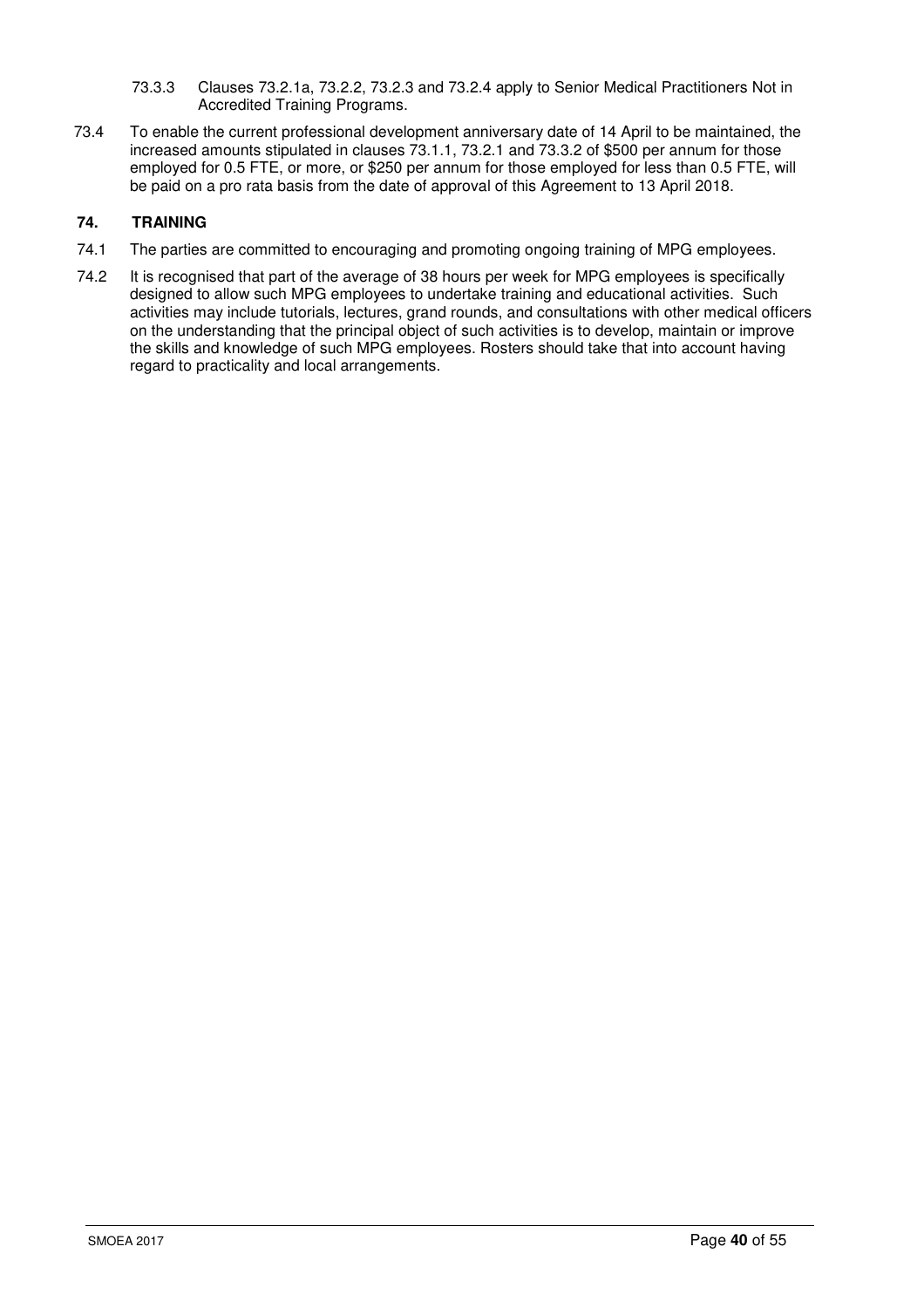73.3.3 Clauses 73.2.1a, 73.2.2, 73.2.3 and 73.2.4 apply to Senior Medical Practitioners Not in Accredited Training Programs.

73.4 To enable the current professional development anniversary date of 14 April to be maintained, the increased amounts stipulated in clauses 73.1.1, 73.2.1 and 73.3.2 of $500 per annum for those employed for 0.5 FTE, or more, or $250 per annum for those employed for less than 0.5 FTE, will be paid on a pro rata basis from the date of approval of this Agreement to 13 April 2018.

## 74. TRAINING

74.1 The parties are committed to encouraging and promoting ongoing training of MPG employees.

74.2 It is recognised that part of the average of 38 hours per week for MPG employees is specifically designed to allow such MPG employees to undertake training and educational activities. Such activities may include tutorials, lectures, grand rounds, and consultations with other medical officers on the understanding that the principal object of such activities is to develop, maintain or improve the skills and knowledge of such MPG employees. Rosters should take that into account having regard to practicality and local arrangements.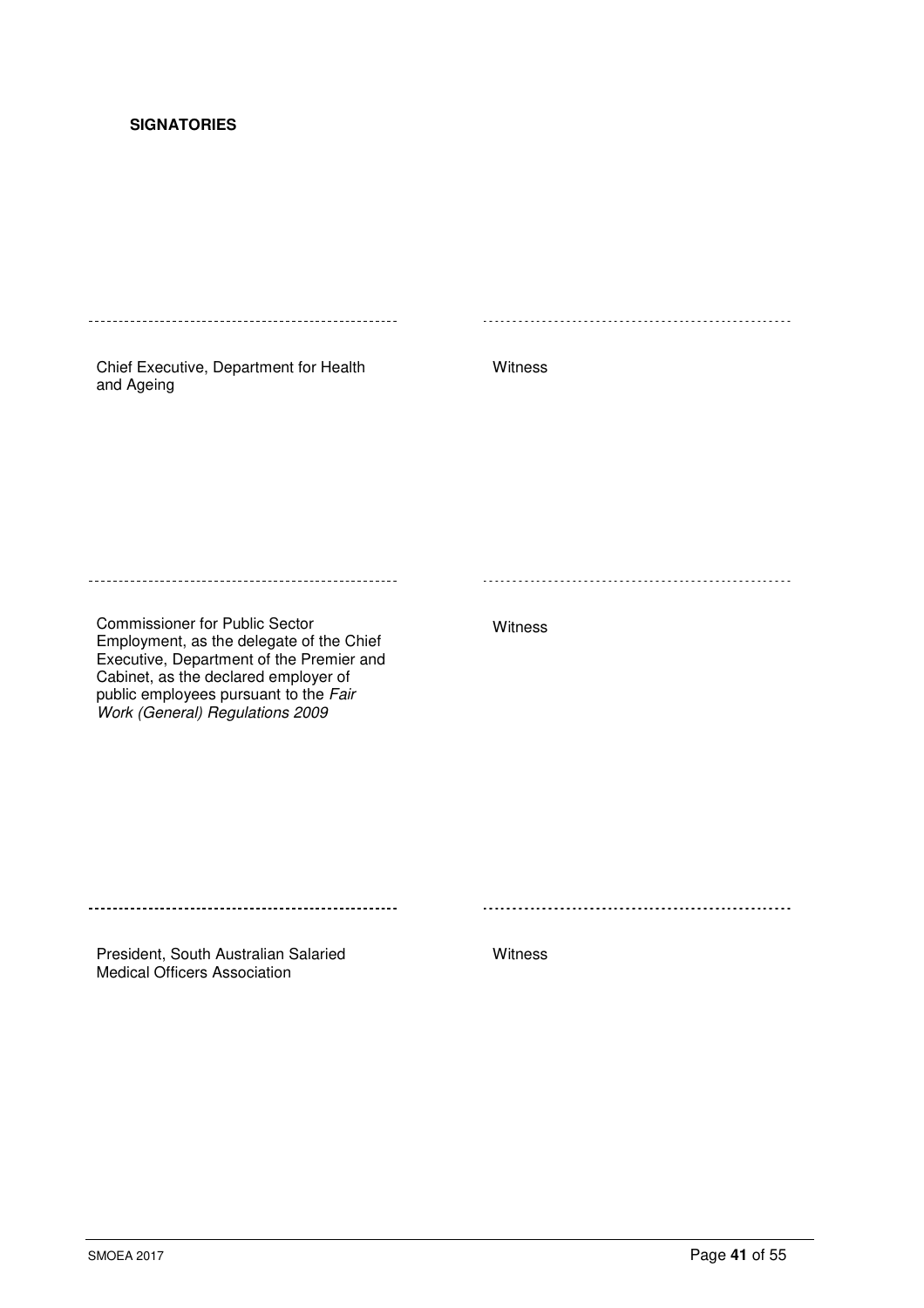**SIGNATORIES**

| | |
|---|---|
| ------------------------------------------------------ | ------------------------------------------------------ |
| Chief Executive, Department for Health and Ageing | Witness |
| ------------------------------------------------------ | ------------------------------------------------------ |
| Commissioner for Public Sector Employment, as the delegate of the Chief Executive, Department of the Premier and Cabinet, as the declared employer of public employees pursuant to the *Fair Work (General) Regulations 2009* | Witness |
| ------------------------------------------------------ | ------------------------------------------------------ |
| President, South Australian Salaried Medical Officers Association | Witness |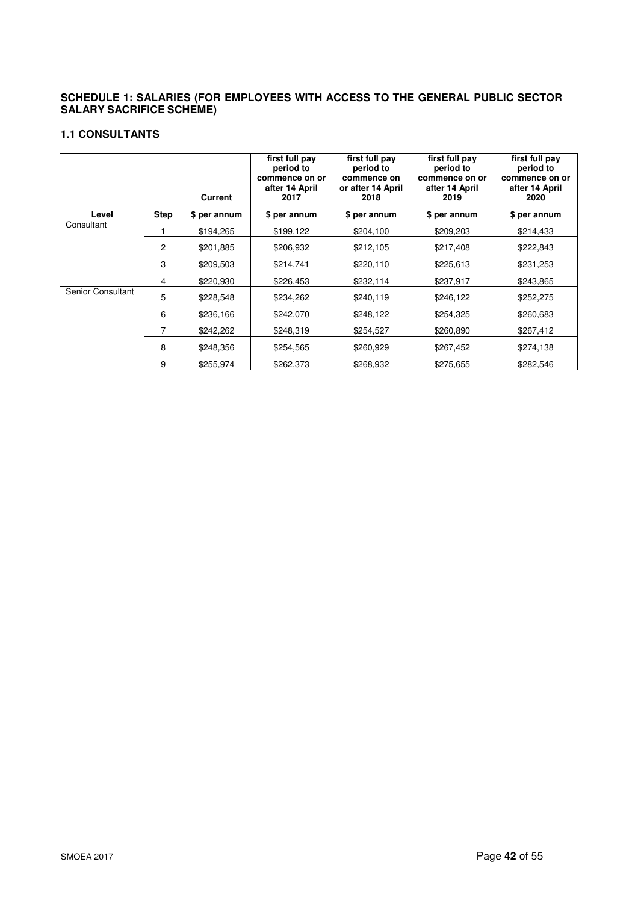## SCHEDULE 1: SALARIES (FOR EMPLOYEES WITH ACCESS TO THE GENERAL PUBLIC SECTOR SALARY SACRIFICE SCHEME)

### 1.1 CONSULTANTS

| | | Current | first full pay period to commence on or after 14 April 2017 | first full pay period to commence on or after 14 April 2018 | first full pay period to commence on or after 14 April 2019 | first full pay period to commence on or after 14 April 2020 |
|---|---|---|---|---|---|---|
| **Level** | **Step** | **$ per annum** | **$ per annum** | **$ per annum** | **$ per annum** | **$ per annum** |
| Consultant | 1 | $194,265 | $199,122 | $204,100 | $209,203 | $214,433 |
| | 2 | $201,885 | $206,932 | $212,105 | $217,408 | $222,843 |
| | 3 | $209,503 | $214,741 | $220,110 | $225,613 | $231,253 |
| | 4 | $220,930 | $226,453 | $232,114 | $237,917 | $243,865 |
| Senior Consultant | 5 | $228,548 | $234,262 | $240,119 | $246,122 | $252,275 |
| | 6 | $236,166 | $242,070 | $248,122 | $254,325 | $260,683 |
| | 7 | $242,262 | $248,319 | $254,527 | $260,890 | $267,412 |
| | 8 | $248,356 | $254,565 | $260,929 | $267,452 | $274,138 |
| | 9 | $255,974 | $262,373 | $268,932 | $275,655 | $282,546 |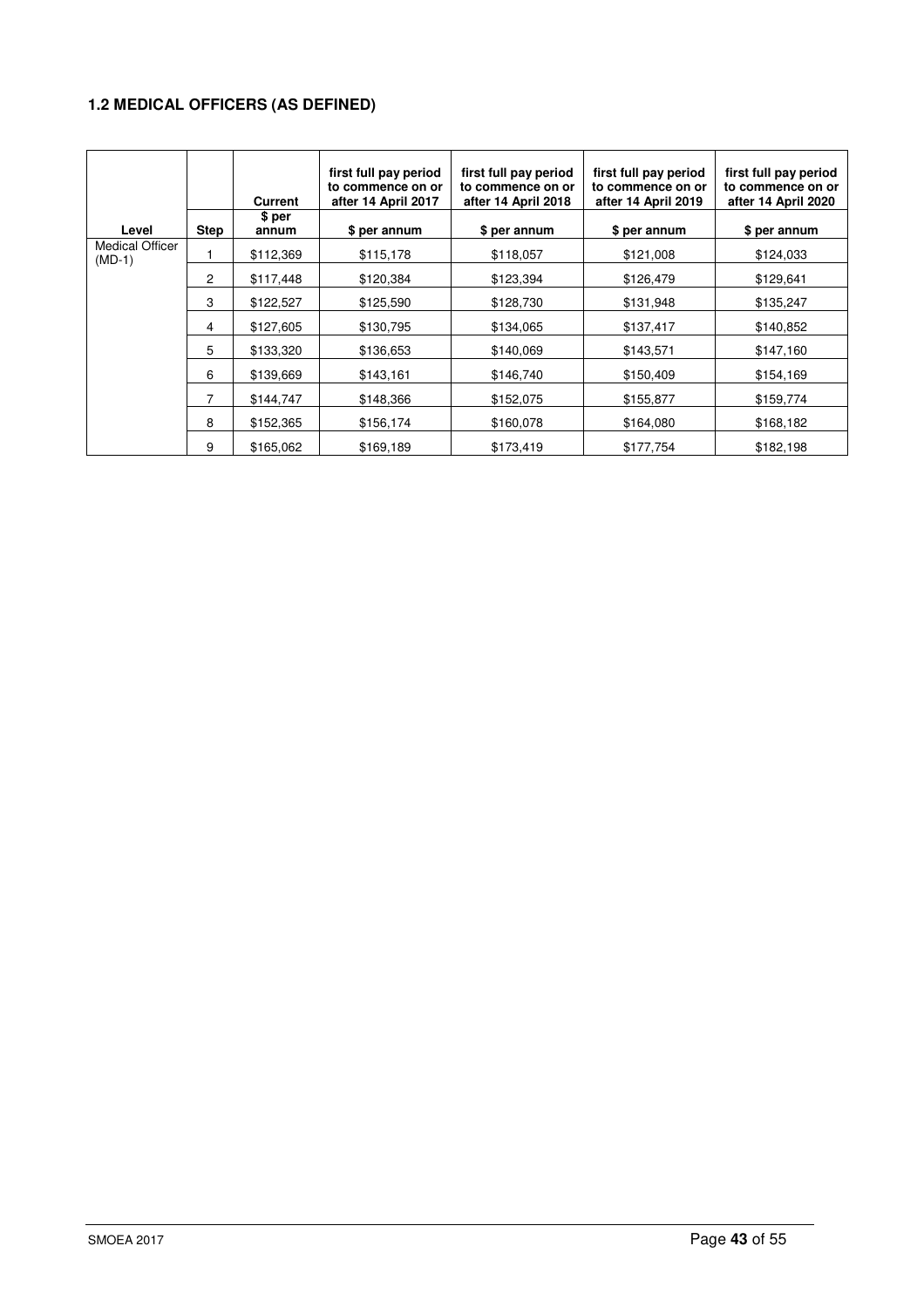### 1.2 MEDICAL OFFICERS (AS DEFINED)

| Level | Step | Current | first full pay period to commence on or after 14 April 2017 | first full pay period to commence on or after 14 April 2018 | first full pay period to commence on or after 14 April 2019 | first full pay period to commence on or after 14 April 2020 |
|---|---|---|---|---|---|---|
| | | $ per annum | $ per annum | $ per annum | $ per annum | $ per annum |
| Medical Officer (MD-1) | 1 | $112,369 | $115,178 | $118,057 | $121,008 | $124,033 |
| | 2 | $117,448 | $120,384 | $123,394 | $126,479 | $129,641 |
| | 3 | $122,527 | $125,590 | $128,730 | $131,948 | $135,247 |
| | 4 | $127,605 | $130,795 | $134,065 | $137,417 | $140,852 |
| | 5 | $133,320 | $136,653 | $140,069 | $143,571 | $147,160 |
| | 6 | $139,669 | $143,161 | $146,740 | $150,409 | $154,169 |
| | 7 | $144,747 | $148,366 | $152,075 | $155,877 | $159,774 |
| | 8 | $152,365 | $156,174 | $160,078 | $164,080 | $168,182 |
| | 9 | $165,062 | $169,189 | $173,419 | $177,754 | $182,198 |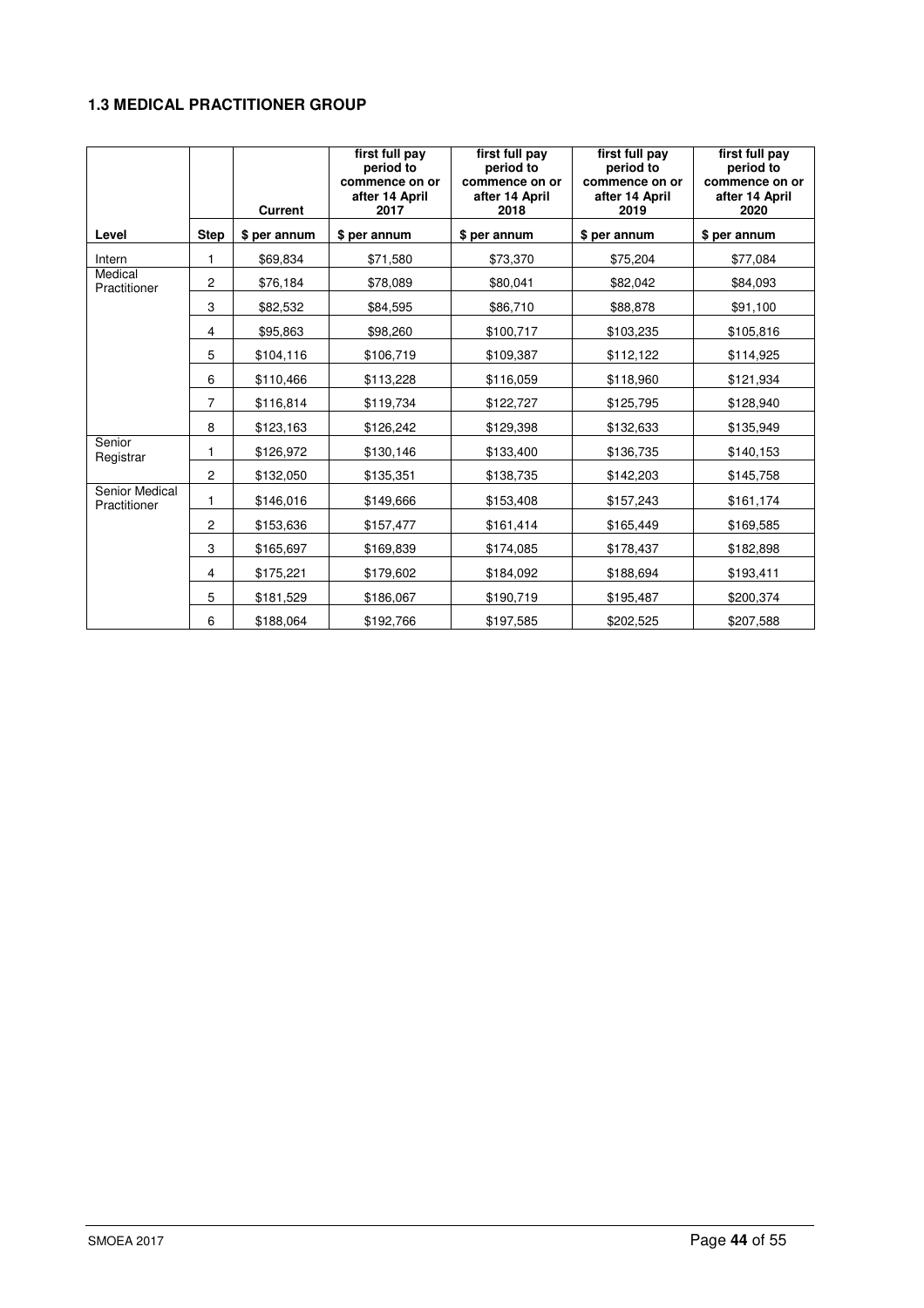### 1.3 MEDICAL PRACTITIONER GROUP

| Level | Step | Current<br>$ per annum | first full pay period to commence on or after 14 April 2017<br>$ per annum | first full pay period to commence on or after 14 April 2018<br>$ per annum | first full pay period to commence on or after 14 April 2019<br>$ per annum | first full pay period to commence on or after 14 April 2020<br>$ per annum |
|---|---|---|---|---|---|---|
| Intern | 1 | $69,834 | $71,580 | $73,370 | $75,204 | $77,084 |
| Medical Practitioner | 2 | $76,184 | $78,089 | $80,041 | $82,042 | $84,093 |
| | 3 | $82,532 | $84,595 | $86,710 | $88,878 | $91,100 |
| | 4 | $95,863 | $98,260 | $100,717 | $103,235 | $105,816 |
| | 5 | $104,116 | $106,719 | $109,387 | $112,122 | $114,925 |
| | 6 | $110,466 | $113,228 | $116,059 | $118,960 | $121,934 |
| | 7 | $116,814 | $119,734 | $122,727 | $125,795 | $128,940 |
| | 8 | $123,163 | $126,242 | $129,398 | $132,633 | $135,949 |
| Senior Registrar | 1 | $126,972 | $130,146 | $133,400 | $136,735 | $140,153 |
| | 2 | $132,050 | $135,351 | $138,735 | $142,203 | $145,758 |
| Senior Medical Practitioner | 1 | $146,016 | $149,666 | $153,408 | $157,243 | $161,174 |
| | 2 | $153,636 | $157,477 | $161,414 | $165,449 | $169,585 |
| | 3 | $165,697 | $169,839 | $174,085 | $178,437 | $182,898 |
| | 4 | $175,221 | $179,602 | $184,092 | $188,694 | $193,411 |
| | 5 | $181,529 | $186,067 | $190,719 | $195,487 | $200,374 |
| | 6 | $188,064 | $192,766 | $197,585 | $202,525 | $207,588 |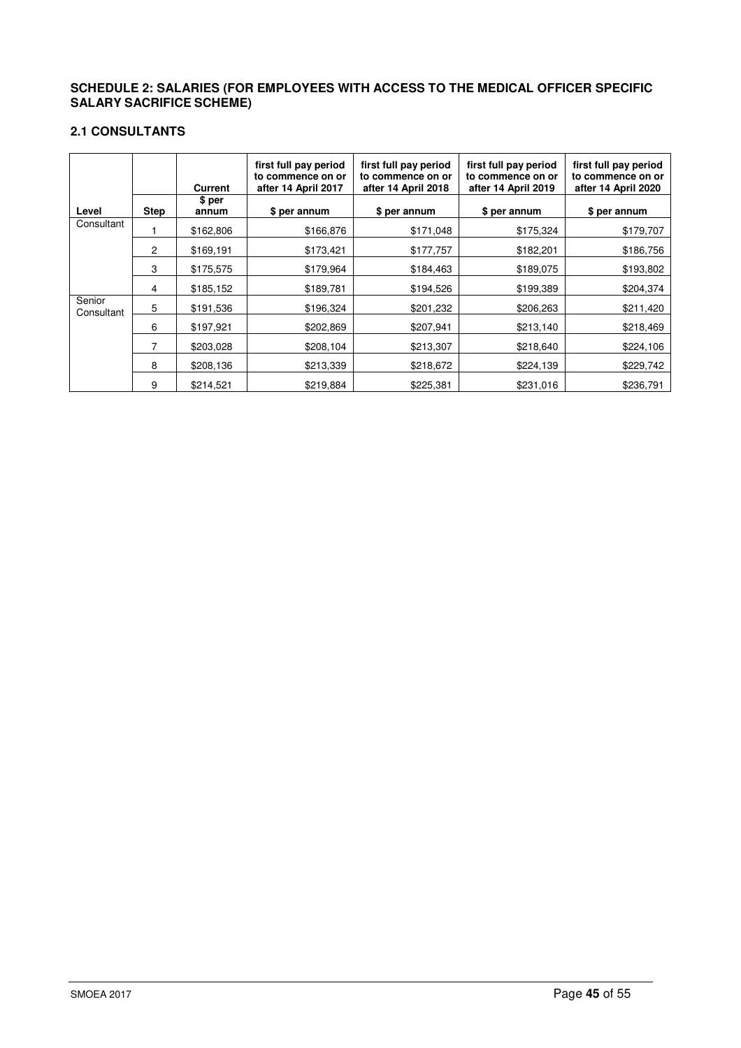### SCHEDULE 2: SALARIES (FOR EMPLOYEES WITH ACCESS TO THE MEDICAL OFFICER SPECIFIC SALARY SACRIFICE SCHEME)

#### 2.1 CONSULTANTS

| Level | Step | Current | first full pay period to commence on or after 14 April 2017 | first full pay period to commence on or after 14 April 2018 | first full pay period to commence on or after 14 April 2019 | first full pay period to commence on or after 14 April 2020 |
|---|---|---|---|---|---|---|
| | | $ per annum | $ per annum | $ per annum | $ per annum | $ per annum |
| Consultant | 1 | $162,806 | $166,876 | $171,048 | $175,324 | $179,707 |
| | 2 | $169,191 | $173,421 | $177,757 | $182,201 | $186,756 |
| | 3 | $175,575 | $179,964 | $184,463 | $189,075 | $193,802 |
| | 4 | $185,152 | $189,781 | $194,526 | $199,389 | $204,374 |
| Senior Consultant | 5 | $191,536 | $196,324 | $201,232 | $206,263 | $211,420 |
| | 6 | $197,921 | $202,869 | $207,941 | $213,140 | $218,469 |
| | 7 | $203,028 | $208,104 | $213,307 | $218,640 | $224,106 |
| | 8 | $208,136 | $213,339 | $218,672 | $224,139 | $229,742 |
| | 9 | $214,521 | $219,884 | $225,381 | $231,016 | $236,791 |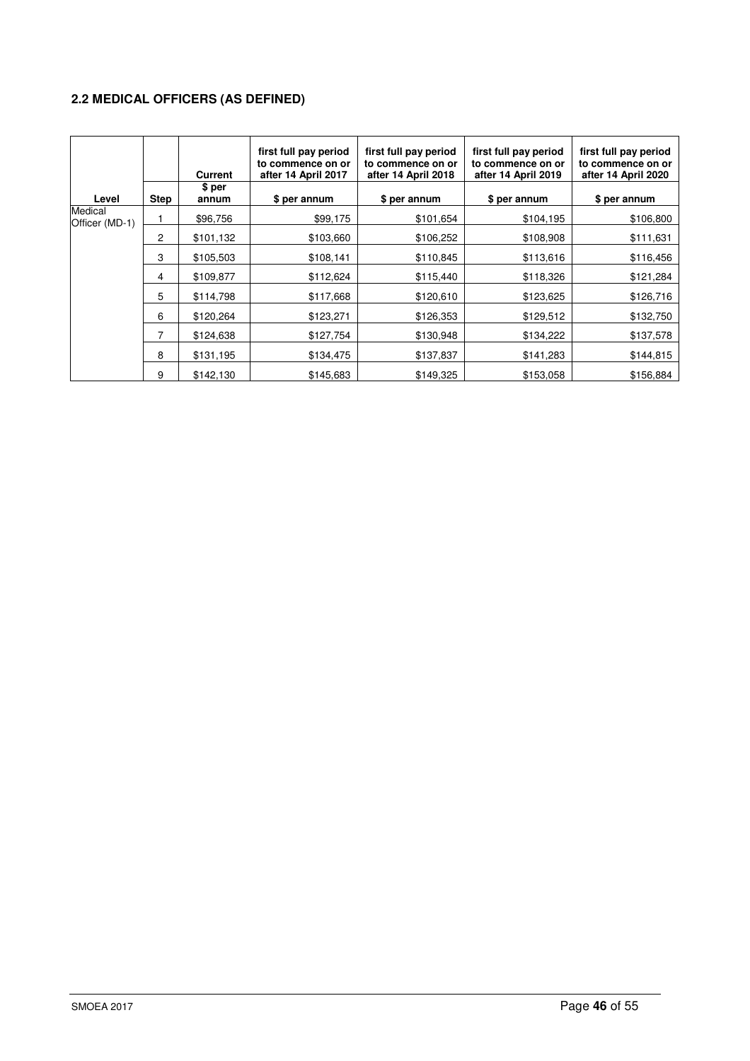## 2.2 MEDICAL OFFICERS (AS DEFINED)

| Level | Step | Current | first full pay period to commence on or after 14 April 2017 | first full pay period to commence on or after 14 April 2018 | first full pay period to commence on or after 14 April 2019 | first full pay period to commence on or after 14 April 2020 |
|---|---|---|---|---|---|---|
| | | $ per annum | $ per annum | $ per annum | $ per annum | $ per annum |
| Medical Officer (MD-1) | 1 | $96,756 | $99,175 | $101,654 | $104,195 | $106,800 |
| | 2 | $101,132 | $103,660 | $106,252 | $108,908 | $111,631 |
| | 3 | $105,503 | $108,141 | $110,845 | $113,616 | $116,456 |
| | 4 | $109,877 | $112,624 | $115,440 | $118,326 | $121,284 |
| | 5 | $114,798 | $117,668 | $120,610 | $123,625 | $126,716 |
| | 6 | $120,264 | $123,271 | $126,353 | $129,512 | $132,750 |
| | 7 | $124,638 | $127,754 | $130,948 | $134,222 | $137,578 |
| | 8 | $131,195 | $134,475 | $137,837 | $141,283 | $144,815 |
| | 9 | $142,130 | $145,683 | $149,325 | $153,058 | $156,884 |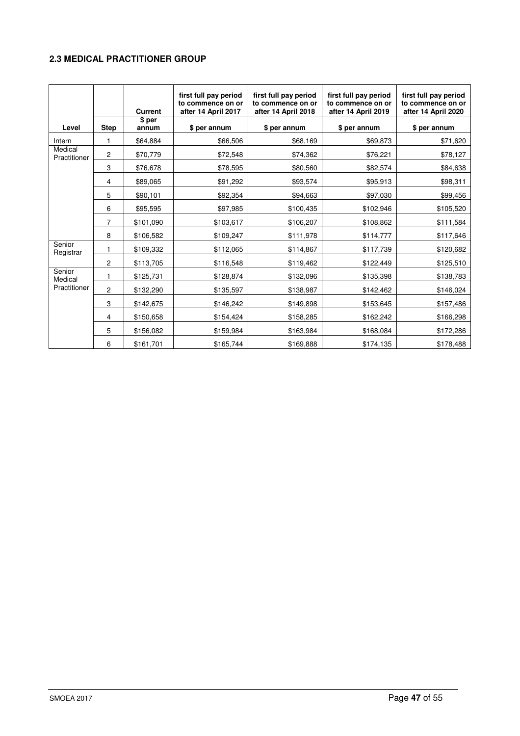## 2.3 MEDICAL PRACTITIONER GROUP

| Level | Step | Current<br>$ per annum | first full pay period to commence on or after 14 April 2017<br>$ per annum | first full pay period to commence on or after 14 April 2018<br>$ per annum | first full pay period to commence on or after 14 April 2019<br>$ per annum | first full pay period to commence on or after 14 April 2020<br>$ per annum |
|---|---|---|---|---|---|---|
| Intern | 1 | $64,884 | $66,506 | $68,169 | $69,873 | $71,620 |
| Medical Practitioner | 2 | $70,779 | $72,548 | $74,362 | $76,221 | $78,127 |
| | 3 | $76,678 | $78,595 | $80,560 | $82,574 | $84,638 |
| | 4 | $89,065 | $91,292 | $93,574 | $95,913 | $98,311 |
| | 5 | $90,101 | $92,354 | $94,663 | $97,030 | $99,456 |
| | 6 | $95,595 | $97,985 | $100,435 | $102,946 | $105,520 |
| | 7 | $101,090 | $103,617 | $106,207 | $108,862 | $111,584 |
| | 8 | $106,582 | $109,247 | $111,978 | $114,777 | $117,646 |
| Senior Registrar | 1 | $109,332 | $112,065 | $114,867 | $117,739 | $120,682 |
| | 2 | $113,705 | $116,548 | $119,462 | $122,449 | $125,510 |
| Senior Medical Practitioner | 1 | $125,731 | $128,874 | $132,096 | $135,398 | $138,783 |
| | 2 | $132,290 | $135,597 | $138,987 | $142,462 | $146,024 |
| | 3 | $142,675 | $146,242 | $149,898 | $153,645 | $157,486 |
| | 4 | $150,658 | $154,424 | $158,285 | $162,242 | $166,298 |
| | 5 | $156,082 | $159,984 | $163,984 | $168,084 | $172,286 |
| | 6 | $161,701 | $165,744 | $169,888 | $174,135 | $178,488 |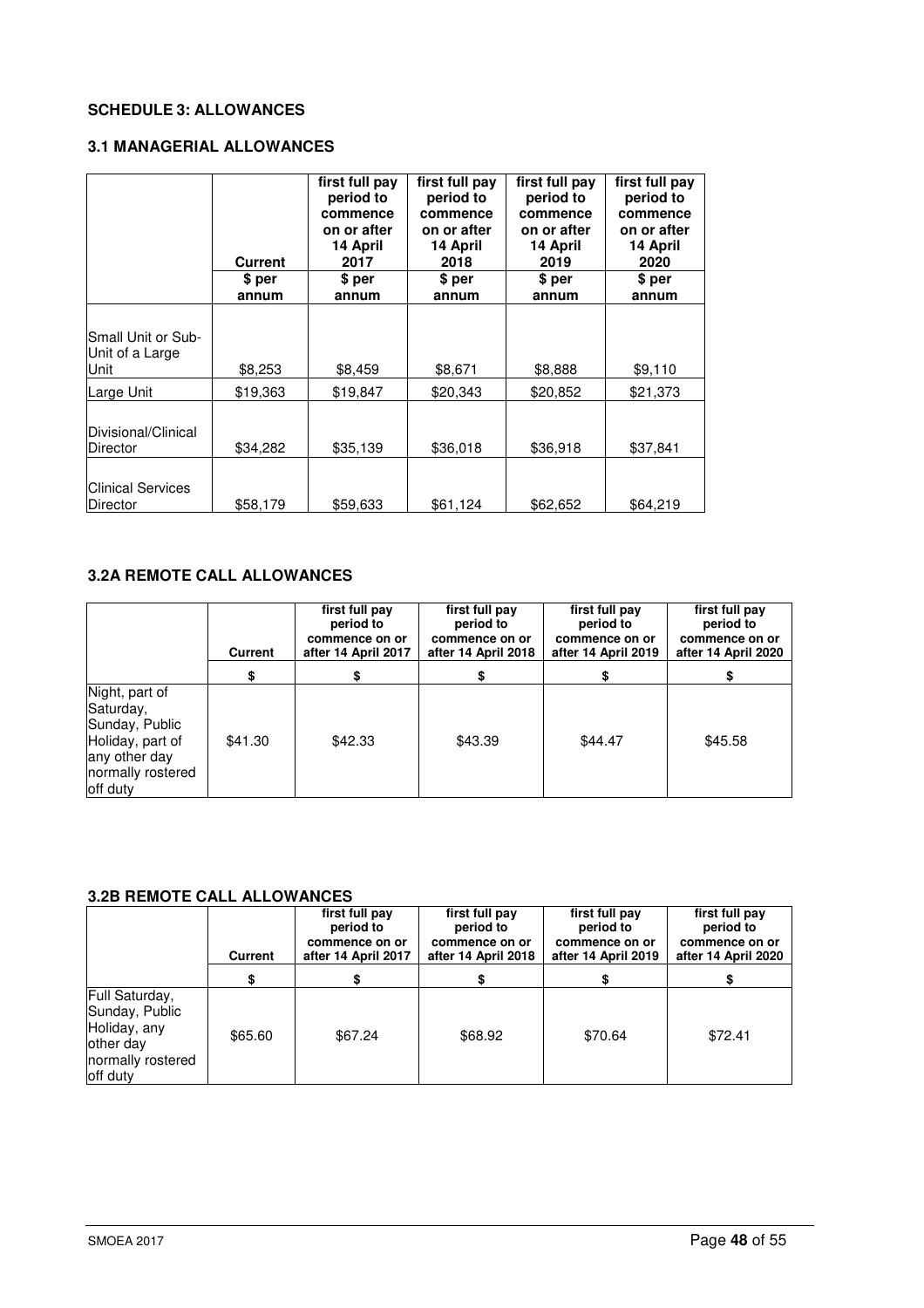### SCHEDULE 3: ALLOWANCES

### 3.1 MANAGERIAL ALLOWANCES

| | Current | first full pay period to commence on or after 14 April 2017 | first full pay period to commence on or after 14 April 2018 | first full pay period to commence on or after 14 April 2019 | first full pay period to commence on or after 14 April 2020 |
|---|---|---|---|---|---|
| | $ per annum | $ per annum | $ per annum | $ per annum | $ per annum |
| Small Unit or Sub-Unit of a Large Unit | $8,253 | $8,459 | $8,671 | $8,888 | $9,110 |
| Large Unit | $19,363 | $19,847 | $20,343 | $20,852 | $21,373 |
| Divisional/Clinical Director | $34,282 | $35,139 | $36,018 | $36,918 | $37,841 |
| Clinical Services Director | $58,179 | $59,633 | $61,124 | $62,652 | $64,219 |

### 3.2A REMOTE CALL ALLOWANCES

| | Current | first full pay period to commence on or after 14 April 2017 | first full pay period to commence on or after 14 April 2018 | first full pay period to commence on or after 14 April 2019 | first full pay period to commence on or after 14 April 2020 |
|---|---|---|---|---|---|
| | $ | $ | $ | $ | $ |
| Night, part of Saturday, Sunday, Public Holiday, part of any other day normally rostered off duty | $41.30 | $42.33 | $43.39 | $44.47 | $45.58 |

### 3.2B REMOTE CALL ALLOWANCES

| | Current | first full pay period to commence on or after 14 April 2017 | first full pay period to commence on or after 14 April 2018 | first full pay period to commence on or after 14 April 2019 | first full pay period to commence on or after 14 April 2020 |
|---|---|---|---|---|---|
| | $ | $ | $ | $ | $ |
| Full Saturday, Sunday, Public Holiday, any other day normally rostered off duty | $65.60 | $67.24 | $68.92 | $70.64 | $72.41 |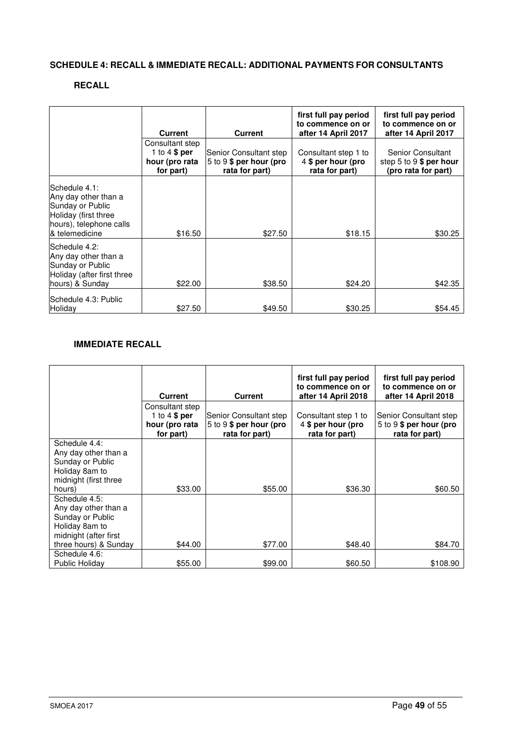## SCHEDULE 4: RECALL & IMMEDIATE RECALL: ADDITIONAL PAYMENTS FOR CONSULTANTS

### RECALL

| | Current | Current | first full pay period to commence on or after 14 April 2017 | first full pay period to commence on or after 14 April 2017 |
|---|---|---|---|---|
| | Consultant step 1 to 4 **$ per hour (pro rata for part)** | Senior Consultant step 5 to 9 **$ per hour (pro rata for part)** | Consultant step 1 to 4 **$ per hour (pro rata for part)** | Senior Consultant step 5 to 9 **$ per hour (pro rata for part)** |
| Schedule 4.1: Any day other than a Sunday or Public Holiday (first three hours), telephone calls & telemedicine | $16.50 | $27.50 | $18.15 | $30.25 |
| Schedule 4.2: Any day other than a Sunday or Public Holiday (after first three hours) & Sunday | $22.00 | $38.50 | $24.20 | $42.35 |
| Schedule 4.3: Public Holiday | $27.50 | $49.50 | $30.25 | $54.45 |

### IMMEDIATE RECALL

| | Current | Current | first full pay period to commence on or after 14 April 2018 | first full pay period to commence on or after 14 April 2018 |
|---|---|---|---|---|
| | Consultant step 1 to 4 **$ per hour (pro rata for part)** | Senior Consultant step 5 to 9 **$ per hour (pro rata for part)** | Consultant step 1 to 4 **$ per hour (pro rata for part)** | Senior Consultant step 5 to 9 **$ per hour (pro rata for part)** |
| Schedule 4.4: Any day other than a Sunday or Public Holiday 8am to midnight (first three hours) | $33.00 | $55.00 | $36.30 | $60.50 |
| Schedule 4.5: Any day other than a Sunday or Public Holiday 8am to midnight (after first three hours) & Sunday | $44.00 | $77.00 | $48.40 | $84.70 |
| Schedule 4.6: Public Holiday | $55.00 | $99.00 | $60.50 | $108.90 |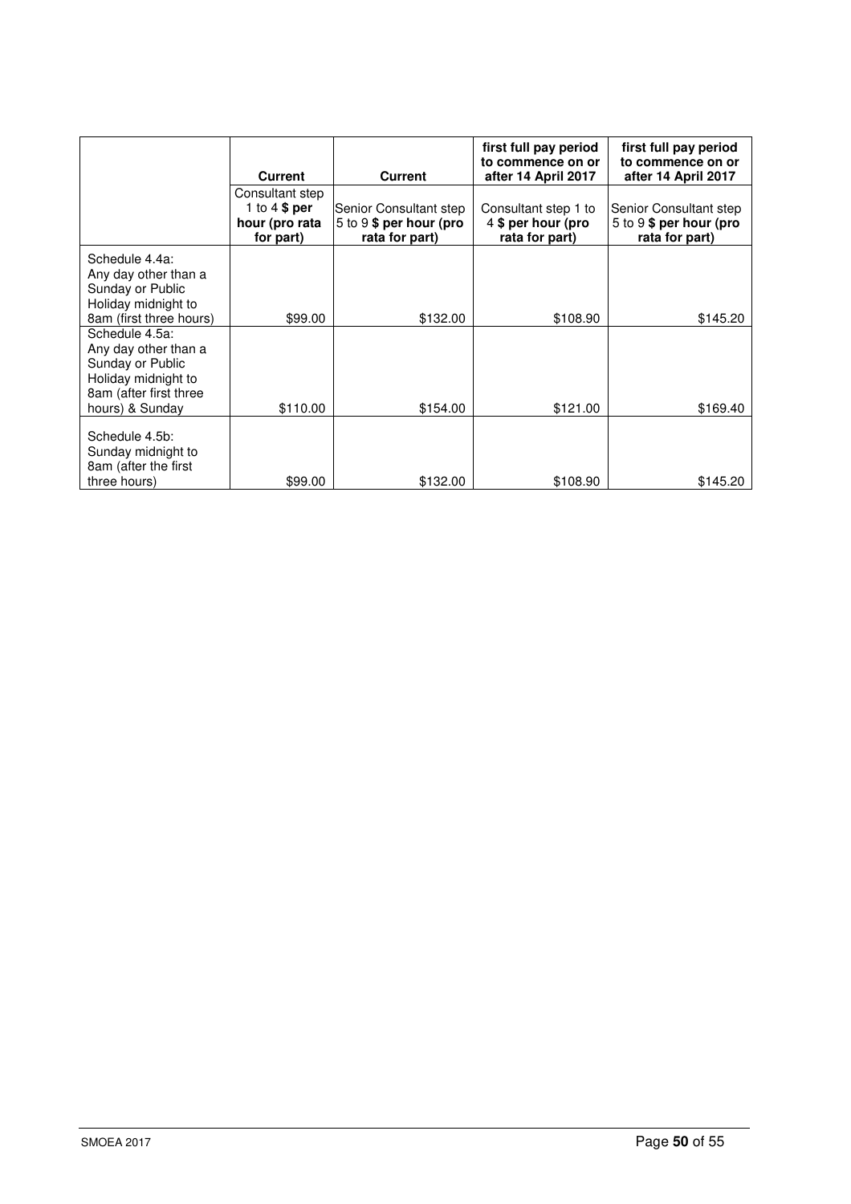| | **Current** | **Current** | **first full pay period to commence on or after 14 April 2017** | **first full pay period to commence on or after 14 April 2017** |
|---|---|---|---|---|
| | Consultant step 1 to 4 **$ per hour (pro rata for part)** | Senior Consultant step 5 to 9 **$ per hour (pro rata for part)** | Consultant step 1 to 4 **$ per hour (pro rata for part)** | Senior Consultant step 5 to 9 **$ per hour (pro rata for part)** |
| Schedule 4.4a: Any day other than a Sunday or Public Holiday midnight to 8am (first three hours) | $99.00 | $132.00 | $108.90 | $145.20 |
| Schedule 4.5a: Any day other than a Sunday or Public Holiday midnight to 8am (after first three hours) & Sunday | $110.00 | $154.00 | $121.00 | $169.40 |
| Schedule 4.5b: Sunday midnight to 8am (after the first three hours) | $99.00 | $132.00 | $108.90 | $145.20 |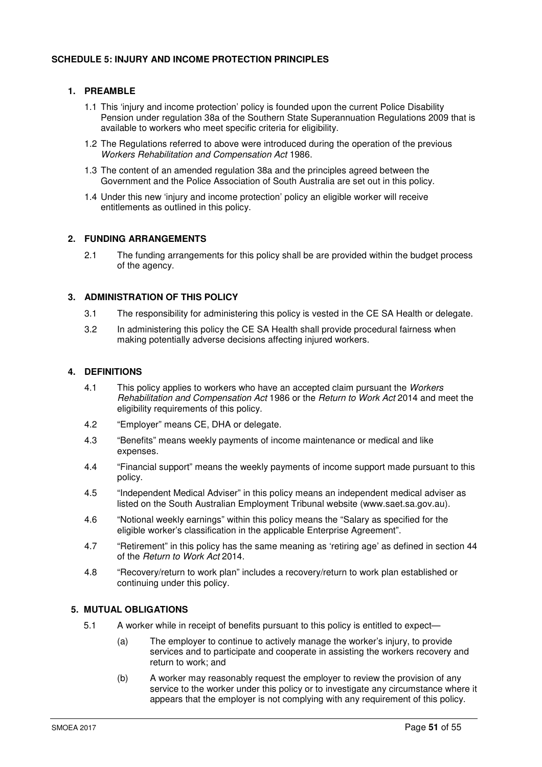## SCHEDULE 5: INJURY AND INCOME PROTECTION PRINCIPLES

### 1. PREAMBLE

1.1 This 'injury and income protection' policy is founded upon the current Police Disability Pension under regulation 38a of the Southern State Superannuation Regulations 2009 that is available to workers who meet specific criteria for eligibility.

1.2 The Regulations referred to above were introduced during the operation of the previous *Workers Rehabilitation and Compensation Act* 1986.

1.3 The content of an amended regulation 38a and the principles agreed between the Government and the Police Association of South Australia are set out in this policy.

1.4 Under this new 'injury and income protection' policy an eligible worker will receive entitlements as outlined in this policy.

### 2. FUNDING ARRANGEMENTS

2.1 The funding arrangements for this policy shall be are provided within the budget process of the agency.

### 3. ADMINISTRATION OF THIS POLICY

3.1 The responsibility for administering this policy is vested in the CE SA Health or delegate.

3.2 In administering this policy the CE SA Health shall provide procedural fairness when making potentially adverse decisions affecting injured workers.

### 4. DEFINITIONS

4.1 This policy applies to workers who have an accepted claim pursuant the *Workers Rehabilitation and Compensation Act* 1986 or the *Return to Work Act* 2014 and meet the eligibility requirements of this policy.

4.2 "Employer" means CE, DHA or delegate.

4.3 "Benefits" means weekly payments of income maintenance or medical and like expenses.

4.4 "Financial support" means the weekly payments of income support made pursuant to this policy.

4.5 "Independent Medical Adviser" in this policy means an independent medical adviser as listed on the South Australian Employment Tribunal website (www.saet.sa.gov.au).

4.6 "Notional weekly earnings" within this policy means the "Salary as specified for the eligible worker's classification in the applicable Enterprise Agreement".

4.7 "Retirement" in this policy has the same meaning as 'retiring age' as defined in section 44 of the *Return to Work Act* 2014.

4.8 "Recovery/return to work plan" includes a recovery/return to work plan established or continuing under this policy.

### 5. MUTUAL OBLIGATIONS

5.1 A worker while in receipt of benefits pursuant to this policy is entitled to expect—

(a) The employer to continue to actively manage the worker's injury, to provide services and to participate and cooperate in assisting the workers recovery and return to work; and

(b) A worker may reasonably request the employer to review the provision of any service to the worker under this policy or to investigate any circumstance where it appears that the employer is not complying with any requirement of this policy.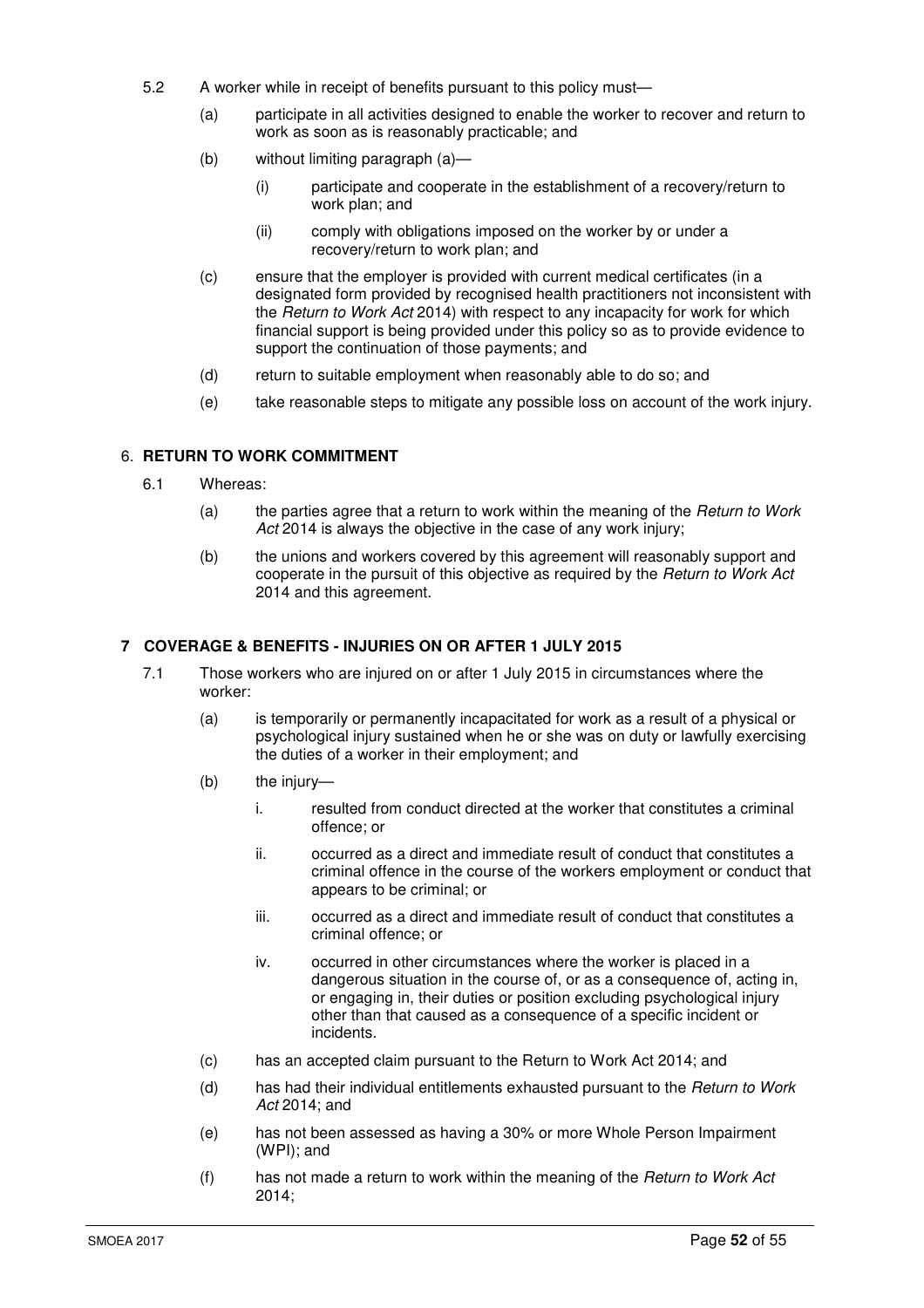5.2 A worker while in receipt of benefits pursuant to this policy must—

(a) participate in all activities designed to enable the worker to recover and return to work as soon as is reasonably practicable; and

(b) without limiting paragraph (a)—

(i) participate and cooperate in the establishment of a recovery/return to work plan; and

(ii) comply with obligations imposed on the worker by or under a recovery/return to work plan; and

(c) ensure that the employer is provided with current medical certificates (in a designated form provided by recognised health practitioners not inconsistent with the *Return to Work Act* 2014) with respect to any incapacity for work for which financial support is being provided under this policy so as to provide evidence to support the continuation of those payments; and

(d) return to suitable employment when reasonably able to do so; and

(e) take reasonable steps to mitigate any possible loss on account of the work injury.

## 6. RETURN TO WORK COMMITMENT

6.1 Whereas:

(a) the parties agree that a return to work within the meaning of the *Return to Work Act* 2014 is always the objective in the case of any work injury;

(b) the unions and workers covered by this agreement will reasonably support and cooperate in the pursuit of this objective as required by the *Return to Work Act* 2014 and this agreement.

## 7 COVERAGE & BENEFITS - INJURIES ON OR AFTER 1 JULY 2015

7.1 Those workers who are injured on or after 1 July 2015 in circumstances where the worker:

(a) is temporarily or permanently incapacitated for work as a result of a physical or psychological injury sustained when he or she was on duty or lawfully exercising the duties of a worker in their employment; and

(b) the injury—

i. resulted from conduct directed at the worker that constitutes a criminal offence; or

ii. occurred as a direct and immediate result of conduct that constitutes a criminal offence in the course of the workers employment or conduct that appears to be criminal; or

iii. occurred as a direct and immediate result of conduct that constitutes a criminal offence; or

iv. occurred in other circumstances where the worker is placed in a dangerous situation in the course of, or as a consequence of, acting in, or engaging in, their duties or position excluding psychological injury other than that caused as a consequence of a specific incident or incidents.

(c) has an accepted claim pursuant to the Return to Work Act 2014; and

(d) has had their individual entitlements exhausted pursuant to the *Return to Work Act* 2014; and

(e) has not been assessed as having a 30% or more Whole Person Impairment (WPI); and

(f) has not made a return to work within the meaning of the *Return to Work Act* 2014;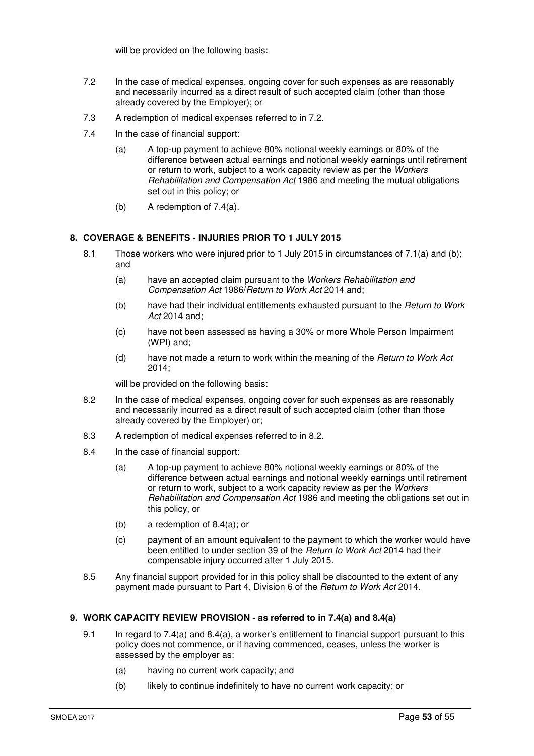will be provided on the following basis:

7.2 In the case of medical expenses, ongoing cover for such expenses as are reasonably and necessarily incurred as a direct result of such accepted claim (other than those already covered by the Employer); or

7.3 A redemption of medical expenses referred to in 7.2.

7.4 In the case of financial support:

(a) A top-up payment to achieve 80% notional weekly earnings or 80% of the difference between actual earnings and notional weekly earnings until retirement or return to work, subject to a work capacity review as per the *Workers Rehabilitation and Compensation Act* 1986 and meeting the mutual obligations set out in this policy; or

(b) A redemption of 7.4(a).

## 8. COVERAGE & BENEFITS - INJURIES PRIOR TO 1 JULY 2015

8.1 Those workers who were injured prior to 1 July 2015 in circumstances of 7.1(a) and (b); and

(a) have an accepted claim pursuant to the *Workers Rehabilitation and Compensation Act* 1986/*Return to Work Act* 2014 and;

(b) have had their individual entitlements exhausted pursuant to the *Return to Work Act* 2014 and;

(c) have not been assessed as having a 30% or more Whole Person Impairment (WPI) and;

(d) have not made a return to work within the meaning of the *Return to Work Act* 2014;

will be provided on the following basis:

8.2 In the case of medical expenses, ongoing cover for such expenses as are reasonably and necessarily incurred as a direct result of such accepted claim (other than those already covered by the Employer) or;

8.3 A redemption of medical expenses referred to in 8.2.

8.4 In the case of financial support:

(a) A top-up payment to achieve 80% notional weekly earnings or 80% of the difference between actual earnings and notional weekly earnings until retirement or return to work, subject to a work capacity review as per the *Workers Rehabilitation and Compensation Act* 1986 and meeting the obligations set out in this policy, or

(b) a redemption of 8.4(a); or

(c) payment of an amount equivalent to the payment to which the worker would have been entitled to under section 39 of the *Return to Work Act* 2014 had their compensable injury occurred after 1 July 2015.

8.5 Any financial support provided for in this policy shall be discounted to the extent of any payment made pursuant to Part 4, Division 6 of the *Return to Work Act* 2014.

## 9. WORK CAPACITY REVIEW PROVISION - as referred to in 7.4(a) and 8.4(a)

9.1 In regard to 7.4(a) and 8.4(a), a worker's entitlement to financial support pursuant to this policy does not commence, or if having commenced, ceases, unless the worker is assessed by the employer as:

(a) having no current work capacity; and

(b) likely to continue indefinitely to have no current work capacity; or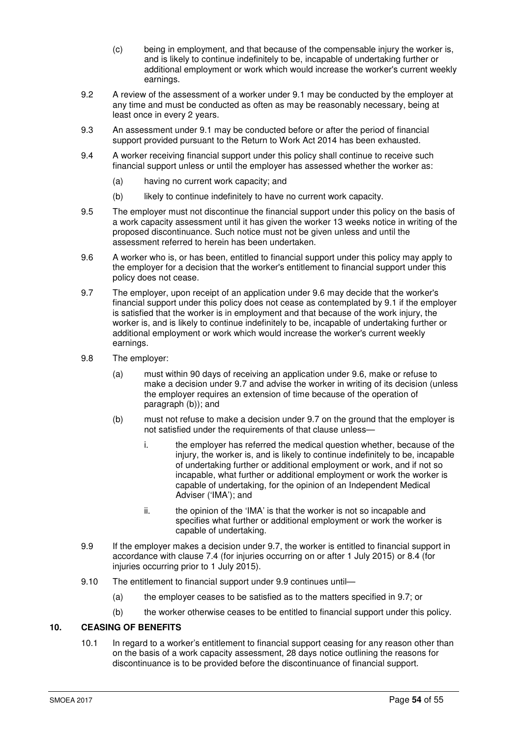(c) being in employment, and that because of the compensable injury the worker is, and is likely to continue indefinitely to be, incapable of undertaking further or additional employment or work which would increase the worker's current weekly earnings.

9.2 A review of the assessment of a worker under 9.1 may be conducted by the employer at any time and must be conducted as often as may be reasonably necessary, being at least once in every 2 years.

9.3 An assessment under 9.1 may be conducted before or after the period of financial support provided pursuant to the Return to Work Act 2014 has been exhausted.

9.4 A worker receiving financial support under this policy shall continue to receive such financial support unless or until the employer has assessed whether the worker as:

(a) having no current work capacity; and

(b) likely to continue indefinitely to have no current work capacity.

9.5 The employer must not discontinue the financial support under this policy on the basis of a work capacity assessment until it has given the worker 13 weeks notice in writing of the proposed discontinuance. Such notice must not be given unless and until the assessment referred to herein has been undertaken.

9.6 A worker who is, or has been, entitled to financial support under this policy may apply to the employer for a decision that the worker's entitlement to financial support under this policy does not cease.

9.7 The employer, upon receipt of an application under 9.6 may decide that the worker's financial support under this policy does not cease as contemplated by 9.1 if the employer is satisfied that the worker is in employment and that because of the work injury, the worker is, and is likely to continue indefinitely to be, incapable of undertaking further or additional employment or work which would increase the worker's current weekly earnings.

9.8 The employer:

(a) must within 90 days of receiving an application under 9.6, make or refuse to make a decision under 9.7 and advise the worker in writing of its decision (unless the employer requires an extension of time because of the operation of paragraph (b)); and

(b) must not refuse to make a decision under 9.7 on the ground that the employer is not satisfied under the requirements of that clause unless—

i. the employer has referred the medical question whether, because of the injury, the worker is, and is likely to continue indefinitely to be, incapable of undertaking further or additional employment or work, and if not so incapable, what further or additional employment or work the worker is capable of undertaking, for the opinion of an Independent Medical Adviser ('IMA'); and

ii. the opinion of the 'IMA' is that the worker is not so incapable and specifies what further or additional employment or work the worker is capable of undertaking.

9.9 If the employer makes a decision under 9.7, the worker is entitled to financial support in accordance with clause 7.4 (for injuries occurring on or after 1 July 2015) or 8.4 (for injuries occurring prior to 1 July 2015).

9.10 The entitlement to financial support under 9.9 continues until—

(a) the employer ceases to be satisfied as to the matters specified in 9.7; or

(b) the worker otherwise ceases to be entitled to financial support under this policy.

## 10. CEASING OF BENEFITS

10.1 In regard to a worker's entitlement to financial support ceasing for any reason other than on the basis of a work capacity assessment, 28 days notice outlining the reasons for discontinuance is to be provided before the discontinuance of financial support.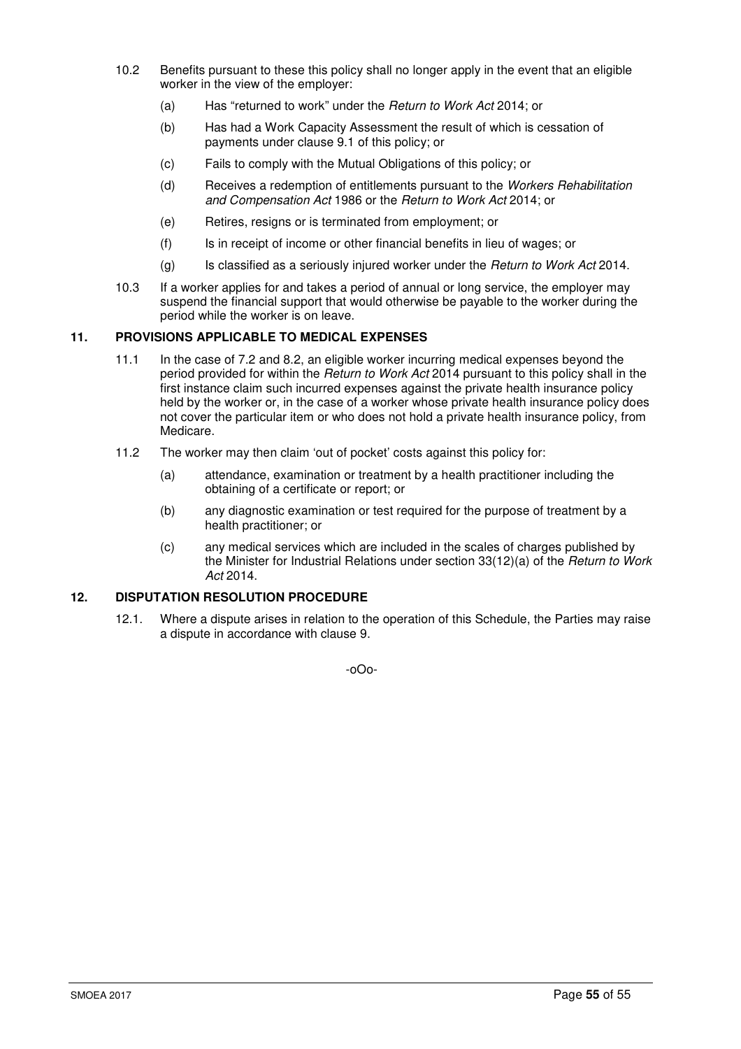10.2 Benefits pursuant to these this policy shall no longer apply in the event that an eligible worker in the view of the employer:

(a) Has "returned to work" under the *Return to Work Act* 2014; or

(b) Has had a Work Capacity Assessment the result of which is cessation of payments under clause 9.1 of this policy; or

(c) Fails to comply with the Mutual Obligations of this policy; or

(d) Receives a redemption of entitlements pursuant to the *Workers Rehabilitation and Compensation Act* 1986 or the *Return to Work Act* 2014; or

(e) Retires, resigns or is terminated from employment; or

(f) Is in receipt of income or other financial benefits in lieu of wages; or

(g) Is classified as a seriously injured worker under the *Return to Work Act* 2014.

10.3 If a worker applies for and takes a period of annual or long service, the employer may suspend the financial support that would otherwise be payable to the worker during the period while the worker is on leave.

## 11. PROVISIONS APPLICABLE TO MEDICAL EXPENSES

11.1 In the case of 7.2 and 8.2, an eligible worker incurring medical expenses beyond the period provided for within the *Return to Work Act* 2014 pursuant to this policy shall in the first instance claim such incurred expenses against the private health insurance policy held by the worker or, in the case of a worker whose private health insurance policy does not cover the particular item or who does not hold a private health insurance policy, from Medicare.

11.2 The worker may then claim 'out of pocket' costs against this policy for:

(a) attendance, examination or treatment by a health practitioner including the obtaining of a certificate or report; or

(b) any diagnostic examination or test required for the purpose of treatment by a health practitioner; or

(c) any medical services which are included in the scales of charges published by the Minister for Industrial Relations under section 33(12)(a) of the *Return to Work Act* 2014.

## 12. DISPUTATION RESOLUTION PROCEDURE

12.1. Where a dispute arises in relation to the operation of this Schedule, the Parties may raise a dispute in accordance with clause 9.

-oOo-